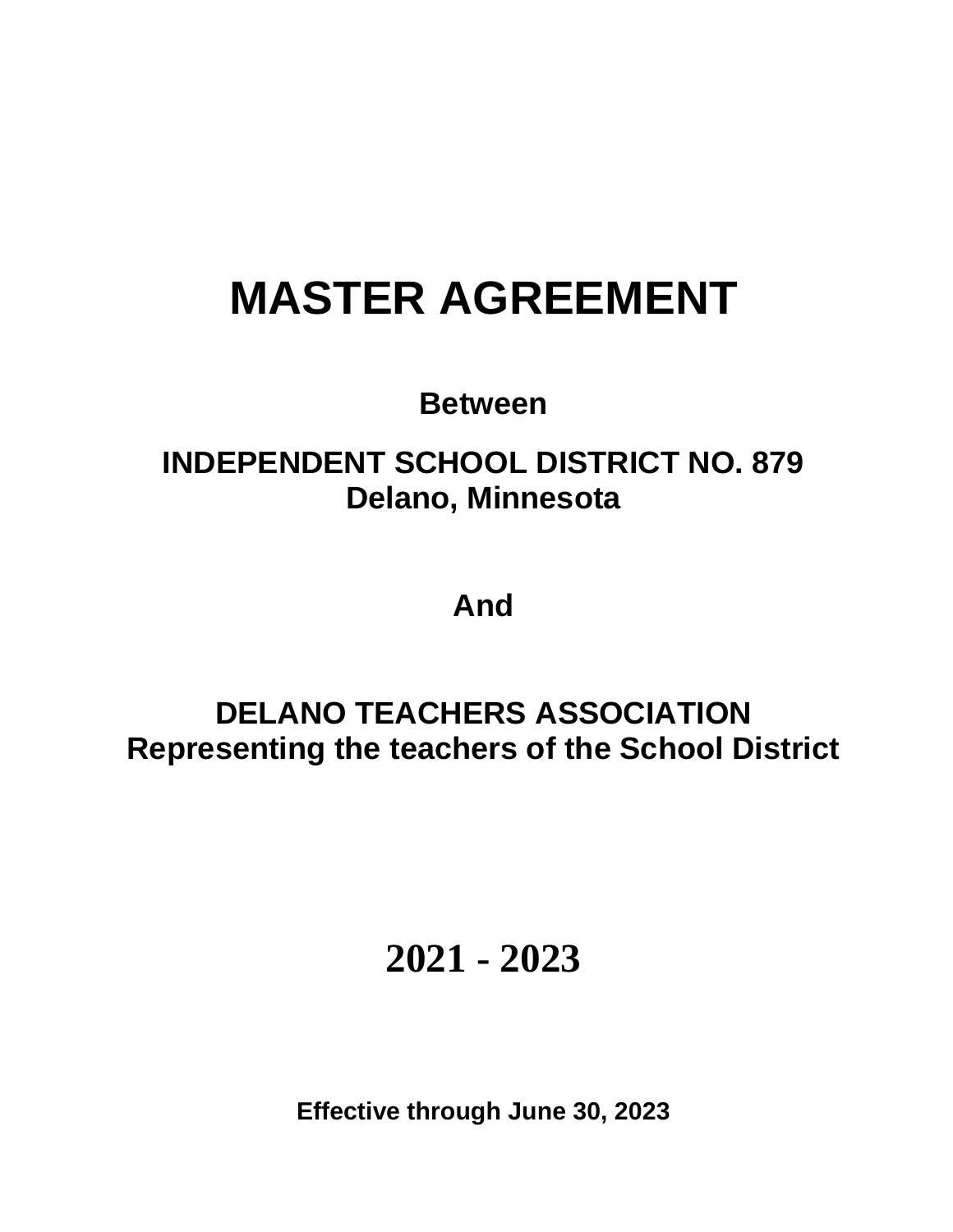# MASTER AGREEMENT

**Between**

**INDEPENDENT SCHOOL DISTRICT NO. 879**
**Delano, Minnesota**

**And**

**DELANO TEACHERS ASSOCIATION**
**Representing the teachers of the School District**

# 2021 - 2023

**Effective through June 30, 2023**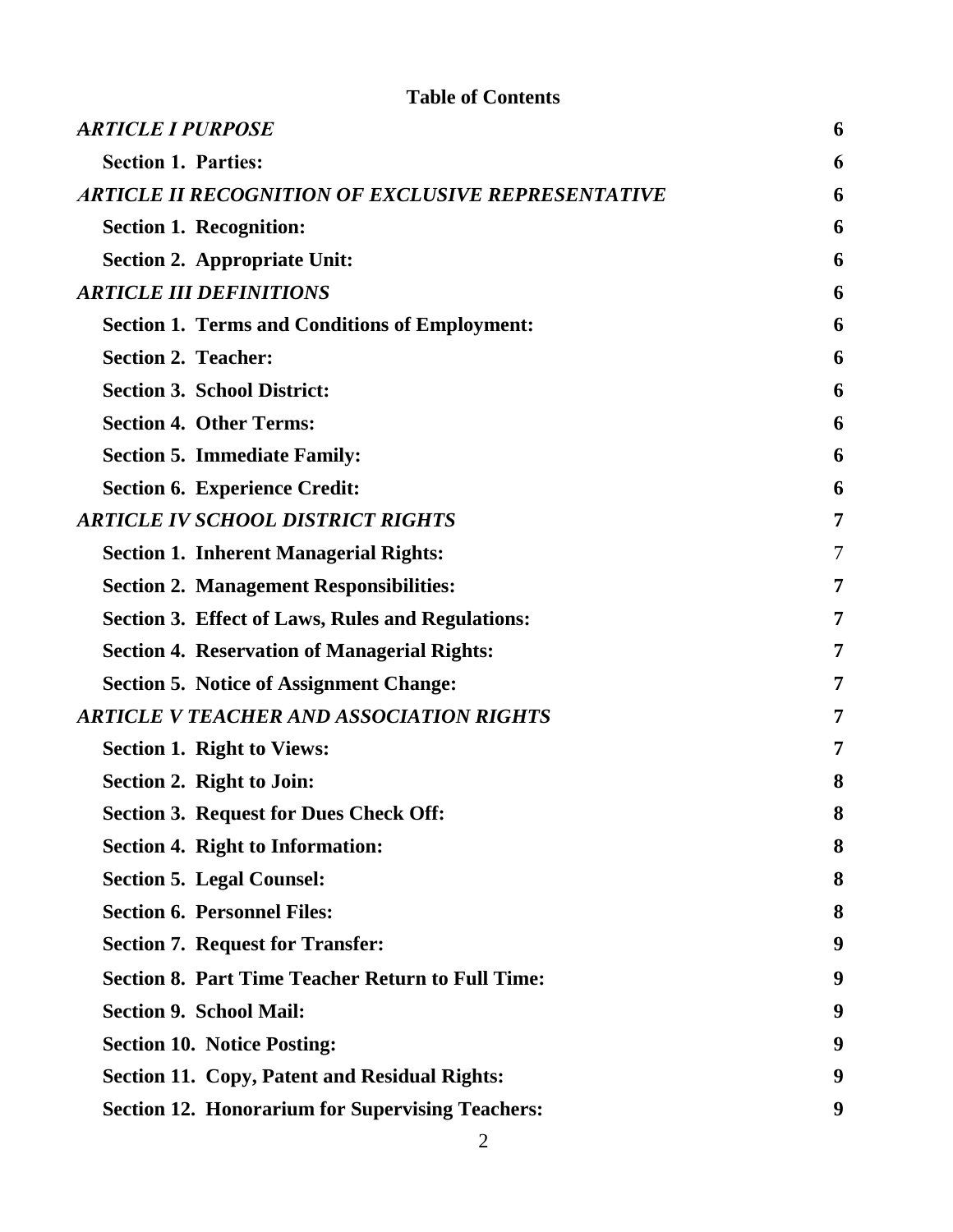**Table of Contents**

| | |
|---|---|
| ***ARTICLE I PURPOSE*** | **6** |
| **Section 1. Parties:** | **6** |
| ***ARTICLE II RECOGNITION OF EXCLUSIVE REPRESENTATIVE*** | **6** |
| **Section 1. Recognition:** | **6** |
| **Section 2. Appropriate Unit:** | **6** |
| ***ARTICLE III DEFINITIONS*** | **6** |
| **Section 1. Terms and Conditions of Employment:** | **6** |
| **Section 2. Teacher:** | **6** |
| **Section 3. School District:** | **6** |
| **Section 4. Other Terms:** | **6** |
| **Section 5. Immediate Family:** | **6** |
| **Section 6. Experience Credit:** | **6** |
| ***ARTICLE IV SCHOOL DISTRICT RIGHTS*** | **7** |
| **Section 1. Inherent Managerial Rights:** | 7 |
| **Section 2. Management Responsibilities:** | **7** |
| **Section 3. Effect of Laws, Rules and Regulations:** | **7** |
| **Section 4. Reservation of Managerial Rights:** | **7** |
| **Section 5. Notice of Assignment Change:** | **7** |
| ***ARTICLE V TEACHER AND ASSOCIATION RIGHTS*** | **7** |
| **Section 1. Right to Views:** | **7** |
| **Section 2. Right to Join:** | **8** |
| **Section 3. Request for Dues Check Off:** | **8** |
| **Section 4. Right to Information:** | **8** |
| **Section 5. Legal Counsel:** | **8** |
| **Section 6. Personnel Files:** | **8** |
| **Section 7. Request for Transfer:** | **9** |
| **Section 8. Part Time Teacher Return to Full Time:** | **9** |
| **Section 9. School Mail:** | **9** |
| **Section 10. Notice Posting:** | **9** |
| **Section 11. Copy, Patent and Residual Rights:** | **9** |
| **Section 12. Honorarium for Supervising Teachers:** | **9** |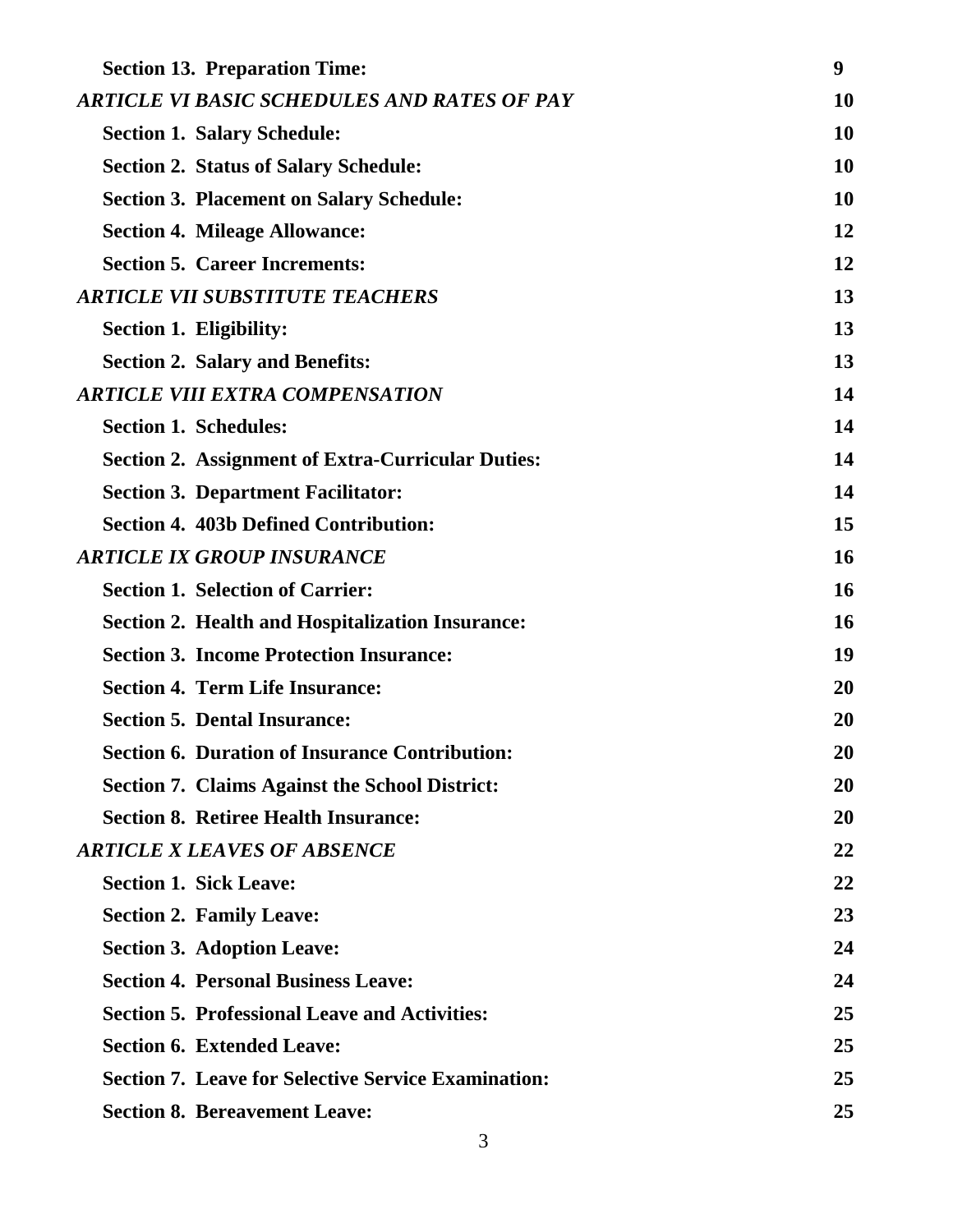| | |
|---|---|
| **Section 13. Preparation Time:** | **9** |
| ***ARTICLE VI BASIC SCHEDULES AND RATES OF PAY*** | **10** |
| **Section 1. Salary Schedule:** | **10** |
| **Section 2. Status of Salary Schedule:** | **10** |
| **Section 3. Placement on Salary Schedule:** | **10** |
| **Section 4. Mileage Allowance:** | **12** |
| **Section 5. Career Increments:** | **12** |
| ***ARTICLE VII SUBSTITUTE TEACHERS*** | **13** |
| **Section 1. Eligibility:** | **13** |
| **Section 2. Salary and Benefits:** | **13** |
| ***ARTICLE VIII EXTRA COMPENSATION*** | **14** |
| **Section 1. Schedules:** | **14** |
| **Section 2. Assignment of Extra-Curricular Duties:** | **14** |
| **Section 3. Department Facilitator:** | **14** |
| **Section 4. 403b Defined Contribution:** | **15** |
| ***ARTICLE IX GROUP INSURANCE*** | **16** |
| **Section 1. Selection of Carrier:** | **16** |
| **Section 2. Health and Hospitalization Insurance:** | **16** |
| **Section 3. Income Protection Insurance:** | **19** |
| **Section 4. Term Life Insurance:** | **20** |
| **Section 5. Dental Insurance:** | **20** |
| **Section 6. Duration of Insurance Contribution:** | **20** |
| **Section 7. Claims Against the School District:** | **20** |
| **Section 8. Retiree Health Insurance:** | **20** |
| ***ARTICLE X LEAVES OF ABSENCE*** | **22** |
| **Section 1. Sick Leave:** | **22** |
| **Section 2. Family Leave:** | **23** |
| **Section 3. Adoption Leave:** | **24** |
| **Section 4. Personal Business Leave:** | **24** |
| **Section 5. Professional Leave and Activities:** | **25** |
| **Section 6. Extended Leave:** | **25** |
| **Section 7. Leave for Selective Service Examination:** | **25** |
| **Section 8. Bereavement Leave:** | **25** |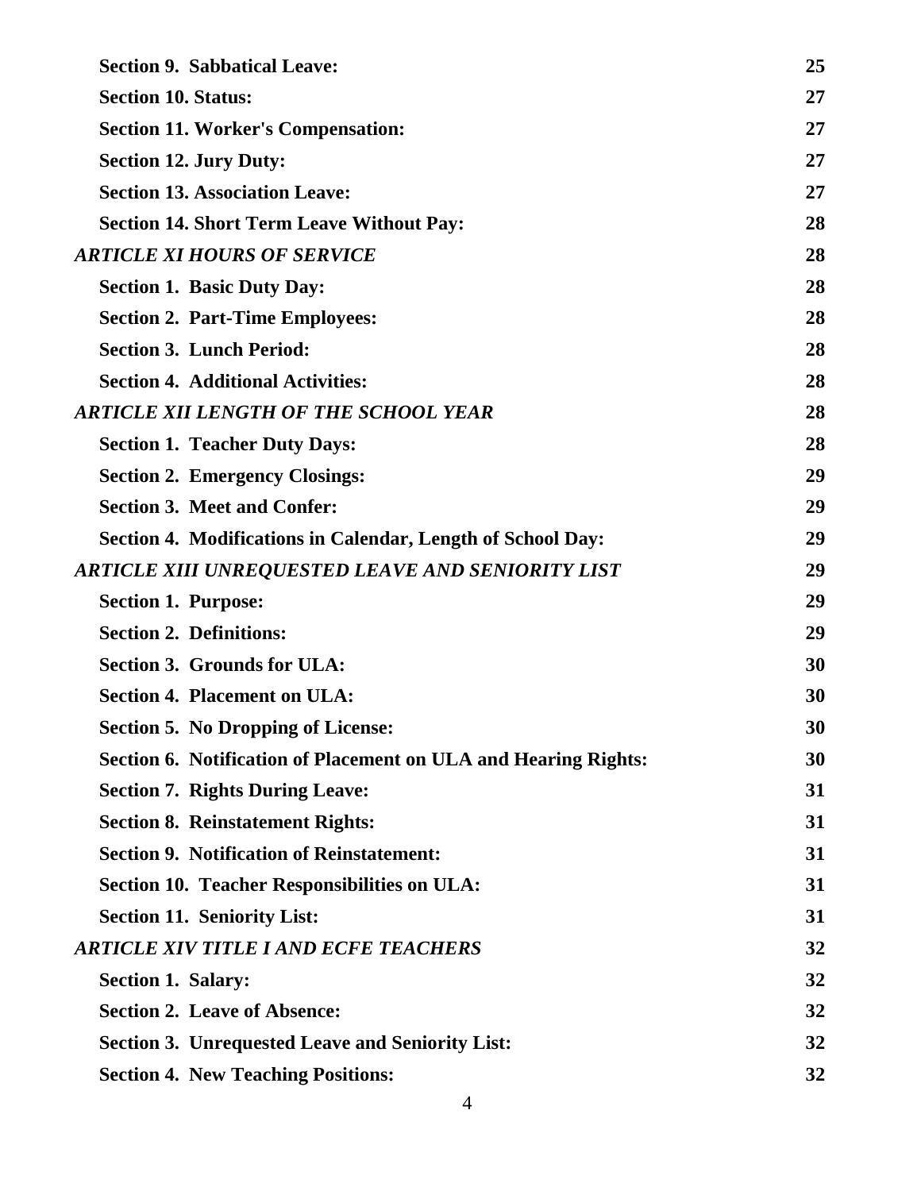| | |
|---|---|
| **Section 9. Sabbatical Leave:** | **25** |
| **Section 10. Status:** | **27** |
| **Section 11. Worker's Compensation:** | **27** |
| **Section 12. Jury Duty:** | **27** |
| **Section 13. Association Leave:** | **27** |
| **Section 14. Short Term Leave Without Pay:** | **28** |
| ***ARTICLE XI HOURS OF SERVICE*** | **28** |
| **Section 1. Basic Duty Day:** | **28** |
| **Section 2. Part-Time Employees:** | **28** |
| **Section 3. Lunch Period:** | **28** |
| **Section 4. Additional Activities:** | **28** |
| ***ARTICLE XII LENGTH OF THE SCHOOL YEAR*** | **28** |
| **Section 1. Teacher Duty Days:** | **28** |
| **Section 2. Emergency Closings:** | **29** |
| **Section 3. Meet and Confer:** | **29** |
| **Section 4. Modifications in Calendar, Length of School Day:** | **29** |
| ***ARTICLE XIII UNREQUESTED LEAVE AND SENIORITY LIST*** | **29** |
| **Section 1. Purpose:** | **29** |
| **Section 2. Definitions:** | **29** |
| **Section 3. Grounds for ULA:** | **30** |
| **Section 4. Placement on ULA:** | **30** |
| **Section 5. No Dropping of License:** | **30** |
| **Section 6. Notification of Placement on ULA and Hearing Rights:** | **30** |
| **Section 7. Rights During Leave:** | **31** |
| **Section 8. Reinstatement Rights:** | **31** |
| **Section 9. Notification of Reinstatement:** | **31** |
| **Section 10. Teacher Responsibilities on ULA:** | **31** |
| **Section 11. Seniority List:** | **31** |
| ***ARTICLE XIV TITLE I AND ECFE TEACHERS*** | **32** |
| **Section 1. Salary:** | **32** |
| **Section 2. Leave of Absence:** | **32** |
| **Section 3. Unrequested Leave and Seniority List:** | **32** |
| **Section 4. New Teaching Positions:** | **32** |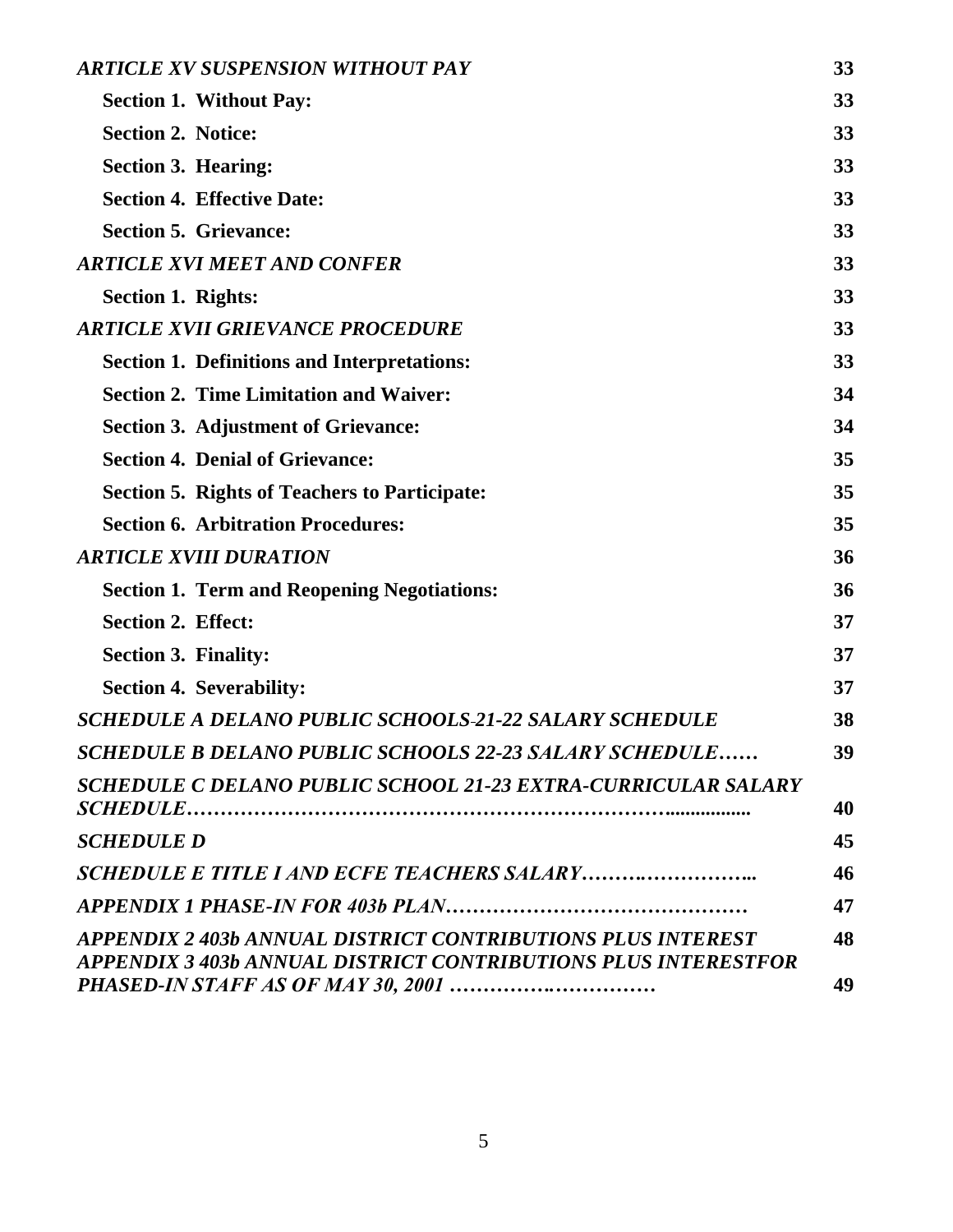| | |
|---|---|
| *ARTICLE XV SUSPENSION WITHOUT PAY* | 33 |
| **Section 1. Without Pay:** | 33 |
| **Section 2. Notice:** | 33 |
| **Section 3. Hearing:** | 33 |
| **Section 4. Effective Date:** | 33 |
| **Section 5. Grievance:** | 33 |
| *ARTICLE XVI MEET AND CONFER* | 33 |
| **Section 1. Rights:** | 33 |
| *ARTICLE XVII GRIEVANCE PROCEDURE* | 33 |
| **Section 1. Definitions and Interpretations:** | 33 |
| **Section 2. Time Limitation and Waiver:** | 34 |
| **Section 3. Adjustment of Grievance:** | 34 |
| **Section 4. Denial of Grievance:** | 35 |
| **Section 5. Rights of Teachers to Participate:** | 35 |
| **Section 6. Arbitration Procedures:** | 35 |
| *ARTICLE XVIII DURATION* | 36 |
| **Section 1. Term and Reopening Negotiations:** | 36 |
| **Section 2. Effect:** | 37 |
| **Section 3. Finality:** | 37 |
| **Section 4. Severability:** | 37 |
| *SCHEDULE A DELANO PUBLIC SCHOOLS-21-22 SALARY SCHEDULE* | 38 |
| *SCHEDULE B DELANO PUBLIC SCHOOLS 22-23 SALARY SCHEDULE……* | 39 |
| *SCHEDULE C DELANO PUBLIC SCHOOL 21-23 EXTRA-CURRICULAR SALARY SCHEDULE……………………………………………………………….................* | 40 |
| *SCHEDULE D* | 45 |
| *SCHEDULE E TITLE I AND ECFE TEACHERS SALARY……….……………..* | 46 |
| *APPENDIX 1 PHASE-IN FOR 403b PLAN………………………………………* | 47 |
| *APPENDIX 2 403b ANNUAL DISTRICT CONTRIBUTIONS PLUS INTEREST* | 48 |
| *APPENDIX 3 403b ANNUAL DISTRICT CONTRIBUTIONS PLUS INTERESTFOR PHASED-IN STAFF AS OF MAY 30, 2001 …………….……………* | 49 |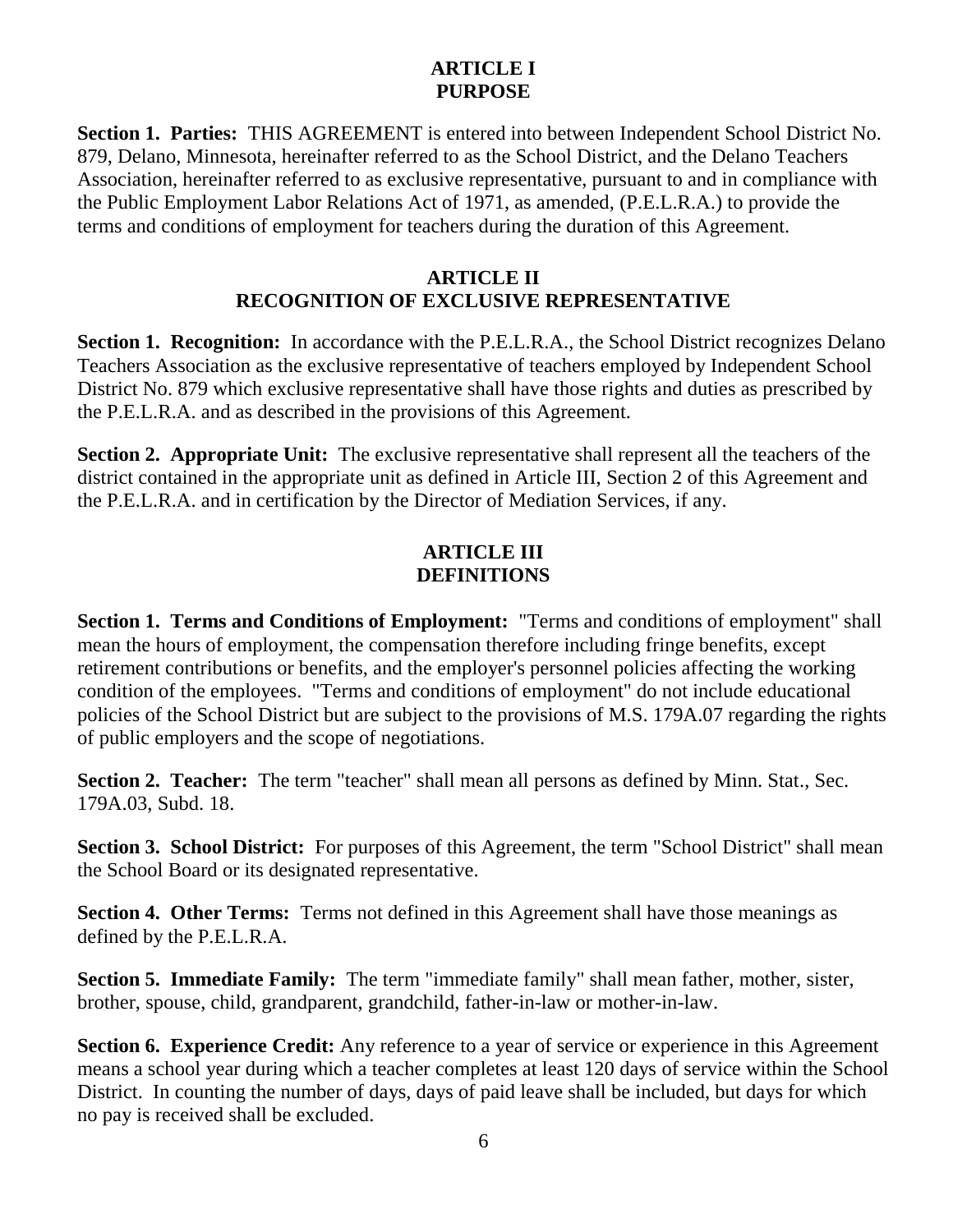## ARTICLE I
## PURPOSE

**Section 1. Parties:** THIS AGREEMENT is entered into between Independent School District No. 879, Delano, Minnesota, hereinafter referred to as the School District, and the Delano Teachers Association, hereinafter referred to as exclusive representative, pursuant to and in compliance with the Public Employment Labor Relations Act of 1971, as amended, (P.E.L.R.A.) to provide the terms and conditions of employment for teachers during the duration of this Agreement.

## ARTICLE II
## RECOGNITION OF EXCLUSIVE REPRESENTATIVE

**Section 1. Recognition:** In accordance with the P.E.L.R.A., the School District recognizes Delano Teachers Association as the exclusive representative of teachers employed by Independent School District No. 879 which exclusive representative shall have those rights and duties as prescribed by the P.E.L.R.A. and as described in the provisions of this Agreement.

**Section 2. Appropriate Unit:** The exclusive representative shall represent all the teachers of the district contained in the appropriate unit as defined in Article III, Section 2 of this Agreement and the P.E.L.R.A. and in certification by the Director of Mediation Services, if any.

## ARTICLE III
## DEFINITIONS

**Section 1. Terms and Conditions of Employment:** "Terms and conditions of employment" shall mean the hours of employment, the compensation therefore including fringe benefits, except retirement contributions or benefits, and the employer's personnel policies affecting the working condition of the employees. "Terms and conditions of employment" do not include educational policies of the School District but are subject to the provisions of M.S. 179A.07 regarding the rights of public employers and the scope of negotiations.

**Section 2. Teacher:** The term "teacher" shall mean all persons as defined by Minn. Stat., Sec. 179A.03, Subd. 18.

**Section 3. School District:** For purposes of this Agreement, the term "School District" shall mean the School Board or its designated representative.

**Section 4. Other Terms:** Terms not defined in this Agreement shall have those meanings as defined by the P.E.L.R.A.

**Section 5. Immediate Family:** The term "immediate family" shall mean father, mother, sister, brother, spouse, child, grandparent, grandchild, father-in-law or mother-in-law.

**Section 6. Experience Credit:** Any reference to a year of service or experience in this Agreement means a school year during which a teacher completes at least 120 days of service within the School District. In counting the number of days, days of paid leave shall be included, but days for which no pay is received shall be excluded.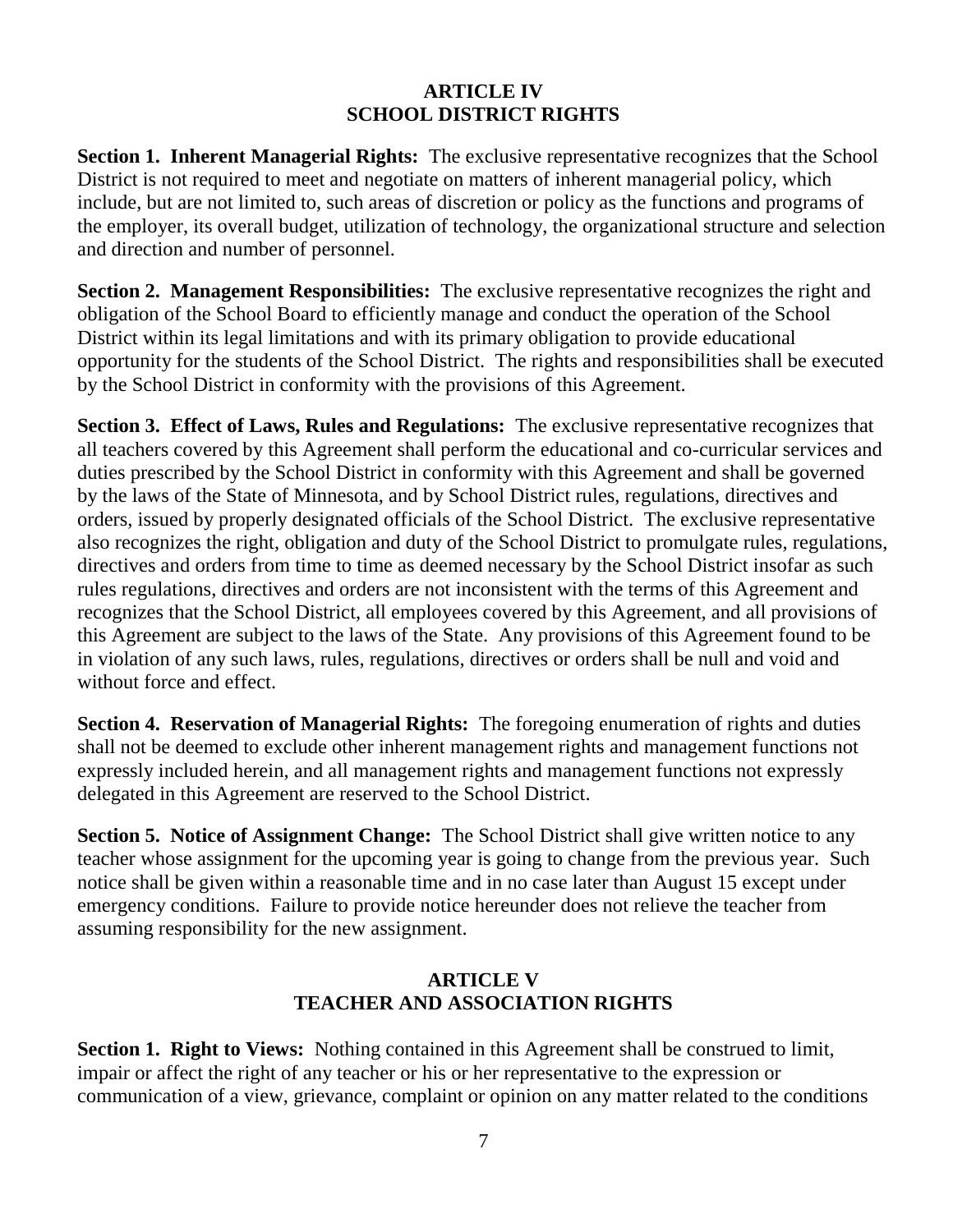## ARTICLE IV
## SCHOOL DISTRICT RIGHTS

**Section 1. Inherent Managerial Rights:** The exclusive representative recognizes that the School District is not required to meet and negotiate on matters of inherent managerial policy, which include, but are not limited to, such areas of discretion or policy as the functions and programs of the employer, its overall budget, utilization of technology, the organizational structure and selection and direction and number of personnel.

**Section 2. Management Responsibilities:** The exclusive representative recognizes the right and obligation of the School Board to efficiently manage and conduct the operation of the School District within its legal limitations and with its primary obligation to provide educational opportunity for the students of the School District. The rights and responsibilities shall be executed by the School District in conformity with the provisions of this Agreement.

**Section 3. Effect of Laws, Rules and Regulations:** The exclusive representative recognizes that all teachers covered by this Agreement shall perform the educational and co-curricular services and duties prescribed by the School District in conformity with this Agreement and shall be governed by the laws of the State of Minnesota, and by School District rules, regulations, directives and orders, issued by properly designated officials of the School District. The exclusive representative also recognizes the right, obligation and duty of the School District to promulgate rules, regulations, directives and orders from time to time as deemed necessary by the School District insofar as such rules regulations, directives and orders are not inconsistent with the terms of this Agreement and recognizes that the School District, all employees covered by this Agreement, and all provisions of this Agreement are subject to the laws of the State. Any provisions of this Agreement found to be in violation of any such laws, rules, regulations, directives or orders shall be null and void and without force and effect.

**Section 4. Reservation of Managerial Rights:** The foregoing enumeration of rights and duties shall not be deemed to exclude other inherent management rights and management functions not expressly included herein, and all management rights and management functions not expressly delegated in this Agreement are reserved to the School District.

**Section 5. Notice of Assignment Change:** The School District shall give written notice to any teacher whose assignment for the upcoming year is going to change from the previous year. Such notice shall be given within a reasonable time and in no case later than August 15 except under emergency conditions. Failure to provide notice hereunder does not relieve the teacher from assuming responsibility for the new assignment.

## ARTICLE V
## TEACHER AND ASSOCIATION RIGHTS

**Section 1. Right to Views:** Nothing contained in this Agreement shall be construed to limit, impair or affect the right of any teacher or his or her representative to the expression or communication of a view, grievance, complaint or opinion on any matter related to the conditions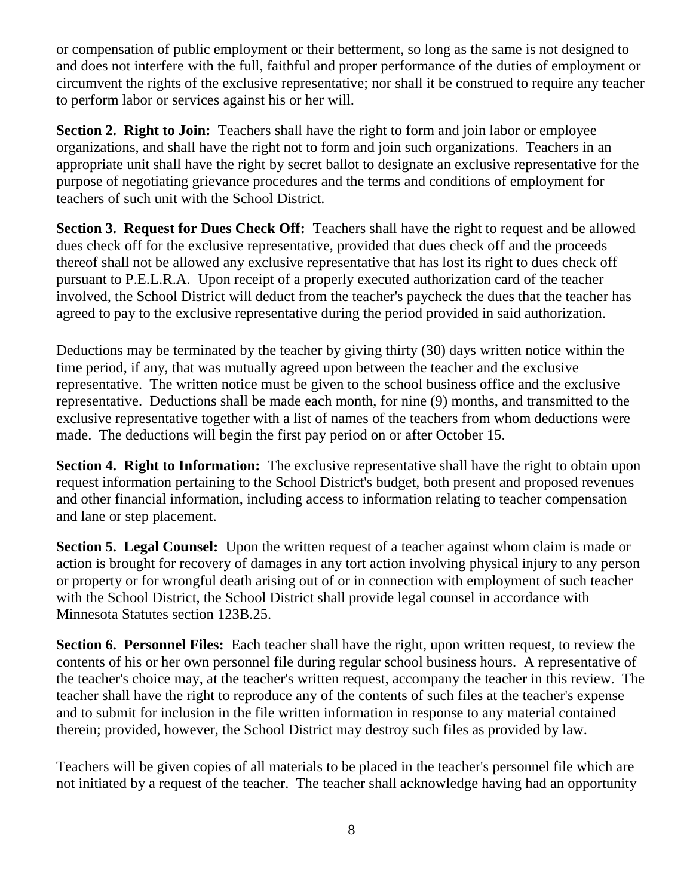or compensation of public employment or their betterment, so long as the same is not designed to and does not interfere with the full, faithful and proper performance of the duties of employment or circumvent the rights of the exclusive representative; nor shall it be construed to require any teacher to perform labor or services against his or her will.

**Section 2. Right to Join:** Teachers shall have the right to form and join labor or employee organizations, and shall have the right not to form and join such organizations. Teachers in an appropriate unit shall have the right by secret ballot to designate an exclusive representative for the purpose of negotiating grievance procedures and the terms and conditions of employment for teachers of such unit with the School District.

**Section 3. Request for Dues Check Off:** Teachers shall have the right to request and be allowed dues check off for the exclusive representative, provided that dues check off and the proceeds thereof shall not be allowed any exclusive representative that has lost its right to dues check off pursuant to P.E.L.R.A. Upon receipt of a properly executed authorization card of the teacher involved, the School District will deduct from the teacher's paycheck the dues that the teacher has agreed to pay to the exclusive representative during the period provided in said authorization.

Deductions may be terminated by the teacher by giving thirty (30) days written notice within the time period, if any, that was mutually agreed upon between the teacher and the exclusive representative. The written notice must be given to the school business office and the exclusive representative. Deductions shall be made each month, for nine (9) months, and transmitted to the exclusive representative together with a list of names of the teachers from whom deductions were made. The deductions will begin the first pay period on or after October 15.

**Section 4. Right to Information:** The exclusive representative shall have the right to obtain upon request information pertaining to the School District's budget, both present and proposed revenues and other financial information, including access to information relating to teacher compensation and lane or step placement.

**Section 5. Legal Counsel:** Upon the written request of a teacher against whom claim is made or action is brought for recovery of damages in any tort action involving physical injury to any person or property or for wrongful death arising out of or in connection with employment of such teacher with the School District, the School District shall provide legal counsel in accordance with Minnesota Statutes section 123B.25.

**Section 6. Personnel Files:** Each teacher shall have the right, upon written request, to review the contents of his or her own personnel file during regular school business hours. A representative of the teacher's choice may, at the teacher's written request, accompany the teacher in this review. The teacher shall have the right to reproduce any of the contents of such files at the teacher's expense and to submit for inclusion in the file written information in response to any material contained therein; provided, however, the School District may destroy such files as provided by law.

Teachers will be given copies of all materials to be placed in the teacher's personnel file which are not initiated by a request of the teacher. The teacher shall acknowledge having had an opportunity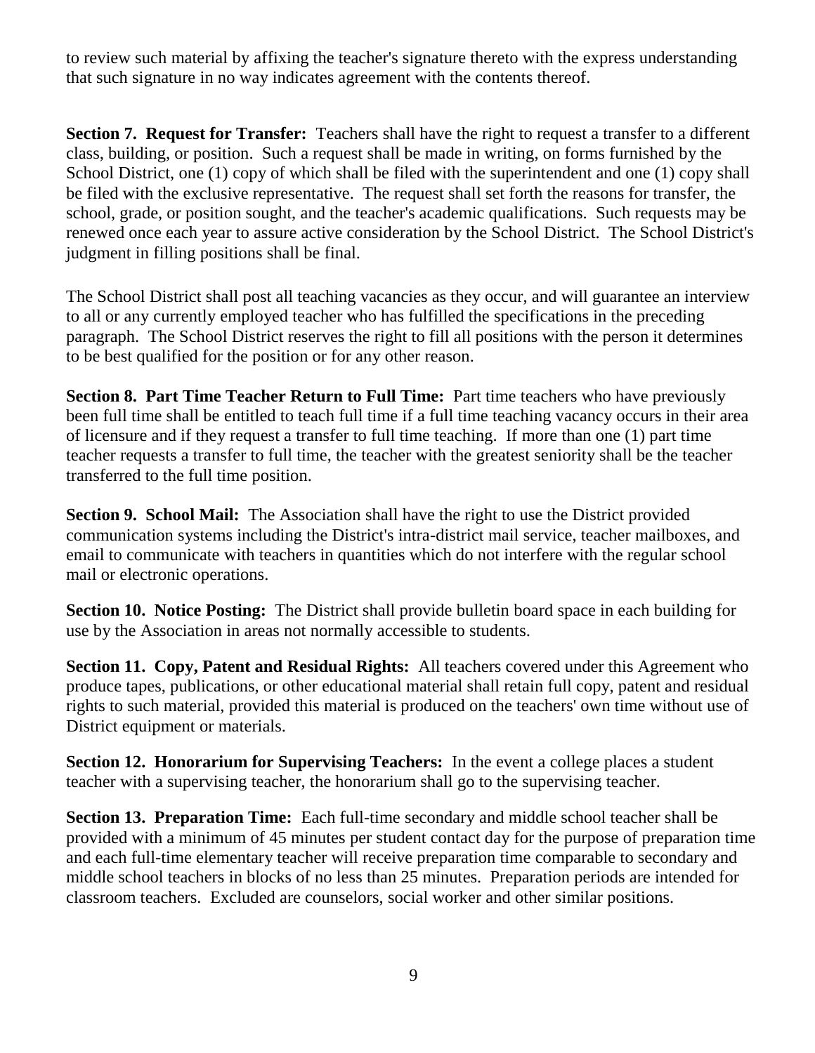to review such material by affixing the teacher's signature thereto with the express understanding that such signature in no way indicates agreement with the contents thereof.

**Section 7. Request for Transfer:** Teachers shall have the right to request a transfer to a different class, building, or position. Such a request shall be made in writing, on forms furnished by the School District, one (1) copy of which shall be filed with the superintendent and one (1) copy shall be filed with the exclusive representative. The request shall set forth the reasons for transfer, the school, grade, or position sought, and the teacher's academic qualifications. Such requests may be renewed once each year to assure active consideration by the School District. The School District's judgment in filling positions shall be final.

The School District shall post all teaching vacancies as they occur, and will guarantee an interview to all or any currently employed teacher who has fulfilled the specifications in the preceding paragraph. The School District reserves the right to fill all positions with the person it determines to be best qualified for the position or for any other reason.

**Section 8. Part Time Teacher Return to Full Time:** Part time teachers who have previously been full time shall be entitled to teach full time if a full time teaching vacancy occurs in their area of licensure and if they request a transfer to full time teaching. If more than one (1) part time teacher requests a transfer to full time, the teacher with the greatest seniority shall be the teacher transferred to the full time position.

**Section 9. School Mail:** The Association shall have the right to use the District provided communication systems including the District's intra-district mail service, teacher mailboxes, and email to communicate with teachers in quantities which do not interfere with the regular school mail or electronic operations.

**Section 10. Notice Posting:** The District shall provide bulletin board space in each building for use by the Association in areas not normally accessible to students.

**Section 11. Copy, Patent and Residual Rights:** All teachers covered under this Agreement who produce tapes, publications, or other educational material shall retain full copy, patent and residual rights to such material, provided this material is produced on the teachers' own time without use of District equipment or materials.

**Section 12. Honorarium for Supervising Teachers:** In the event a college places a student teacher with a supervising teacher, the honorarium shall go to the supervising teacher.

**Section 13. Preparation Time:** Each full-time secondary and middle school teacher shall be provided with a minimum of 45 minutes per student contact day for the purpose of preparation time and each full-time elementary teacher will receive preparation time comparable to secondary and middle school teachers in blocks of no less than 25 minutes. Preparation periods are intended for classroom teachers. Excluded are counselors, social worker and other similar positions.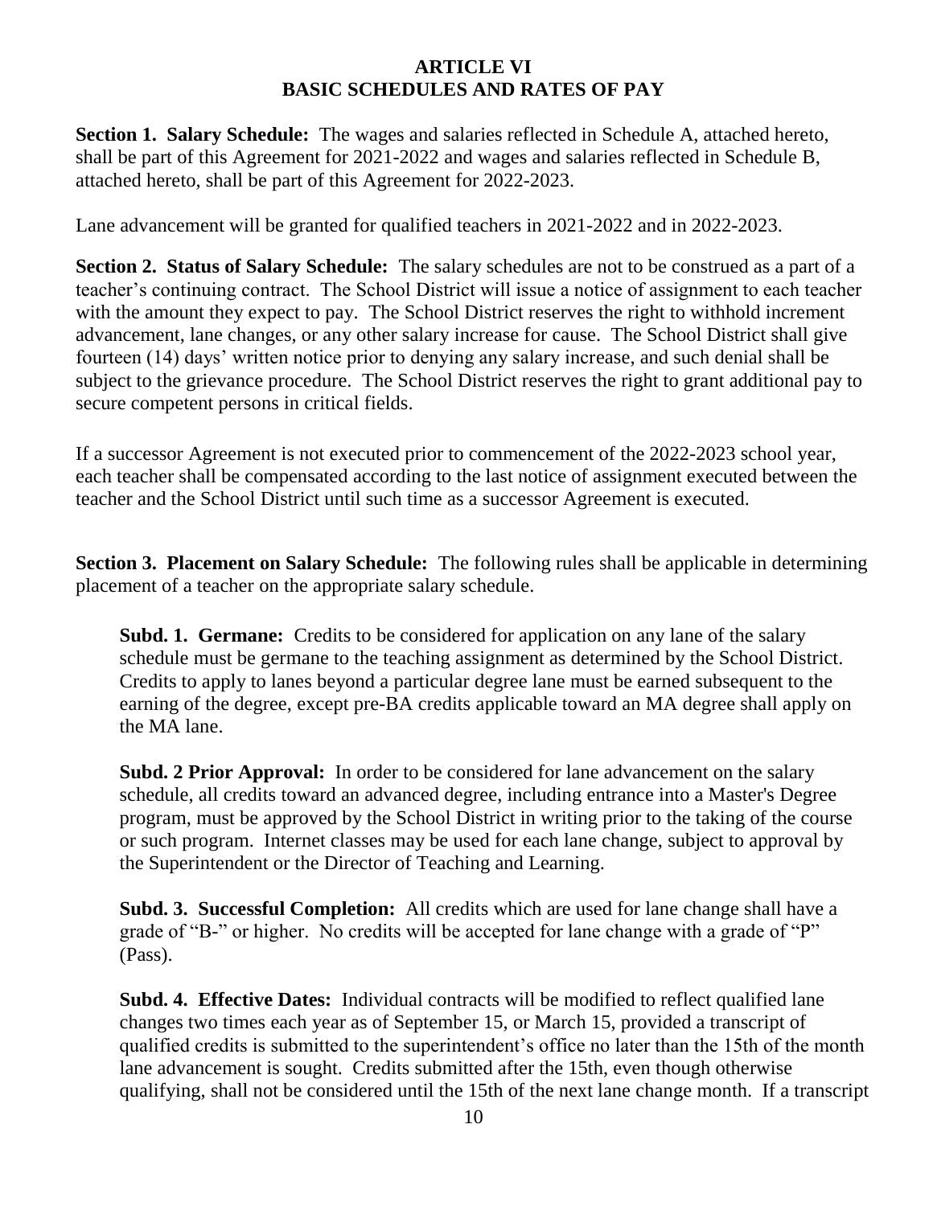## ARTICLE VI
## BASIC SCHEDULES AND RATES OF PAY

**Section 1. Salary Schedule:** The wages and salaries reflected in Schedule A, attached hereto, shall be part of this Agreement for 2021-2022 and wages and salaries reflected in Schedule B, attached hereto, shall be part of this Agreement for 2022-2023.

Lane advancement will be granted for qualified teachers in 2021-2022 and in 2022-2023.

**Section 2. Status of Salary Schedule:** The salary schedules are not to be construed as a part of a teacher's continuing contract. The School District will issue a notice of assignment to each teacher with the amount they expect to pay. The School District reserves the right to withhold increment advancement, lane changes, or any other salary increase for cause. The School District shall give fourteen (14) days' written notice prior to denying any salary increase, and such denial shall be subject to the grievance procedure. The School District reserves the right to grant additional pay to secure competent persons in critical fields.

If a successor Agreement is not executed prior to commencement of the 2022-2023 school year, each teacher shall be compensated according to the last notice of assignment executed between the teacher and the School District until such time as a successor Agreement is executed.

**Section 3. Placement on Salary Schedule:** The following rules shall be applicable in determining placement of a teacher on the appropriate salary schedule.

> **Subd. 1. Germane:** Credits to be considered for application on any lane of the salary schedule must be germane to the teaching assignment as determined by the School District. Credits to apply to lanes beyond a particular degree lane must be earned subsequent to the earning of the degree, except pre-BA credits applicable toward an MA degree shall apply on the MA lane.
>
> **Subd. 2 Prior Approval:** In order to be considered for lane advancement on the salary schedule, all credits toward an advanced degree, including entrance into a Master's Degree program, must be approved by the School District in writing prior to the taking of the course or such program. Internet classes may be used for each lane change, subject to approval by the Superintendent or the Director of Teaching and Learning.
>
> **Subd. 3. Successful Completion:** All credits which are used for lane change shall have a grade of "B-" or higher. No credits will be accepted for lane change with a grade of "P" (Pass).
>
> **Subd. 4. Effective Dates:** Individual contracts will be modified to reflect qualified lane changes two times each year as of September 15, or March 15, provided a transcript of qualified credits is submitted to the superintendent's office no later than the 15th of the month lane advancement is sought. Credits submitted after the 15th, even though otherwise qualifying, shall not be considered until the 15th of the next lane change month. If a transcript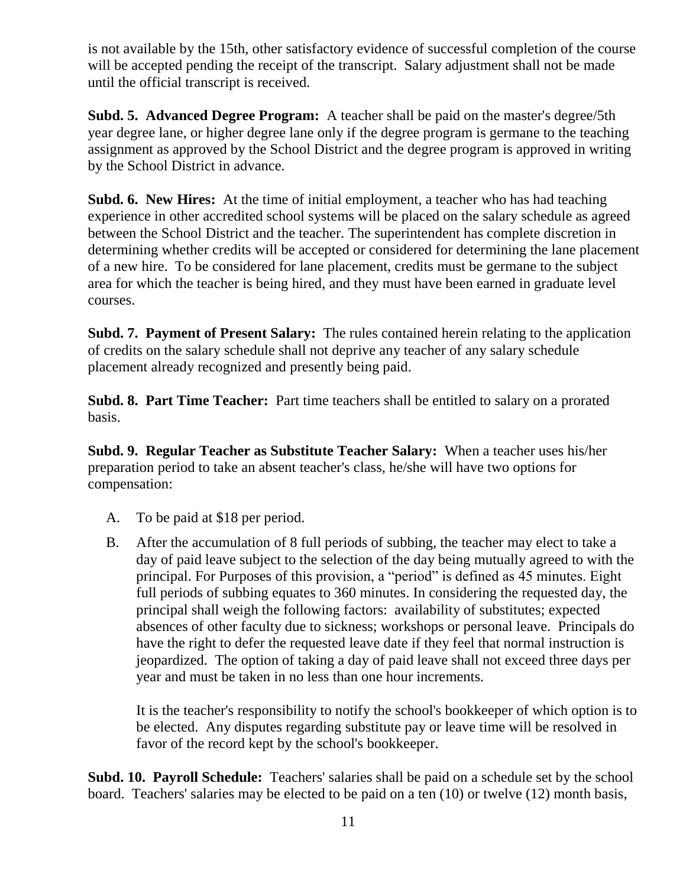is not available by the 15th, other satisfactory evidence of successful completion of the course will be accepted pending the receipt of the transcript. Salary adjustment shall not be made until the official transcript is received.

**Subd. 5. Advanced Degree Program:** A teacher shall be paid on the master's degree/5th year degree lane, or higher degree lane only if the degree program is germane to the teaching assignment as approved by the School District and the degree program is approved in writing by the School District in advance.

**Subd. 6. New Hires:** At the time of initial employment, a teacher who has had teaching experience in other accredited school systems will be placed on the salary schedule as agreed between the School District and the teacher. The superintendent has complete discretion in determining whether credits will be accepted or considered for determining the lane placement of a new hire. To be considered for lane placement, credits must be germane to the subject area for which the teacher is being hired, and they must have been earned in graduate level courses.

**Subd. 7. Payment of Present Salary:** The rules contained herein relating to the application of credits on the salary schedule shall not deprive any teacher of any salary schedule placement already recognized and presently being paid.

**Subd. 8. Part Time Teacher:** Part time teachers shall be entitled to salary on a prorated basis.

**Subd. 9. Regular Teacher as Substitute Teacher Salary:** When a teacher uses his/her preparation period to take an absent teacher's class, he/she will have two options for compensation:

A. To be paid at $18 per period.

B. After the accumulation of 8 full periods of subbing, the teacher may elect to take a day of paid leave subject to the selection of the day being mutually agreed to with the principal. For Purposes of this provision, a "period" is defined as 45 minutes. Eight full periods of subbing equates to 360 minutes. In considering the requested day, the principal shall weigh the following factors: availability of substitutes; expected absences of other faculty due to sickness; workshops or personal leave. Principals do have the right to defer the requested leave date if they feel that normal instruction is jeopardized. The option of taking a day of paid leave shall not exceed three days per year and must be taken in no less than one hour increments.

   It is the teacher's responsibility to notify the school's bookkeeper of which option is to be elected. Any disputes regarding substitute pay or leave time will be resolved in favor of the record kept by the school's bookkeeper.

**Subd. 10. Payroll Schedule:** Teachers' salaries shall be paid on a schedule set by the school board. Teachers' salaries may be elected to be paid on a ten (10) or twelve (12) month basis,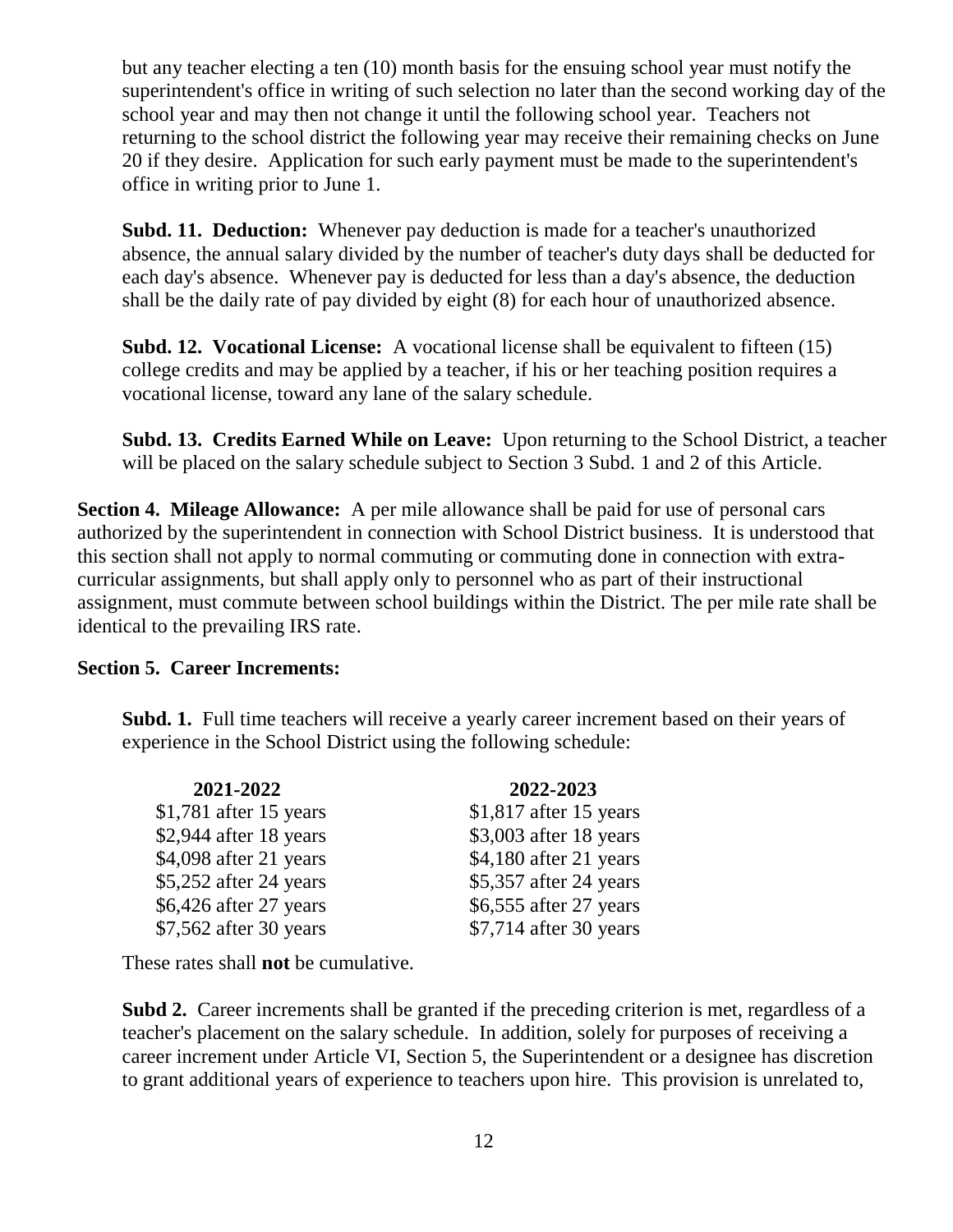but any teacher electing a ten (10) month basis for the ensuing school year must notify the superintendent's office in writing of such selection no later than the second working day of the school year and may then not change it until the following school year. Teachers not returning to the school district the following year may receive their remaining checks on June 20 if they desire. Application for such early payment must be made to the superintendent's office in writing prior to June 1.

**Subd. 11. Deduction:** Whenever pay deduction is made for a teacher's unauthorized absence, the annual salary divided by the number of teacher's duty days shall be deducted for each day's absence. Whenever pay is deducted for less than a day's absence, the deduction shall be the daily rate of pay divided by eight (8) for each hour of unauthorized absence.

**Subd. 12. Vocational License:** A vocational license shall be equivalent to fifteen (15) college credits and may be applied by a teacher, if his or her teaching position requires a vocational license, toward any lane of the salary schedule.

**Subd. 13. Credits Earned While on Leave:** Upon returning to the School District, a teacher will be placed on the salary schedule subject to Section 3 Subd. 1 and 2 of this Article.

**Section 4. Mileage Allowance:** A per mile allowance shall be paid for use of personal cars authorized by the superintendent in connection with School District business. It is understood that this section shall not apply to normal commuting or commuting done in connection with extra-curricular assignments, but shall apply only to personnel who as part of their instructional assignment, must commute between school buildings within the District. The per mile rate shall be identical to the prevailing IRS rate.

**Section 5. Career Increments:**

**Subd. 1.** Full time teachers will receive a yearly career increment based on their years of experience in the School District using the following schedule:

| 2021-2022 | 2022-2023 |
|---|---|
| $1,781 after 15 years | $1,817 after 15 years |
| $2,944 after 18 years | $3,003 after 18 years |
| $4,098 after 21 years | $4,180 after 21 years |
| $5,252 after 24 years | $5,357 after 24 years |
| $6,426 after 27 years | $6,555 after 27 years |
| $7,562 after 30 years | $7,714 after 30 years |

These rates shall **not** be cumulative.

**Subd 2.** Career increments shall be granted if the preceding criterion is met, regardless of a teacher's placement on the salary schedule. In addition, solely for purposes of receiving a career increment under Article VI, Section 5, the Superintendent or a designee has discretion to grant additional years of experience to teachers upon hire. This provision is unrelated to,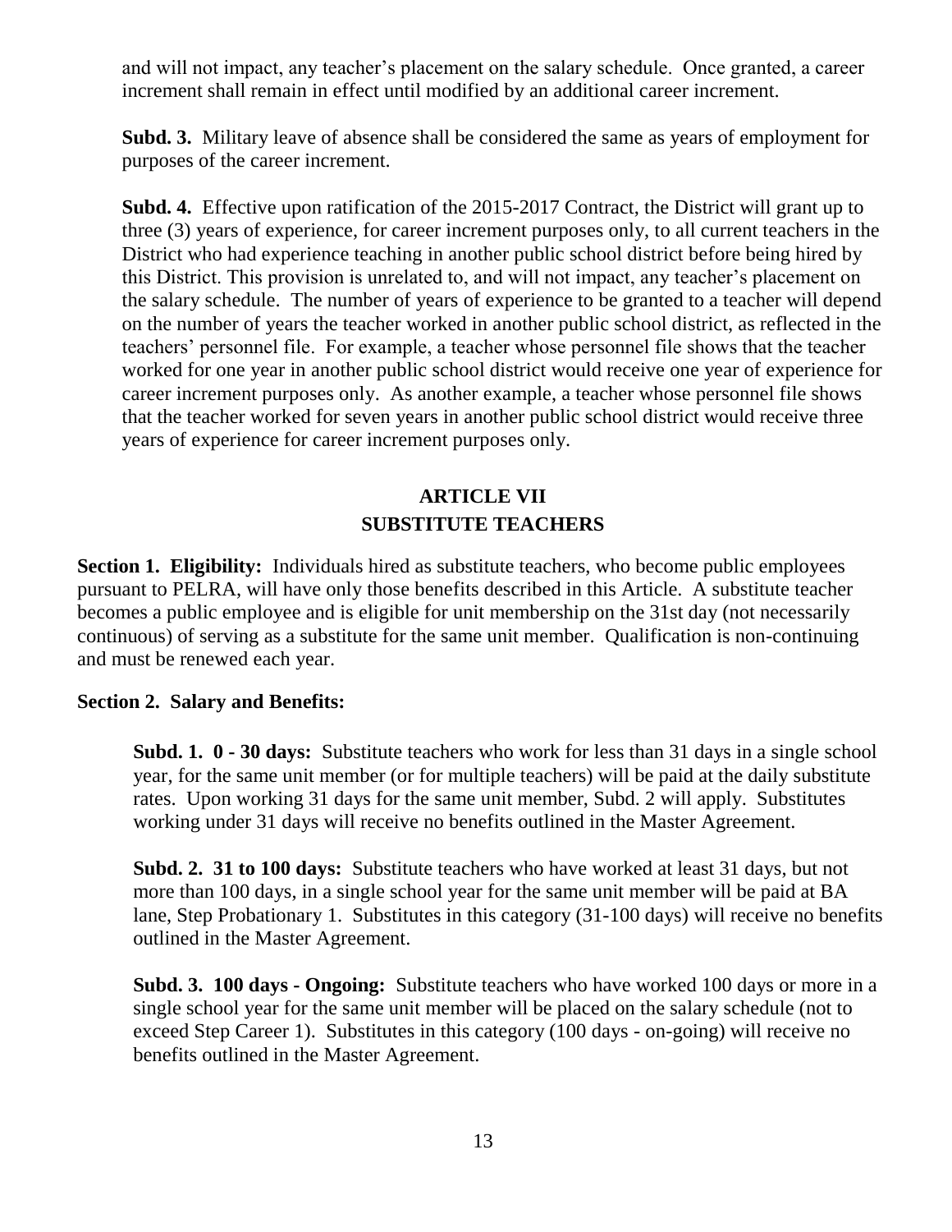and will not impact, any teacher's placement on the salary schedule. Once granted, a career increment shall remain in effect until modified by an additional career increment.

**Subd. 3.** Military leave of absence shall be considered the same as years of employment for purposes of the career increment.

**Subd. 4.** Effective upon ratification of the 2015-2017 Contract, the District will grant up to three (3) years of experience, for career increment purposes only, to all current teachers in the District who had experience teaching in another public school district before being hired by this District. This provision is unrelated to, and will not impact, any teacher's placement on the salary schedule. The number of years of experience to be granted to a teacher will depend on the number of years the teacher worked in another public school district, as reflected in the teachers' personnel file. For example, a teacher whose personnel file shows that the teacher worked for one year in another public school district would receive one year of experience for career increment purposes only. As another example, a teacher whose personnel file shows that the teacher worked for seven years in another public school district would receive three years of experience for career increment purposes only.

## ARTICLE VII
## SUBSTITUTE TEACHERS

**Section 1. Eligibility:** Individuals hired as substitute teachers, who become public employees pursuant to PELRA, will have only those benefits described in this Article. A substitute teacher becomes a public employee and is eligible for unit membership on the 31st day (not necessarily continuous) of serving as a substitute for the same unit member. Qualification is non-continuing and must be renewed each year.

**Section 2. Salary and Benefits:**

**Subd. 1. 0 - 30 days:** Substitute teachers who work for less than 31 days in a single school year, for the same unit member (or for multiple teachers) will be paid at the daily substitute rates. Upon working 31 days for the same unit member, Subd. 2 will apply. Substitutes working under 31 days will receive no benefits outlined in the Master Agreement.

**Subd. 2. 31 to 100 days:** Substitute teachers who have worked at least 31 days, but not more than 100 days, in a single school year for the same unit member will be paid at BA lane, Step Probationary 1. Substitutes in this category (31-100 days) will receive no benefits outlined in the Master Agreement.

**Subd. 3. 100 days - Ongoing:** Substitute teachers who have worked 100 days or more in a single school year for the same unit member will be placed on the salary schedule (not to exceed Step Career 1). Substitutes in this category (100 days - on-going) will receive no benefits outlined in the Master Agreement.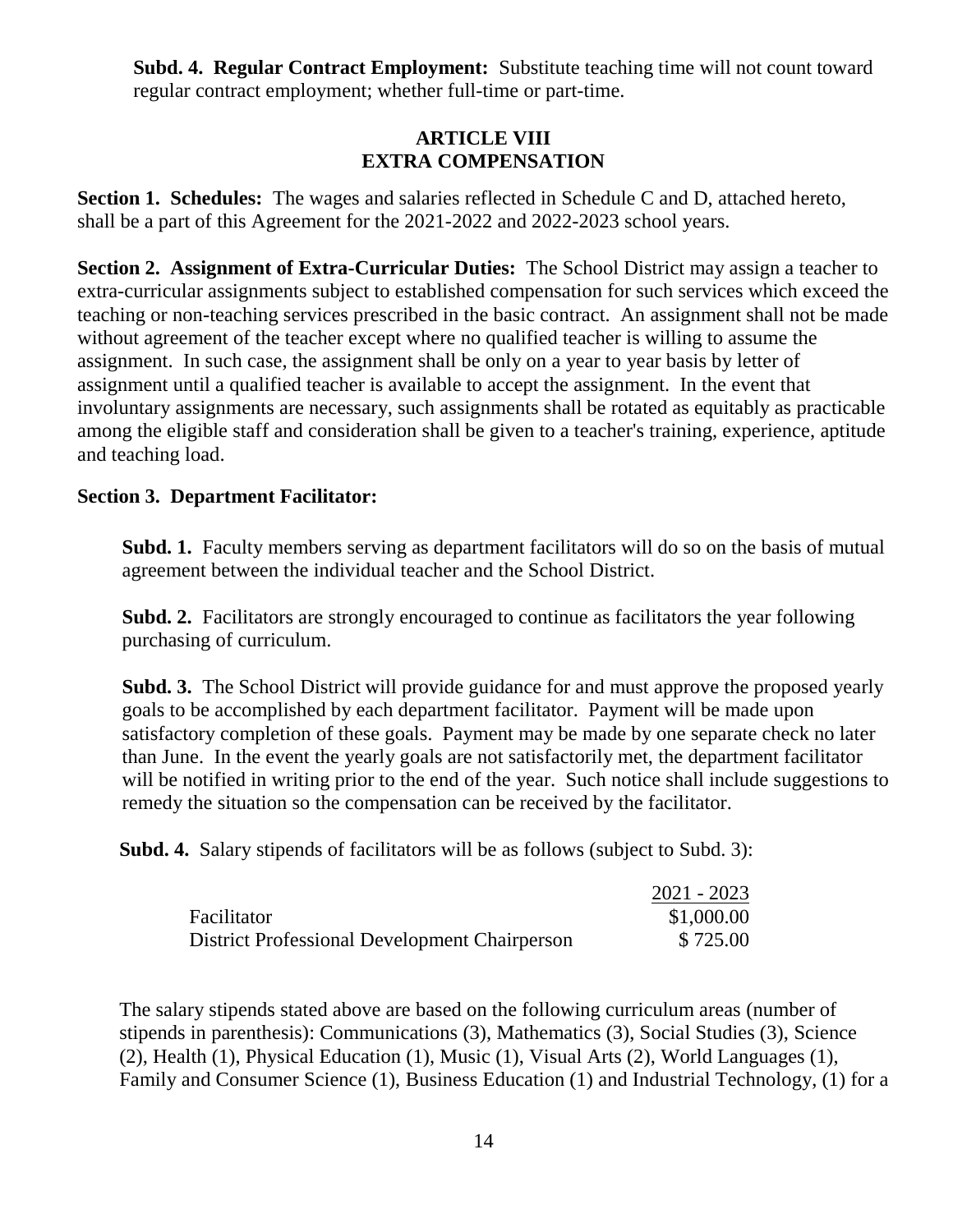**Subd. 4. Regular Contract Employment:** Substitute teaching time will not count toward regular contract employment; whether full-time or part-time.

## ARTICLE VIII
## EXTRA COMPENSATION

**Section 1. Schedules:** The wages and salaries reflected in Schedule C and D, attached hereto, shall be a part of this Agreement for the 2021-2022 and 2022-2023 school years.

**Section 2. Assignment of Extra-Curricular Duties:** The School District may assign a teacher to extra-curricular assignments subject to established compensation for such services which exceed the teaching or non-teaching services prescribed in the basic contract. An assignment shall not be made without agreement of the teacher except where no qualified teacher is willing to assume the assignment. In such case, the assignment shall be only on a year to year basis by letter of assignment until a qualified teacher is available to accept the assignment. In the event that involuntary assignments are necessary, such assignments shall be rotated as equitably as practicable among the eligible staff and consideration shall be given to a teacher's training, experience, aptitude and teaching load.

**Section 3. Department Facilitator:**

**Subd. 1.** Faculty members serving as department facilitators will do so on the basis of mutual agreement between the individual teacher and the School District.

**Subd. 2.** Facilitators are strongly encouraged to continue as facilitators the year following purchasing of curriculum.

**Subd. 3.** The School District will provide guidance for and must approve the proposed yearly goals to be accomplished by each department facilitator. Payment will be made upon satisfactory completion of these goals. Payment may be made by one separate check no later than June. In the event the yearly goals are not satisfactorily met, the department facilitator will be notified in writing prior to the end of the year. Such notice shall include suggestions to remedy the situation so the compensation can be received by the facilitator.

**Subd. 4.** Salary stipends of facilitators will be as follows (subject to Subd. 3):

| | 2021 - 2023 |
|---|---|
| Facilitator | $1,000.00 |
| District Professional Development Chairperson | $ 725.00 |

The salary stipends stated above are based on the following curriculum areas (number of stipends in parenthesis): Communications (3), Mathematics (3), Social Studies (3), Science (2), Health (1), Physical Education (1), Music (1), Visual Arts (2), World Languages (1), Family and Consumer Science (1), Business Education (1) and Industrial Technology, (1) for a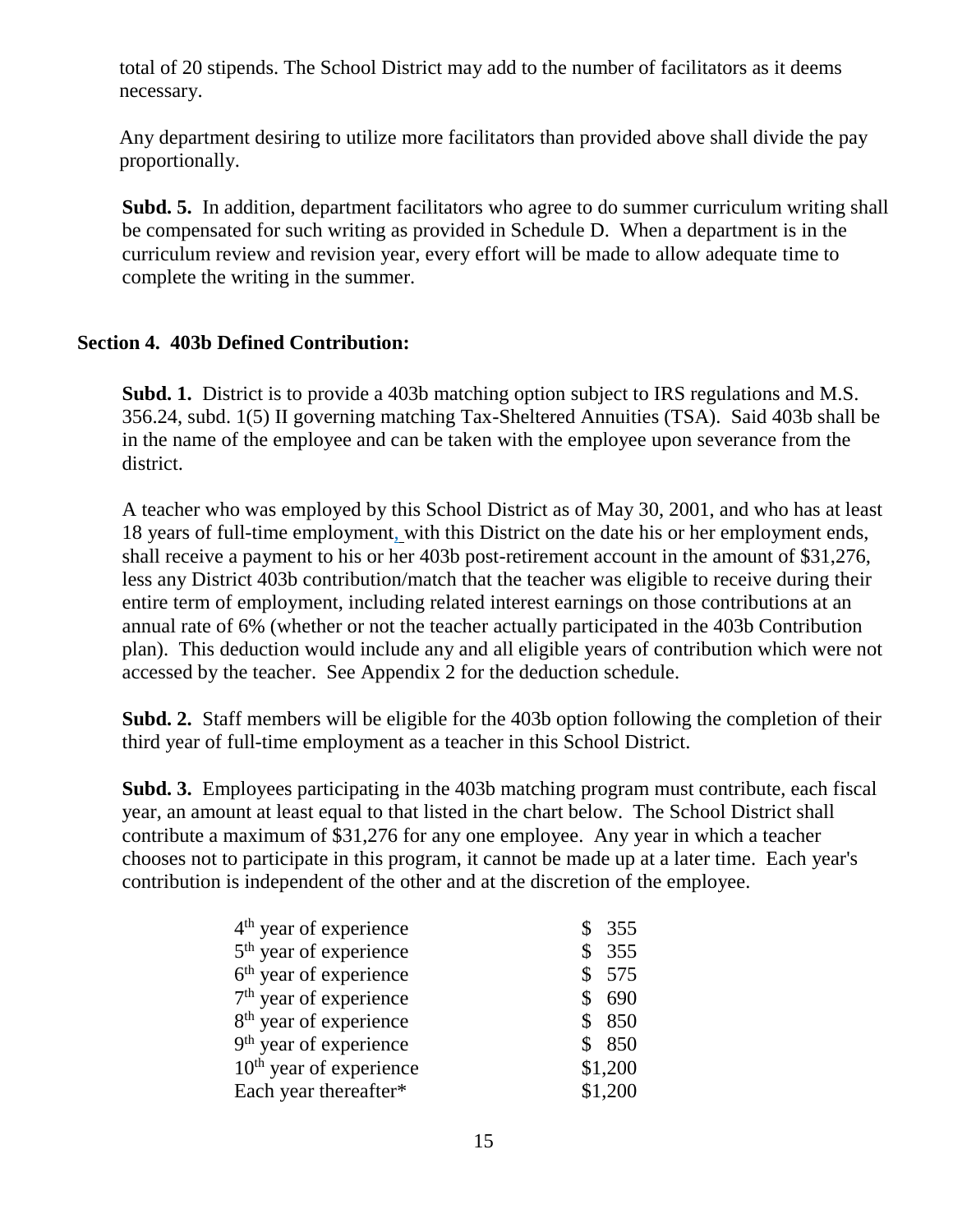total of 20 stipends. The School District may add to the number of facilitators as it deems necessary.

Any department desiring to utilize more facilitators than provided above shall divide the pay proportionally.

**Subd. 5.** In addition, department facilitators who agree to do summer curriculum writing shall be compensated for such writing as provided in Schedule D. When a department is in the curriculum review and revision year, every effort will be made to allow adequate time to complete the writing in the summer.

## Section 4. 403b Defined Contribution:

**Subd. 1.** District is to provide a 403b matching option subject to IRS regulations and M.S. 356.24, subd. 1(5) II governing matching Tax-Sheltered Annuities (TSA). Said 403b shall be in the name of the employee and can be taken with the employee upon severance from the district.

A teacher who was employed by this School District as of May 30, 2001, and who has at least 18 years of full-time employment, with this District on the date his or her employment ends, shall receive a payment to his or her 403b post-retirement account in the amount of $31,276, less any District 403b contribution/match that the teacher was eligible to receive during their entire term of employment, including related interest earnings on those contributions at an annual rate of 6% (whether or not the teacher actually participated in the 403b Contribution plan). This deduction would include any and all eligible years of contribution which were not accessed by the teacher. See Appendix 2 for the deduction schedule.

**Subd. 2.** Staff members will be eligible for the 403b option following the completion of their third year of full-time employment as a teacher in this School District.

**Subd. 3.** Employees participating in the 403b matching program must contribute, each fiscal year, an amount at least equal to that listed in the chart below. The School District shall contribute a maximum of $31,276 for any one employee. Any year in which a teacher chooses not to participate in this program, it cannot be made up at a later time. Each year's contribution is independent of the other and at the discretion of the employee.

| | |
|---|---|
| 4th year of experience | $ 355 |
| 5th year of experience | $ 355 |
| 6th year of experience | $ 575 |
| 7th year of experience | $ 690 |
| 8th year of experience | $ 850 |
| 9th year of experience | $ 850 |
| 10th year of experience | $1,200 |
| Each year thereafter* | $1,200 |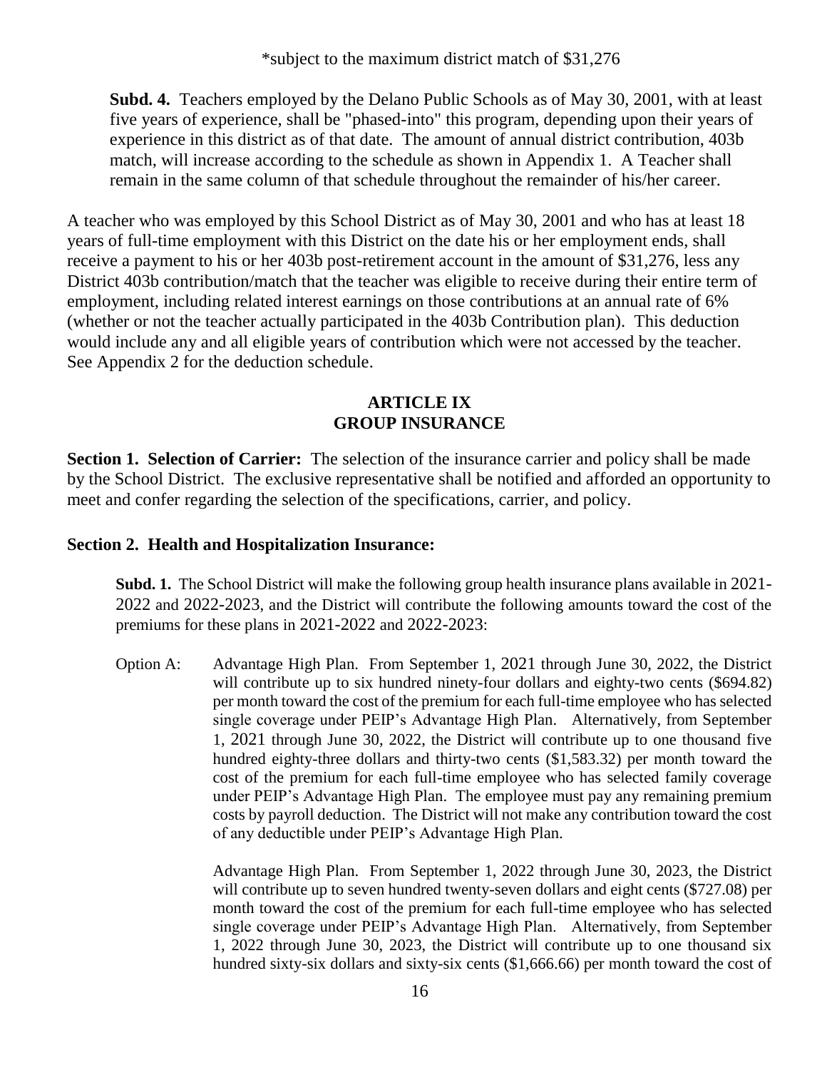*subject to the maximum district match of $31,276

**Subd. 4.** Teachers employed by the Delano Public Schools as of May 30, 2001, with at least five years of experience, shall be "phased-into" this program, depending upon their years of experience in this district as of that date. The amount of annual district contribution, 403b match, will increase according to the schedule as shown in Appendix 1. A Teacher shall remain in the same column of that schedule throughout the remainder of his/her career.

A teacher who was employed by this School District as of May 30, 2001 and who has at least 18 years of full-time employment with this District on the date his or her employment ends, shall receive a payment to his or her 403b post-retirement account in the amount of $31,276, less any District 403b contribution/match that the teacher was eligible to receive during their entire term of employment, including related interest earnings on those contributions at an annual rate of 6% (whether or not the teacher actually participated in the 403b Contribution plan). This deduction would include any and all eligible years of contribution which were not accessed by the teacher. See Appendix 2 for the deduction schedule.

## ARTICLE IX
## GROUP INSURANCE

**Section 1. Selection of Carrier:** The selection of the insurance carrier and policy shall be made by the School District. The exclusive representative shall be notified and afforded an opportunity to meet and confer regarding the selection of the specifications, carrier, and policy.

**Section 2. Health and Hospitalization Insurance:**

**Subd. 1.** The School District will make the following group health insurance plans available in 2021-2022 and 2022-2023, and the District will contribute the following amounts toward the cost of the premiums for these plans in 2021-2022 and 2022-2023:

Option A: Advantage High Plan. From September 1, 2021 through June 30, 2022, the District will contribute up to six hundred ninety-four dollars and eighty-two cents ($694.82) per month toward the cost of the premium for each full-time employee who has selected single coverage under PEIP's Advantage High Plan. Alternatively, from September 1, 2021 through June 30, 2022, the District will contribute up to one thousand five hundred eighty-three dollars and thirty-two cents ($1,583.32) per month toward the cost of the premium for each full-time employee who has selected family coverage under PEIP's Advantage High Plan. The employee must pay any remaining premium costs by payroll deduction. The District will not make any contribution toward the cost of any deductible under PEIP's Advantage High Plan.

Advantage High Plan. From September 1, 2022 through June 30, 2023, the District will contribute up to seven hundred twenty-seven dollars and eight cents ($727.08) per month toward the cost of the premium for each full-time employee who has selected single coverage under PEIP's Advantage High Plan. Alternatively, from September 1, 2022 through June 30, 2023, the District will contribute up to one thousand six hundred sixty-six dollars and sixty-six cents ($1,666.66) per month toward the cost of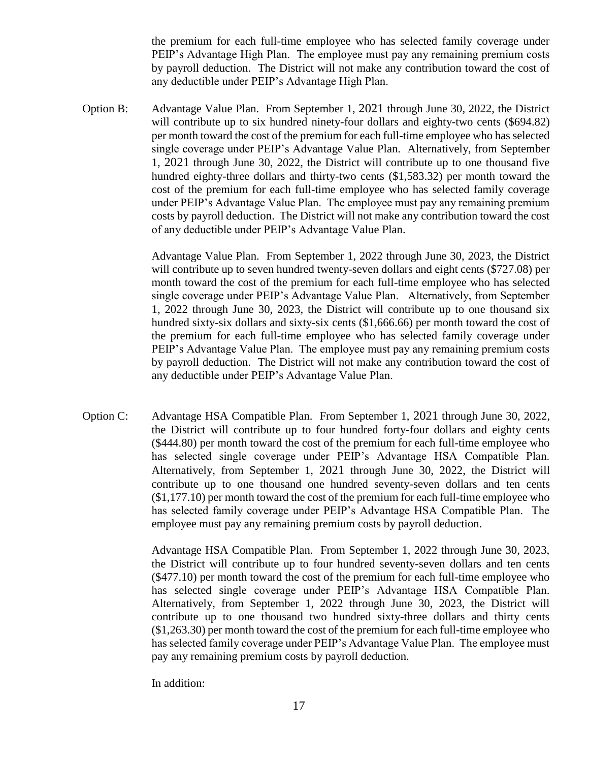the premium for each full-time employee who has selected family coverage under PEIP's Advantage High Plan. The employee must pay any remaining premium costs by payroll deduction. The District will not make any contribution toward the cost of any deductible under PEIP's Advantage High Plan.

Option B: Advantage Value Plan. From September 1, 2021 through June 30, 2022, the District will contribute up to six hundred ninety-four dollars and eighty-two cents ($694.82) per month toward the cost of the premium for each full-time employee who has selected single coverage under PEIP's Advantage Value Plan. Alternatively, from September 1, 2021 through June 30, 2022, the District will contribute up to one thousand five hundred eighty-three dollars and thirty-two cents ($1,583.32) per month toward the cost of the premium for each full-time employee who has selected family coverage under PEIP's Advantage Value Plan. The employee must pay any remaining premium costs by payroll deduction. The District will not make any contribution toward the cost of any deductible under PEIP's Advantage Value Plan.

Advantage Value Plan. From September 1, 2022 through June 30, 2023, the District will contribute up to seven hundred twenty-seven dollars and eight cents ($727.08) per month toward the cost of the premium for each full-time employee who has selected single coverage under PEIP's Advantage Value Plan. Alternatively, from September 1, 2022 through June 30, 2023, the District will contribute up to one thousand six hundred sixty-six dollars and sixty-six cents ($1,666.66) per month toward the cost of the premium for each full-time employee who has selected family coverage under PEIP's Advantage Value Plan. The employee must pay any remaining premium costs by payroll deduction. The District will not make any contribution toward the cost of any deductible under PEIP's Advantage Value Plan.

Option C: Advantage HSA Compatible Plan. From September 1, 2021 through June 30, 2022, the District will contribute up to four hundred forty-four dollars and eighty cents ($444.80) per month toward the cost of the premium for each full-time employee who has selected single coverage under PEIP's Advantage HSA Compatible Plan. Alternatively, from September 1, 2021 through June 30, 2022, the District will contribute up to one thousand one hundred seventy-seven dollars and ten cents ($1,177.10) per month toward the cost of the premium for each full-time employee who has selected family coverage under PEIP's Advantage HSA Compatible Plan. The employee must pay any remaining premium costs by payroll deduction.

Advantage HSA Compatible Plan. From September 1, 2022 through June 30, 2023, the District will contribute up to four hundred seventy-seven dollars and ten cents ($477.10) per month toward the cost of the premium for each full-time employee who has selected single coverage under PEIP's Advantage HSA Compatible Plan. Alternatively, from September 1, 2022 through June 30, 2023, the District will contribute up to one thousand two hundred sixty-three dollars and thirty cents ($1,263.30) per month toward the cost of the premium for each full-time employee who has selected family coverage under PEIP's Advantage Value Plan. The employee must pay any remaining premium costs by payroll deduction.

In addition: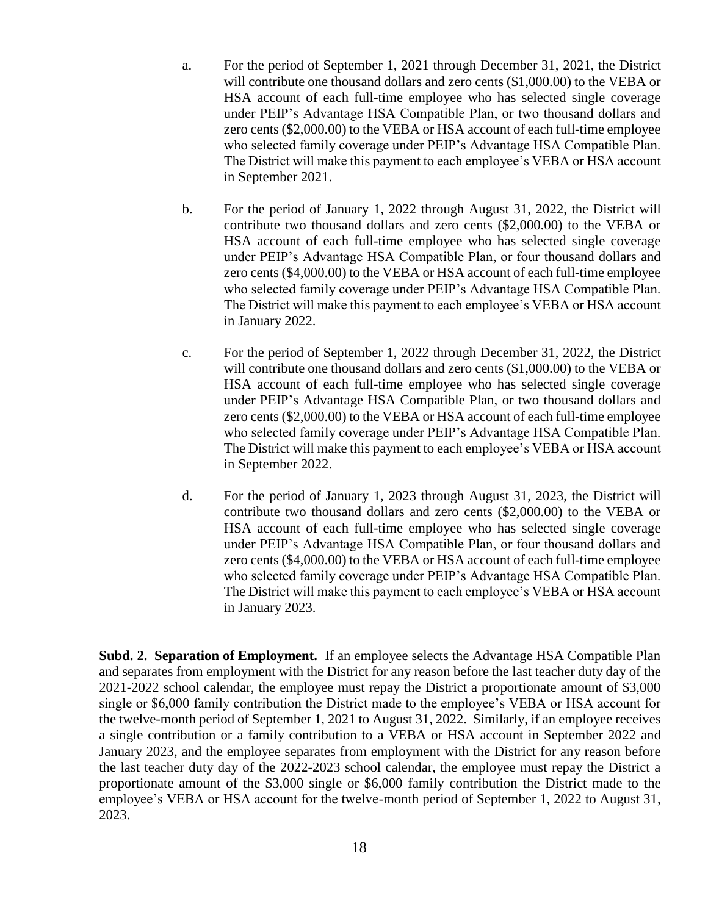a. For the period of September 1, 2021 through December 31, 2021, the District will contribute one thousand dollars and zero cents ($1,000.00) to the VEBA or HSA account of each full-time employee who has selected single coverage under PEIP's Advantage HSA Compatible Plan, or two thousand dollars and zero cents ($2,000.00) to the VEBA or HSA account of each full-time employee who selected family coverage under PEIP's Advantage HSA Compatible Plan. The District will make this payment to each employee's VEBA or HSA account in September 2021.

b. For the period of January 1, 2022 through August 31, 2022, the District will contribute two thousand dollars and zero cents ($2,000.00) to the VEBA or HSA account of each full-time employee who has selected single coverage under PEIP's Advantage HSA Compatible Plan, or four thousand dollars and zero cents ($4,000.00) to the VEBA or HSA account of each full-time employee who selected family coverage under PEIP's Advantage HSA Compatible Plan. The District will make this payment to each employee's VEBA or HSA account in January 2022.

c. For the period of September 1, 2022 through December 31, 2022, the District will contribute one thousand dollars and zero cents ($1,000.00) to the VEBA or HSA account of each full-time employee who has selected single coverage under PEIP's Advantage HSA Compatible Plan, or two thousand dollars and zero cents ($2,000.00) to the VEBA or HSA account of each full-time employee who selected family coverage under PEIP's Advantage HSA Compatible Plan. The District will make this payment to each employee's VEBA or HSA account in September 2022.

d. For the period of January 1, 2023 through August 31, 2023, the District will contribute two thousand dollars and zero cents ($2,000.00) to the VEBA or HSA account of each full-time employee who has selected single coverage under PEIP's Advantage HSA Compatible Plan, or four thousand dollars and zero cents ($4,000.00) to the VEBA or HSA account of each full-time employee who selected family coverage under PEIP's Advantage HSA Compatible Plan. The District will make this payment to each employee's VEBA or HSA account in January 2023.

**Subd. 2. Separation of Employment.** If an employee selects the Advantage HSA Compatible Plan and separates from employment with the District for any reason before the last teacher duty day of the 2021-2022 school calendar, the employee must repay the District a proportionate amount of $3,000 single or $6,000 family contribution the District made to the employee's VEBA or HSA account for the twelve-month period of September 1, 2021 to August 31, 2022. Similarly, if an employee receives a single contribution or a family contribution to a VEBA or HSA account in September 2022 and January 2023, and the employee separates from employment with the District for any reason before the last teacher duty day of the 2022-2023 school calendar, the employee must repay the District a proportionate amount of the $3,000 single or $6,000 family contribution the District made to the employee's VEBA or HSA account for the twelve-month period of September 1, 2022 to August 31, 2023.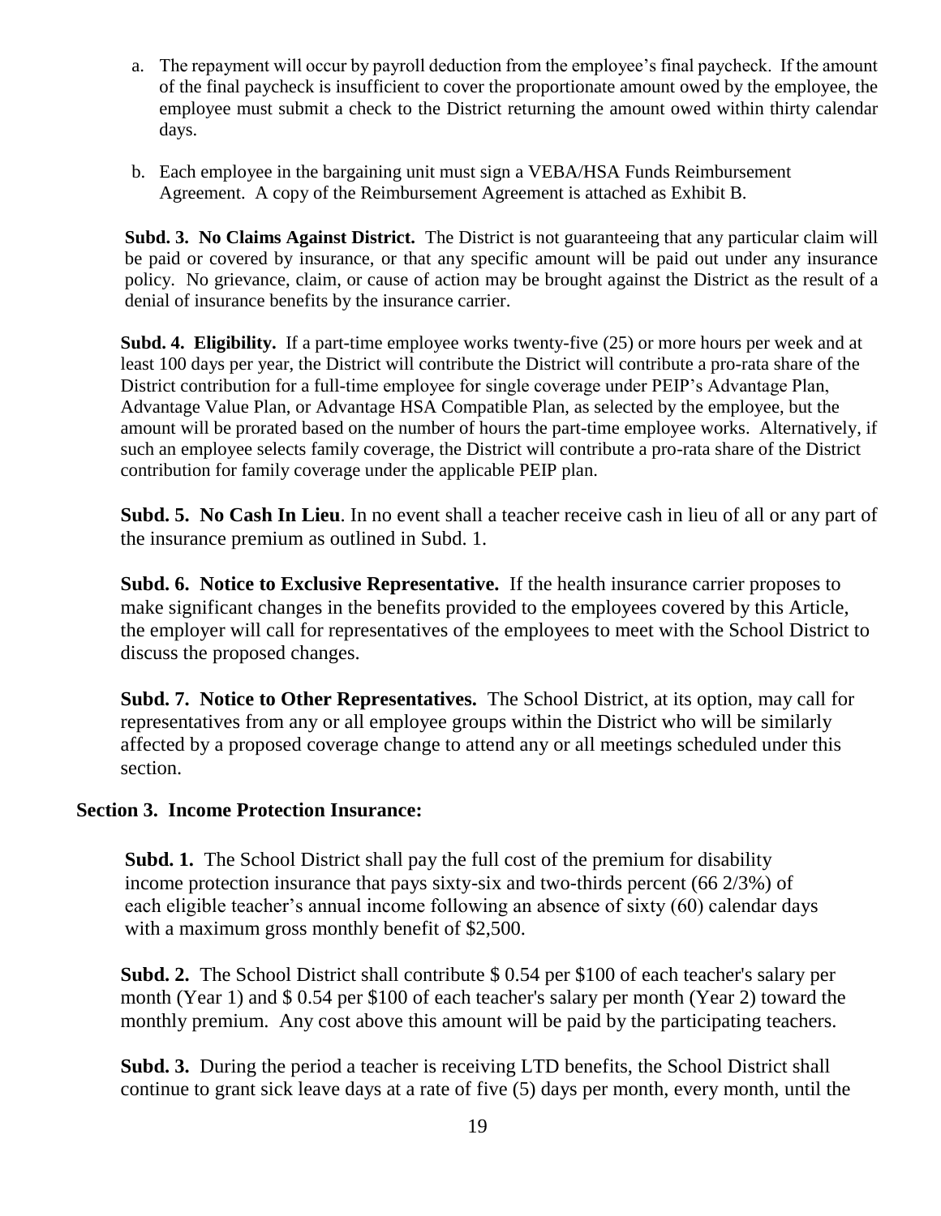a. The repayment will occur by payroll deduction from the employee's final paycheck. If the amount of the final paycheck is insufficient to cover the proportionate amount owed by the employee, the employee must submit a check to the District returning the amount owed within thirty calendar days.

b. Each employee in the bargaining unit must sign a VEBA/HSA Funds Reimbursement Agreement. A copy of the Reimbursement Agreement is attached as Exhibit B.

**Subd. 3. No Claims Against District.** The District is not guaranteeing that any particular claim will be paid or covered by insurance, or that any specific amount will be paid out under any insurance policy. No grievance, claim, or cause of action may be brought against the District as the result of a denial of insurance benefits by the insurance carrier.

**Subd. 4. Eligibility.** If a part-time employee works twenty-five (25) or more hours per week and at least 100 days per year, the District will contribute the District will contribute a pro-rata share of the District contribution for a full-time employee for single coverage under PEIP's Advantage Plan, Advantage Value Plan, or Advantage HSA Compatible Plan, as selected by the employee, but the amount will be prorated based on the number of hours the part-time employee works. Alternatively, if such an employee selects family coverage, the District will contribute a pro-rata share of the District contribution for family coverage under the applicable PEIP plan.

**Subd. 5. No Cash In Lieu**. In no event shall a teacher receive cash in lieu of all or any part of the insurance premium as outlined in Subd. 1.

**Subd. 6. Notice to Exclusive Representative.** If the health insurance carrier proposes to make significant changes in the benefits provided to the employees covered by this Article, the employer will call for representatives of the employees to meet with the School District to discuss the proposed changes.

**Subd. 7. Notice to Other Representatives.** The School District, at its option, may call for representatives from any or all employee groups within the District who will be similarly affected by a proposed coverage change to attend any or all meetings scheduled under this section.

**Section 3. Income Protection Insurance:**

**Subd. 1.** The School District shall pay the full cost of the premium for disability income protection insurance that pays sixty-six and two-thirds percent (66 2/3%) of each eligible teacher's annual income following an absence of sixty (60) calendar days with a maximum gross monthly benefit of $2,500.

**Subd. 2.** The School District shall contribute $ 0.54 per $100 of each teacher's salary per month (Year 1) and $ 0.54 per $100 of each teacher's salary per month (Year 2) toward the monthly premium. Any cost above this amount will be paid by the participating teachers.

**Subd. 3.** During the period a teacher is receiving LTD benefits, the School District shall continue to grant sick leave days at a rate of five (5) days per month, every month, until the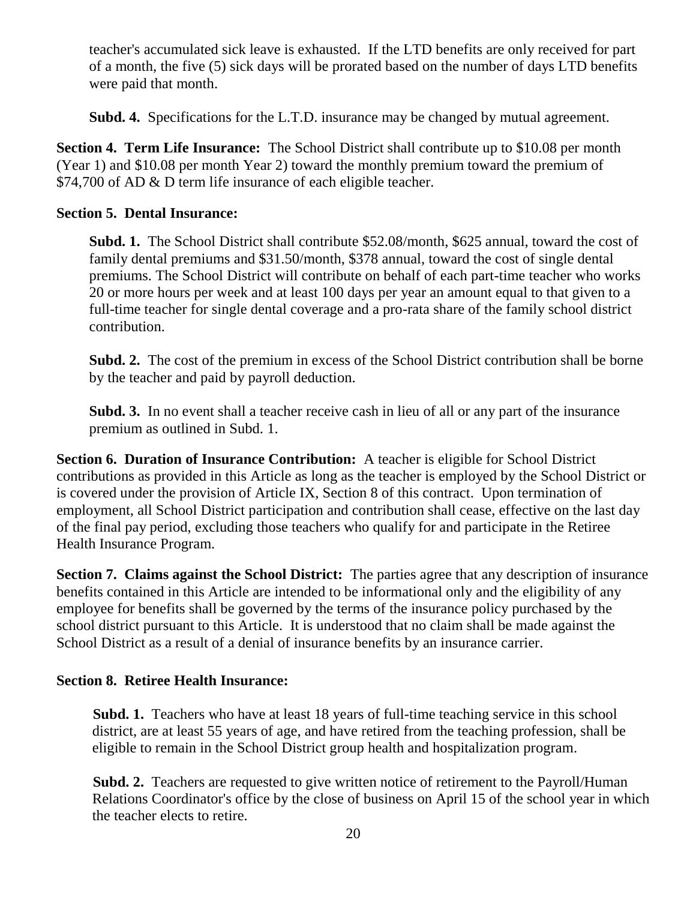teacher's accumulated sick leave is exhausted. If the LTD benefits are only received for part of a month, the five (5) sick days will be prorated based on the number of days LTD benefits were paid that month.

**Subd. 4.** Specifications for the L.T.D. insurance may be changed by mutual agreement.

**Section 4. Term Life Insurance:** The School District shall contribute up to $10.08 per month (Year 1) and $10.08 per month Year 2) toward the monthly premium toward the premium of $74,700 of AD & D term life insurance of each eligible teacher.

**Section 5. Dental Insurance:**

**Subd. 1.** The School District shall contribute $52.08/month, $625 annual, toward the cost of family dental premiums and $31.50/month, $378 annual, toward the cost of single dental premiums. The School District will contribute on behalf of each part-time teacher who works 20 or more hours per week and at least 100 days per year an amount equal to that given to a full-time teacher for single dental coverage and a pro-rata share of the family school district contribution.

**Subd. 2.** The cost of the premium in excess of the School District contribution shall be borne by the teacher and paid by payroll deduction.

**Subd. 3.** In no event shall a teacher receive cash in lieu of all or any part of the insurance premium as outlined in Subd. 1.

**Section 6. Duration of Insurance Contribution:** A teacher is eligible for School District contributions as provided in this Article as long as the teacher is employed by the School District or is covered under the provision of Article IX, Section 8 of this contract. Upon termination of employment, all School District participation and contribution shall cease, effective on the last day of the final pay period, excluding those teachers who qualify for and participate in the Retiree Health Insurance Program.

**Section 7. Claims against the School District:** The parties agree that any description of insurance benefits contained in this Article are intended to be informational only and the eligibility of any employee for benefits shall be governed by the terms of the insurance policy purchased by the school district pursuant to this Article. It is understood that no claim shall be made against the School District as a result of a denial of insurance benefits by an insurance carrier.

**Section 8. Retiree Health Insurance:**

**Subd. 1.** Teachers who have at least 18 years of full-time teaching service in this school district, are at least 55 years of age, and have retired from the teaching profession, shall be eligible to remain in the School District group health and hospitalization program.

**Subd. 2.** Teachers are requested to give written notice of retirement to the Payroll/Human Relations Coordinator's office by the close of business on April 15 of the school year in which the teacher elects to retire.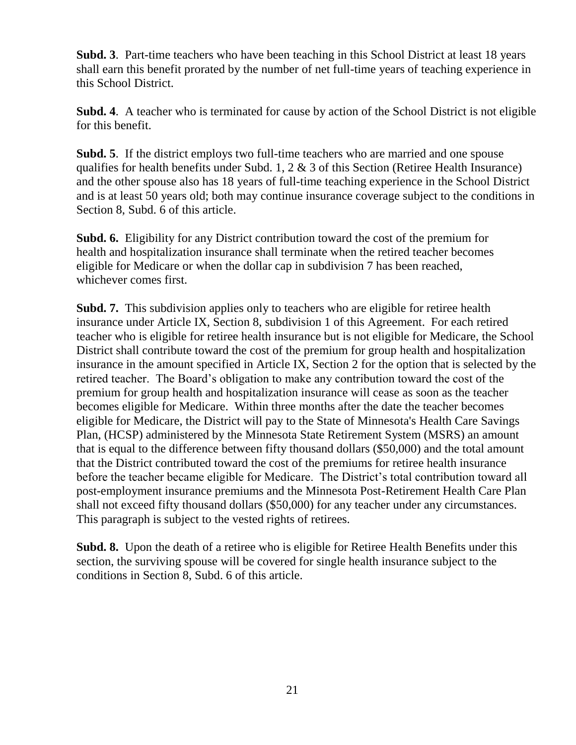**Subd. 3**. Part-time teachers who have been teaching in this School District at least 18 years shall earn this benefit prorated by the number of net full-time years of teaching experience in this School District.

**Subd. 4**. A teacher who is terminated for cause by action of the School District is not eligible for this benefit.

**Subd. 5**. If the district employs two full-time teachers who are married and one spouse qualifies for health benefits under Subd. 1, 2 & 3 of this Section (Retiree Health Insurance) and the other spouse also has 18 years of full-time teaching experience in the School District and is at least 50 years old; both may continue insurance coverage subject to the conditions in Section 8, Subd. 6 of this article.

**Subd. 6.** Eligibility for any District contribution toward the cost of the premium for health and hospitalization insurance shall terminate when the retired teacher becomes eligible for Medicare or when the dollar cap in subdivision 7 has been reached, whichever comes first.

**Subd. 7.** This subdivision applies only to teachers who are eligible for retiree health insurance under Article IX, Section 8, subdivision 1 of this Agreement. For each retired teacher who is eligible for retiree health insurance but is not eligible for Medicare, the School District shall contribute toward the cost of the premium for group health and hospitalization insurance in the amount specified in Article IX, Section 2 for the option that is selected by the retired teacher. The Board's obligation to make any contribution toward the cost of the premium for group health and hospitalization insurance will cease as soon as the teacher becomes eligible for Medicare. Within three months after the date the teacher becomes eligible for Medicare, the District will pay to the State of Minnesota's Health Care Savings Plan, (HCSP) administered by the Minnesota State Retirement System (MSRS) an amount that is equal to the difference between fifty thousand dollars ($50,000) and the total amount that the District contributed toward the cost of the premiums for retiree health insurance before the teacher became eligible for Medicare. The District's total contribution toward all post-employment insurance premiums and the Minnesota Post-Retirement Health Care Plan shall not exceed fifty thousand dollars ($50,000) for any teacher under any circumstances. This paragraph is subject to the vested rights of retirees.

**Subd. 8.** Upon the death of a retiree who is eligible for Retiree Health Benefits under this section, the surviving spouse will be covered for single health insurance subject to the conditions in Section 8, Subd. 6 of this article.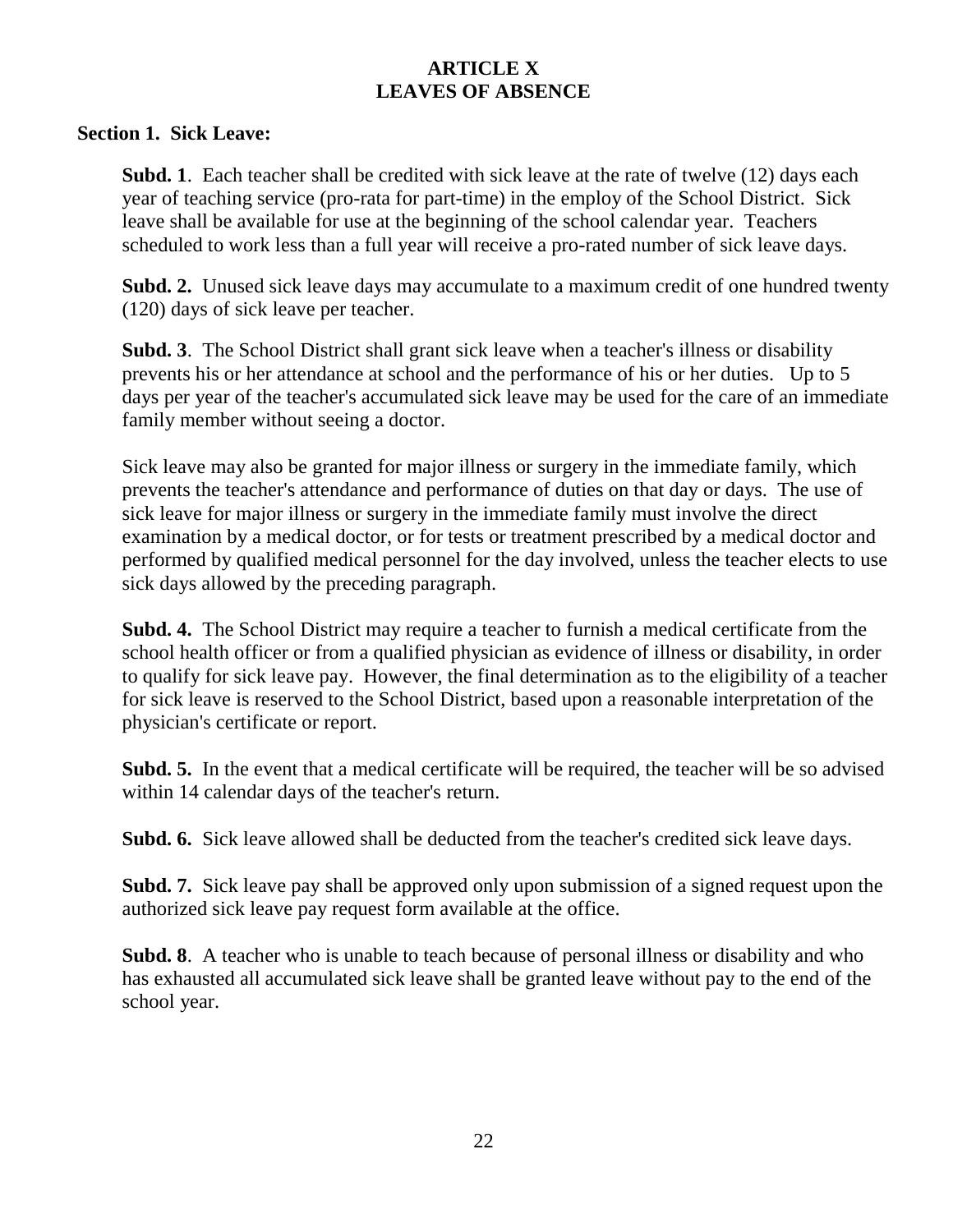# ARTICLE X
# LEAVES OF ABSENCE

## Section 1. Sick Leave:

**Subd. 1**. Each teacher shall be credited with sick leave at the rate of twelve (12) days each year of teaching service (pro-rata for part-time) in the employ of the School District. Sick leave shall be available for use at the beginning of the school calendar year. Teachers scheduled to work less than a full year will receive a pro-rated number of sick leave days.

**Subd. 2.** Unused sick leave days may accumulate to a maximum credit of one hundred twenty (120) days of sick leave per teacher.

**Subd. 3**. The School District shall grant sick leave when a teacher's illness or disability prevents his or her attendance at school and the performance of his or her duties. Up to 5 days per year of the teacher's accumulated sick leave may be used for the care of an immediate family member without seeing a doctor.

Sick leave may also be granted for major illness or surgery in the immediate family, which prevents the teacher's attendance and performance of duties on that day or days. The use of sick leave for major illness or surgery in the immediate family must involve the direct examination by a medical doctor, or for tests or treatment prescribed by a medical doctor and performed by qualified medical personnel for the day involved, unless the teacher elects to use sick days allowed by the preceding paragraph.

**Subd. 4.** The School District may require a teacher to furnish a medical certificate from the school health officer or from a qualified physician as evidence of illness or disability, in order to qualify for sick leave pay. However, the final determination as to the eligibility of a teacher for sick leave is reserved to the School District, based upon a reasonable interpretation of the physician's certificate or report.

**Subd. 5.** In the event that a medical certificate will be required, the teacher will be so advised within 14 calendar days of the teacher's return.

**Subd. 6.** Sick leave allowed shall be deducted from the teacher's credited sick leave days.

**Subd. 7.** Sick leave pay shall be approved only upon submission of a signed request upon the authorized sick leave pay request form available at the office.

**Subd. 8**. A teacher who is unable to teach because of personal illness or disability and who has exhausted all accumulated sick leave shall be granted leave without pay to the end of the school year.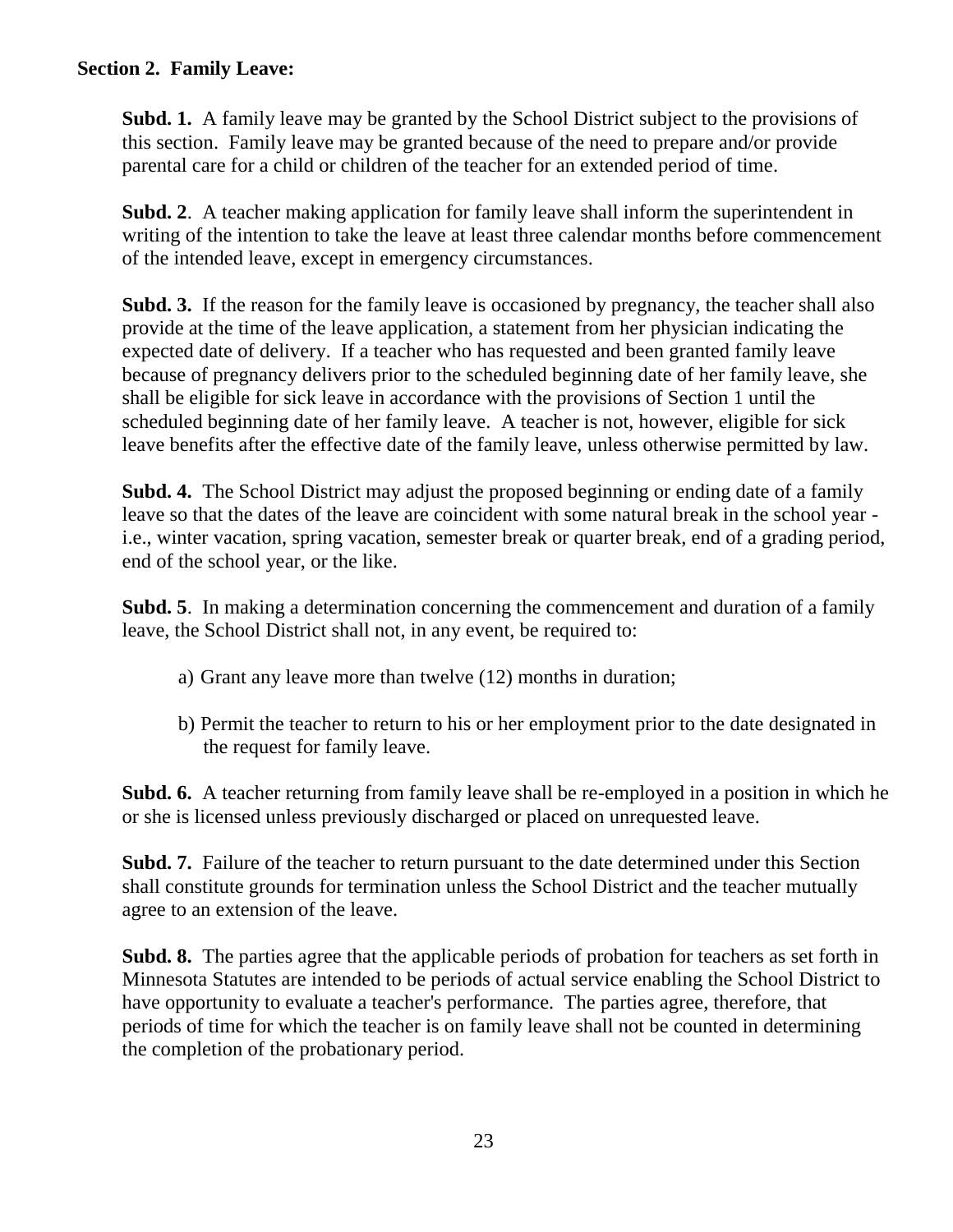**Section 2. Family Leave:**

**Subd. 1.** A family leave may be granted by the School District subject to the provisions of this section. Family leave may be granted because of the need to prepare and/or provide parental care for a child or children of the teacher for an extended period of time.

**Subd. 2**. A teacher making application for family leave shall inform the superintendent in writing of the intention to take the leave at least three calendar months before commencement of the intended leave, except in emergency circumstances.

**Subd. 3.** If the reason for the family leave is occasioned by pregnancy, the teacher shall also provide at the time of the leave application, a statement from her physician indicating the expected date of delivery. If a teacher who has requested and been granted family leave because of pregnancy delivers prior to the scheduled beginning date of her family leave, she shall be eligible for sick leave in accordance with the provisions of Section 1 until the scheduled beginning date of her family leave. A teacher is not, however, eligible for sick leave benefits after the effective date of the family leave, unless otherwise permitted by law.

**Subd. 4.** The School District may adjust the proposed beginning or ending date of a family leave so that the dates of the leave are coincident with some natural break in the school year - i.e., winter vacation, spring vacation, semester break or quarter break, end of a grading period, end of the school year, or the like.

**Subd. 5**. In making a determination concerning the commencement and duration of a family leave, the School District shall not, in any event, be required to:

a) Grant any leave more than twelve (12) months in duration;

b) Permit the teacher to return to his or her employment prior to the date designated in the request for family leave.

**Subd. 6.** A teacher returning from family leave shall be re-employed in a position in which he or she is licensed unless previously discharged or placed on unrequested leave.

**Subd. 7.** Failure of the teacher to return pursuant to the date determined under this Section shall constitute grounds for termination unless the School District and the teacher mutually agree to an extension of the leave.

**Subd. 8.** The parties agree that the applicable periods of probation for teachers as set forth in Minnesota Statutes are intended to be periods of actual service enabling the School District to have opportunity to evaluate a teacher's performance. The parties agree, therefore, that periods of time for which the teacher is on family leave shall not be counted in determining the completion of the probationary period.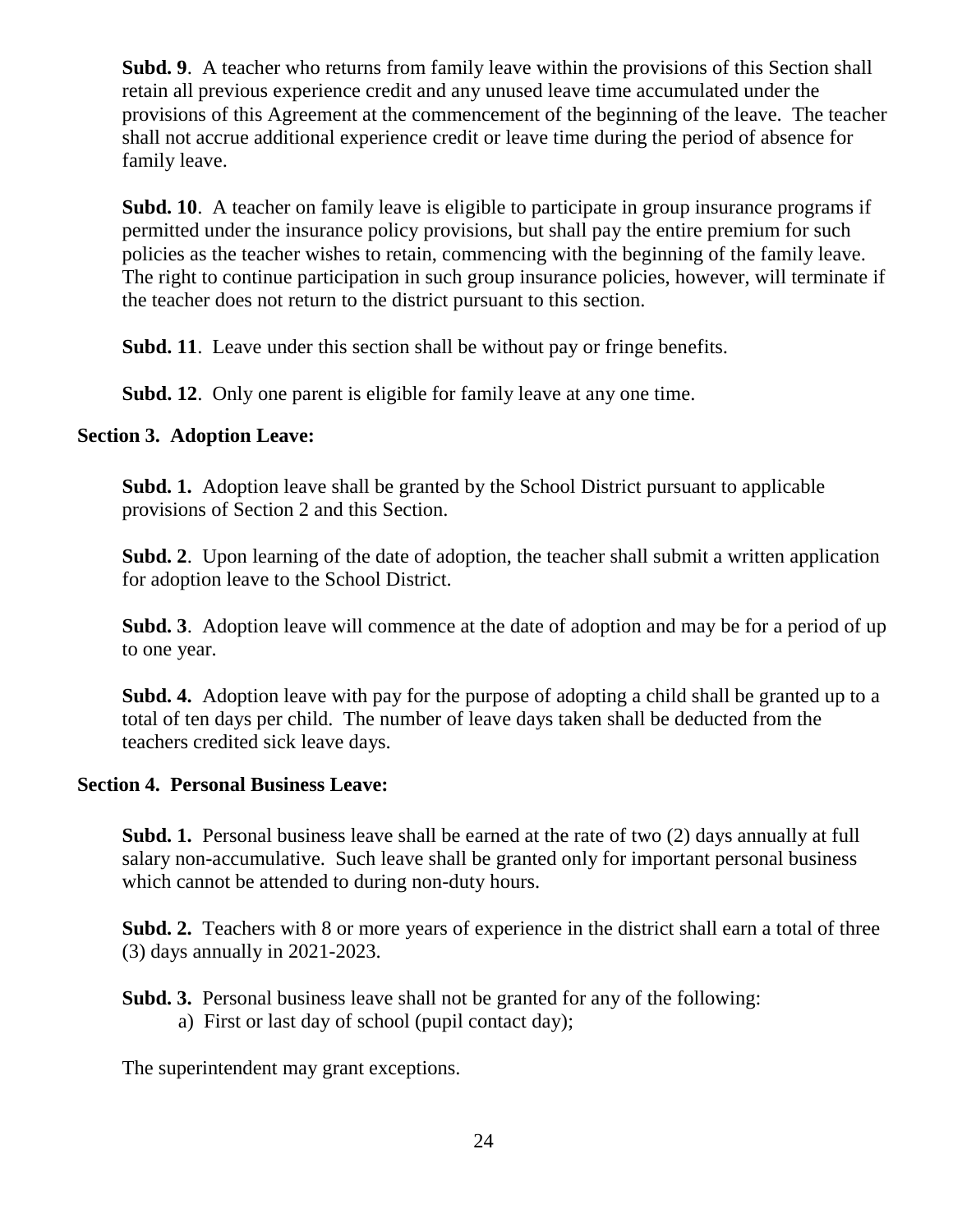**Subd. 9**. A teacher who returns from family leave within the provisions of this Section shall retain all previous experience credit and any unused leave time accumulated under the provisions of this Agreement at the commencement of the beginning of the leave. The teacher shall not accrue additional experience credit or leave time during the period of absence for family leave.

**Subd. 10**. A teacher on family leave is eligible to participate in group insurance programs if permitted under the insurance policy provisions, but shall pay the entire premium for such policies as the teacher wishes to retain, commencing with the beginning of the family leave. The right to continue participation in such group insurance policies, however, will terminate if the teacher does not return to the district pursuant to this section.

**Subd. 11**. Leave under this section shall be without pay or fringe benefits.

**Subd. 12**. Only one parent is eligible for family leave at any one time.

**Section 3. Adoption Leave:**

**Subd. 1.** Adoption leave shall be granted by the School District pursuant to applicable provisions of Section 2 and this Section.

**Subd. 2**. Upon learning of the date of adoption, the teacher shall submit a written application for adoption leave to the School District.

**Subd. 3**. Adoption leave will commence at the date of adoption and may be for a period of up to one year.

**Subd. 4.** Adoption leave with pay for the purpose of adopting a child shall be granted up to a total of ten days per child. The number of leave days taken shall be deducted from the teachers credited sick leave days.

**Section 4. Personal Business Leave:**

**Subd. 1.** Personal business leave shall be earned at the rate of two (2) days annually at full salary non-accumulative. Such leave shall be granted only for important personal business which cannot be attended to during non-duty hours.

**Subd. 2.** Teachers with 8 or more years of experience in the district shall earn a total of three (3) days annually in 2021-2023.

**Subd. 3.** Personal business leave shall not be granted for any of the following:

a) First or last day of school (pupil contact day);

The superintendent may grant exceptions.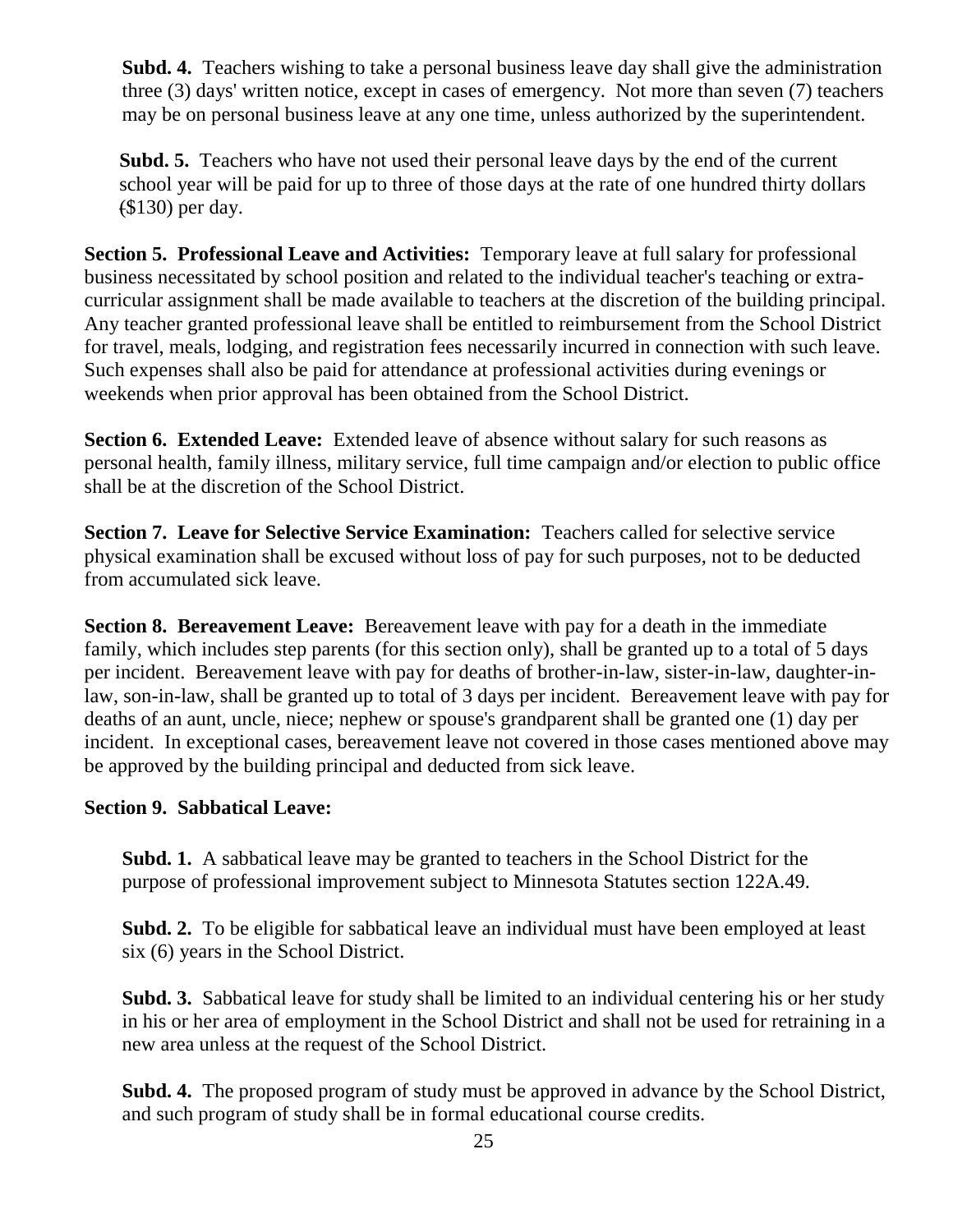**Subd. 4.** Teachers wishing to take a personal business leave day shall give the administration three (3) days' written notice, except in cases of emergency. Not more than seven (7) teachers may be on personal business leave at any one time, unless authorized by the superintendent.

**Subd. 5.** Teachers who have not used their personal leave days by the end of the current school year will be paid for up to three of those days at the rate of one hundred thirty dollars ($130) per day.

**Section 5. Professional Leave and Activities:** Temporary leave at full salary for professional business necessitated by school position and related to the individual teacher's teaching or extra-curricular assignment shall be made available to teachers at the discretion of the building principal. Any teacher granted professional leave shall be entitled to reimbursement from the School District for travel, meals, lodging, and registration fees necessarily incurred in connection with such leave. Such expenses shall also be paid for attendance at professional activities during evenings or weekends when prior approval has been obtained from the School District.

**Section 6. Extended Leave:** Extended leave of absence without salary for such reasons as personal health, family illness, military service, full time campaign and/or election to public office shall be at the discretion of the School District.

**Section 7. Leave for Selective Service Examination:** Teachers called for selective service physical examination shall be excused without loss of pay for such purposes, not to be deducted from accumulated sick leave.

**Section 8. Bereavement Leave:** Bereavement leave with pay for a death in the immediate family, which includes step parents (for this section only), shall be granted up to a total of 5 days per incident. Bereavement leave with pay for deaths of brother-in-law, sister-in-law, daughter-in-law, son-in-law, shall be granted up to total of 3 days per incident. Bereavement leave with pay for deaths of an aunt, uncle, niece; nephew or spouse's grandparent shall be granted one (1) day per incident. In exceptional cases, bereavement leave not covered in those cases mentioned above may be approved by the building principal and deducted from sick leave.

**Section 9. Sabbatical Leave:**

**Subd. 1.** A sabbatical leave may be granted to teachers in the School District for the purpose of professional improvement subject to Minnesota Statutes section 122A.49.

**Subd. 2.** To be eligible for sabbatical leave an individual must have been employed at least six (6) years in the School District.

**Subd. 3.** Sabbatical leave for study shall be limited to an individual centering his or her study in his or her area of employment in the School District and shall not be used for retraining in a new area unless at the request of the School District.

**Subd. 4.** The proposed program of study must be approved in advance by the School District, and such program of study shall be in formal educational course credits.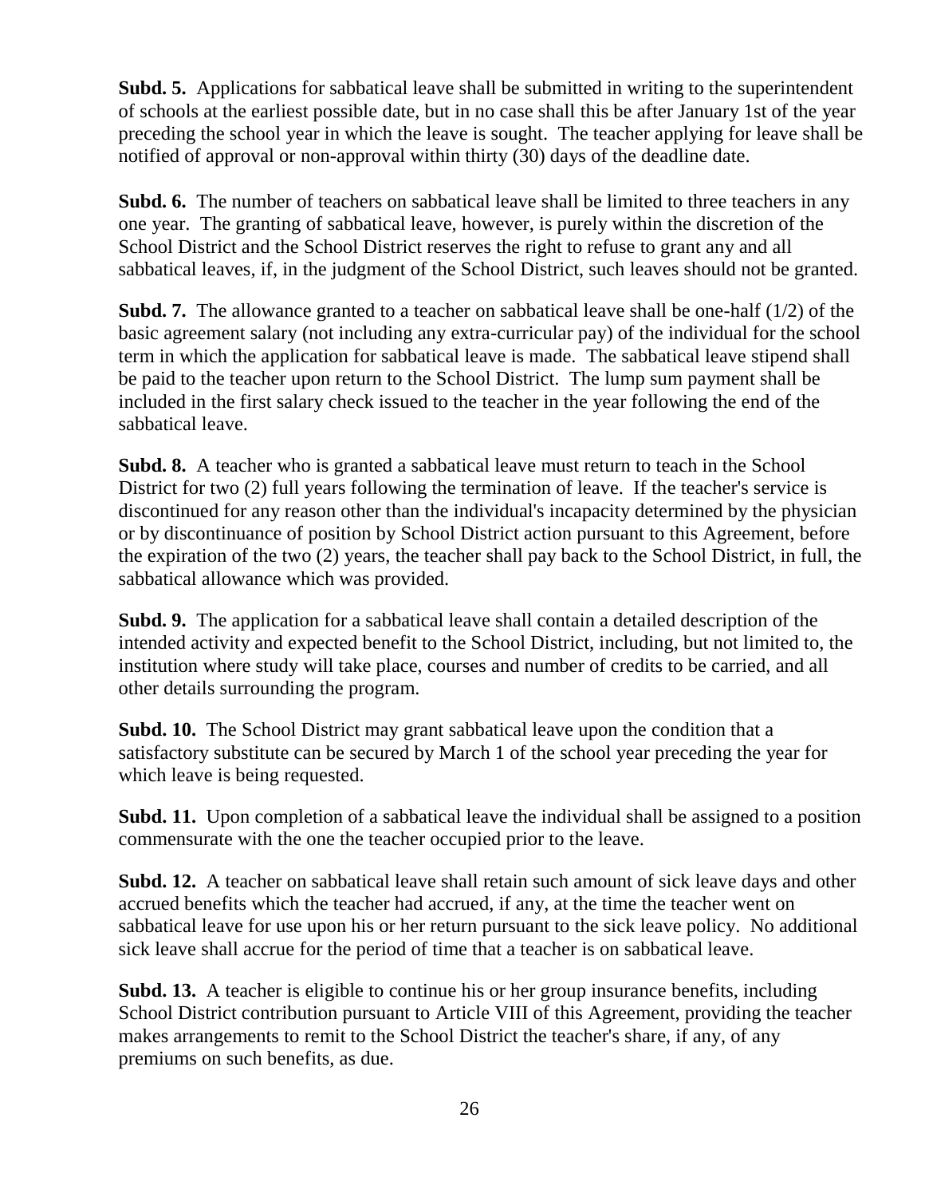**Subd. 5.** Applications for sabbatical leave shall be submitted in writing to the superintendent of schools at the earliest possible date, but in no case shall this be after January 1st of the year preceding the school year in which the leave is sought. The teacher applying for leave shall be notified of approval or non-approval within thirty (30) days of the deadline date.

**Subd. 6.** The number of teachers on sabbatical leave shall be limited to three teachers in any one year. The granting of sabbatical leave, however, is purely within the discretion of the School District and the School District reserves the right to refuse to grant any and all sabbatical leaves, if, in the judgment of the School District, such leaves should not be granted.

**Subd. 7.** The allowance granted to a teacher on sabbatical leave shall be one-half (1/2) of the basic agreement salary (not including any extra-curricular pay) of the individual for the school term in which the application for sabbatical leave is made. The sabbatical leave stipend shall be paid to the teacher upon return to the School District. The lump sum payment shall be included in the first salary check issued to the teacher in the year following the end of the sabbatical leave.

**Subd. 8.** A teacher who is granted a sabbatical leave must return to teach in the School District for two (2) full years following the termination of leave. If the teacher's service is discontinued for any reason other than the individual's incapacity determined by the physician or by discontinuance of position by School District action pursuant to this Agreement, before the expiration of the two (2) years, the teacher shall pay back to the School District, in full, the sabbatical allowance which was provided.

**Subd. 9.** The application for a sabbatical leave shall contain a detailed description of the intended activity and expected benefit to the School District, including, but not limited to, the institution where study will take place, courses and number of credits to be carried, and all other details surrounding the program.

**Subd. 10.** The School District may grant sabbatical leave upon the condition that a satisfactory substitute can be secured by March 1 of the school year preceding the year for which leave is being requested.

**Subd. 11.** Upon completion of a sabbatical leave the individual shall be assigned to a position commensurate with the one the teacher occupied prior to the leave.

**Subd. 12.** A teacher on sabbatical leave shall retain such amount of sick leave days and other accrued benefits which the teacher had accrued, if any, at the time the teacher went on sabbatical leave for use upon his or her return pursuant to the sick leave policy. No additional sick leave shall accrue for the period of time that a teacher is on sabbatical leave.

**Subd. 13.** A teacher is eligible to continue his or her group insurance benefits, including School District contribution pursuant to Article VIII of this Agreement, providing the teacher makes arrangements to remit to the School District the teacher's share, if any, of any premiums on such benefits, as due.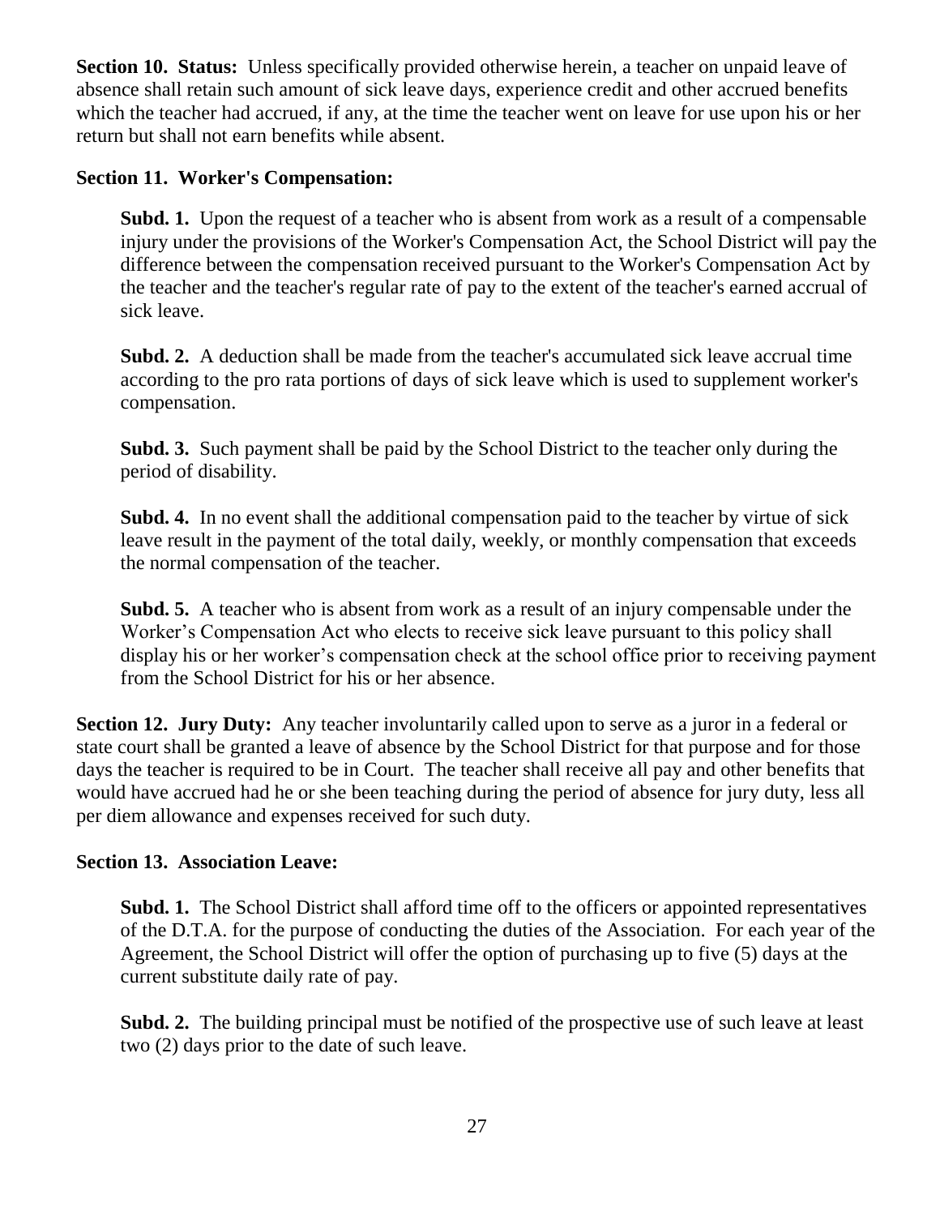**Section 10. Status:** Unless specifically provided otherwise herein, a teacher on unpaid leave of absence shall retain such amount of sick leave days, experience credit and other accrued benefits which the teacher had accrued, if any, at the time the teacher went on leave for use upon his or her return but shall not earn benefits while absent.

**Section 11. Worker's Compensation:**

**Subd. 1.** Upon the request of a teacher who is absent from work as a result of a compensable injury under the provisions of the Worker's Compensation Act, the School District will pay the difference between the compensation received pursuant to the Worker's Compensation Act by the teacher and the teacher's regular rate of pay to the extent of the teacher's earned accrual of sick leave.

**Subd. 2.** A deduction shall be made from the teacher's accumulated sick leave accrual time according to the pro rata portions of days of sick leave which is used to supplement worker's compensation.

**Subd. 3.** Such payment shall be paid by the School District to the teacher only during the period of disability.

**Subd. 4.** In no event shall the additional compensation paid to the teacher by virtue of sick leave result in the payment of the total daily, weekly, or monthly compensation that exceeds the normal compensation of the teacher.

**Subd. 5.** A teacher who is absent from work as a result of an injury compensable under the Worker's Compensation Act who elects to receive sick leave pursuant to this policy shall display his or her worker's compensation check at the school office prior to receiving payment from the School District for his or her absence.

**Section 12. Jury Duty:** Any teacher involuntarily called upon to serve as a juror in a federal or state court shall be granted a leave of absence by the School District for that purpose and for those days the teacher is required to be in Court. The teacher shall receive all pay and other benefits that would have accrued had he or she been teaching during the period of absence for jury duty, less all per diem allowance and expenses received for such duty.

**Section 13. Association Leave:**

**Subd. 1.** The School District shall afford time off to the officers or appointed representatives of the D.T.A. for the purpose of conducting the duties of the Association. For each year of the Agreement, the School District will offer the option of purchasing up to five (5) days at the current substitute daily rate of pay.

**Subd. 2.** The building principal must be notified of the prospective use of such leave at least two (2) days prior to the date of such leave.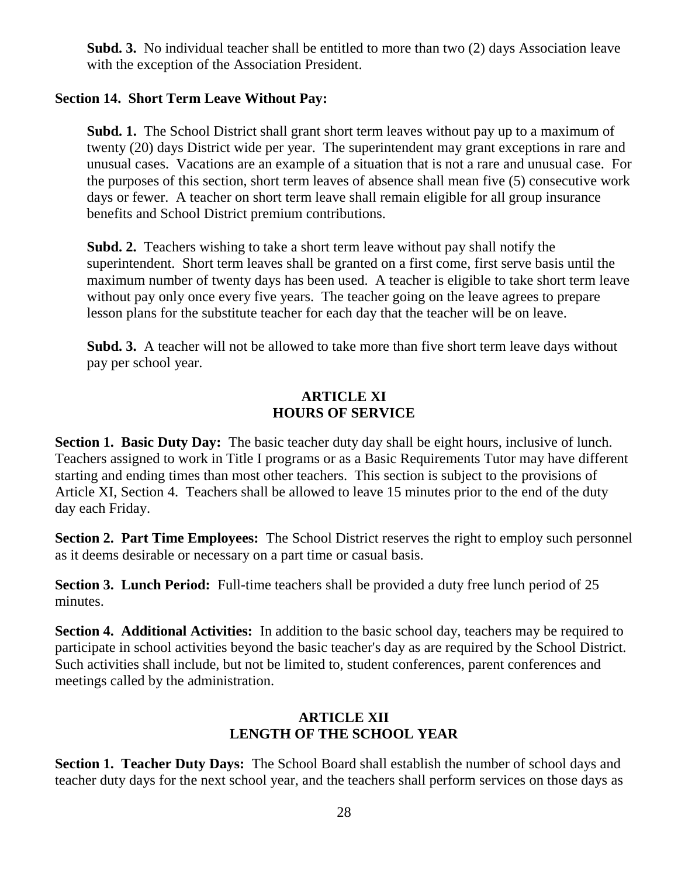**Subd. 3.** No individual teacher shall be entitled to more than two (2) days Association leave with the exception of the Association President.

**Section 14. Short Term Leave Without Pay:**

**Subd. 1.** The School District shall grant short term leaves without pay up to a maximum of twenty (20) days District wide per year. The superintendent may grant exceptions in rare and unusual cases. Vacations are an example of a situation that is not a rare and unusual case. For the purposes of this section, short term leaves of absence shall mean five (5) consecutive work days or fewer. A teacher on short term leave shall remain eligible for all group insurance benefits and School District premium contributions.

**Subd. 2.** Teachers wishing to take a short term leave without pay shall notify the superintendent. Short term leaves shall be granted on a first come, first serve basis until the maximum number of twenty days has been used. A teacher is eligible to take short term leave without pay only once every five years. The teacher going on the leave agrees to prepare lesson plans for the substitute teacher for each day that the teacher will be on leave.

**Subd. 3.** A teacher will not be allowed to take more than five short term leave days without pay per school year.

## ARTICLE XI
## HOURS OF SERVICE

**Section 1. Basic Duty Day:** The basic teacher duty day shall be eight hours, inclusive of lunch. Teachers assigned to work in Title I programs or as a Basic Requirements Tutor may have different starting and ending times than most other teachers. This section is subject to the provisions of Article XI, Section 4. Teachers shall be allowed to leave 15 minutes prior to the end of the duty day each Friday.

**Section 2. Part Time Employees:** The School District reserves the right to employ such personnel as it deems desirable or necessary on a part time or casual basis.

**Section 3. Lunch Period:** Full-time teachers shall be provided a duty free lunch period of 25 minutes.

**Section 4. Additional Activities:** In addition to the basic school day, teachers may be required to participate in school activities beyond the basic teacher's day as are required by the School District. Such activities shall include, but not be limited to, student conferences, parent conferences and meetings called by the administration.

## ARTICLE XII
## LENGTH OF THE SCHOOL YEAR

**Section 1. Teacher Duty Days:** The School Board shall establish the number of school days and teacher duty days for the next school year, and the teachers shall perform services on those days as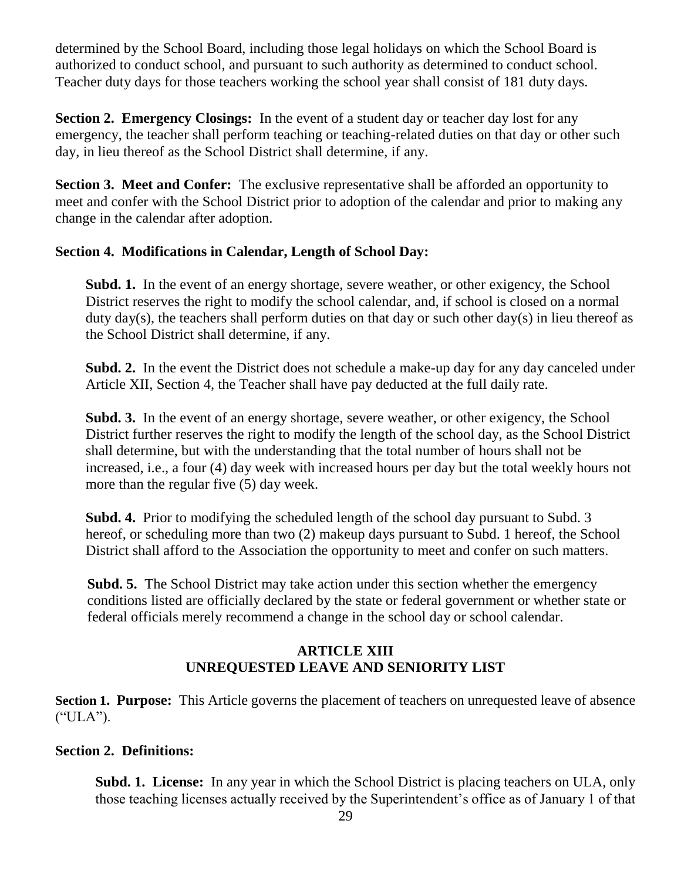determined by the School Board, including those legal holidays on which the School Board is authorized to conduct school, and pursuant to such authority as determined to conduct school. Teacher duty days for those teachers working the school year shall consist of 181 duty days.

**Section 2. Emergency Closings:** In the event of a student day or teacher day lost for any emergency, the teacher shall perform teaching or teaching-related duties on that day or other such day, in lieu thereof as the School District shall determine, if any.

**Section 3. Meet and Confer:** The exclusive representative shall be afforded an opportunity to meet and confer with the School District prior to adoption of the calendar and prior to making any change in the calendar after adoption.

**Section 4. Modifications in Calendar, Length of School Day:**

**Subd. 1.** In the event of an energy shortage, severe weather, or other exigency, the School District reserves the right to modify the school calendar, and, if school is closed on a normal duty day(s), the teachers shall perform duties on that day or such other day(s) in lieu thereof as the School District shall determine, if any.

**Subd. 2.** In the event the District does not schedule a make-up day for any day canceled under Article XII, Section 4, the Teacher shall have pay deducted at the full daily rate.

**Subd. 3.** In the event of an energy shortage, severe weather, or other exigency, the School District further reserves the right to modify the length of the school day, as the School District shall determine, but with the understanding that the total number of hours shall not be increased, i.e., a four (4) day week with increased hours per day but the total weekly hours not more than the regular five (5) day week.

**Subd. 4.** Prior to modifying the scheduled length of the school day pursuant to Subd. 3 hereof, or scheduling more than two (2) makeup days pursuant to Subd. 1 hereof, the School District shall afford to the Association the opportunity to meet and confer on such matters.

**Subd. 5.** The School District may take action under this section whether the emergency conditions listed are officially declared by the state or federal government or whether state or federal officials merely recommend a change in the school day or school calendar.

## ARTICLE XIII
## UNREQUESTED LEAVE AND SENIORITY LIST

**Section 1. Purpose:** This Article governs the placement of teachers on unrequested leave of absence ("ULA").

**Section 2. Definitions:**

**Subd. 1. License:** In any year in which the School District is placing teachers on ULA, only those teaching licenses actually received by the Superintendent's office as of January 1 of that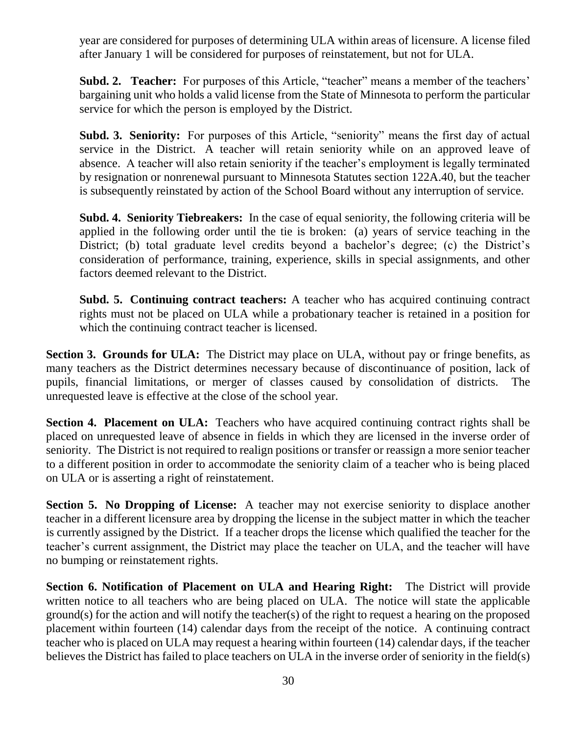year are considered for purposes of determining ULA within areas of licensure. A license filed after January 1 will be considered for purposes of reinstatement, but not for ULA.

**Subd. 2. Teacher:** For purposes of this Article, "teacher" means a member of the teachers' bargaining unit who holds a valid license from the State of Minnesota to perform the particular service for which the person is employed by the District.

**Subd. 3. Seniority:** For purposes of this Article, "seniority" means the first day of actual service in the District. A teacher will retain seniority while on an approved leave of absence. A teacher will also retain seniority if the teacher's employment is legally terminated by resignation or nonrenewal pursuant to Minnesota Statutes section 122A.40, but the teacher is subsequently reinstated by action of the School Board without any interruption of service.

**Subd. 4. Seniority Tiebreakers:** In the case of equal seniority, the following criteria will be applied in the following order until the tie is broken: (a) years of service teaching in the District; (b) total graduate level credits beyond a bachelor's degree; (c) the District's consideration of performance, training, experience, skills in special assignments, and other factors deemed relevant to the District.

**Subd. 5. Continuing contract teachers:** A teacher who has acquired continuing contract rights must not be placed on ULA while a probationary teacher is retained in a position for which the continuing contract teacher is licensed.

**Section 3. Grounds for ULA:** The District may place on ULA, without pay or fringe benefits, as many teachers as the District determines necessary because of discontinuance of position, lack of pupils, financial limitations, or merger of classes caused by consolidation of districts. The unrequested leave is effective at the close of the school year.

**Section 4. Placement on ULA:** Teachers who have acquired continuing contract rights shall be placed on unrequested leave of absence in fields in which they are licensed in the inverse order of seniority. The District is not required to realign positions or transfer or reassign a more senior teacher to a different position in order to accommodate the seniority claim of a teacher who is being placed on ULA or is asserting a right of reinstatement.

**Section 5. No Dropping of License:** A teacher may not exercise seniority to displace another teacher in a different licensure area by dropping the license in the subject matter in which the teacher is currently assigned by the District. If a teacher drops the license which qualified the teacher for the teacher's current assignment, the District may place the teacher on ULA, and the teacher will have no bumping or reinstatement rights.

**Section 6. Notification of Placement on ULA and Hearing Right:** The District will provide written notice to all teachers who are being placed on ULA. The notice will state the applicable ground(s) for the action and will notify the teacher(s) of the right to request a hearing on the proposed placement within fourteen (14) calendar days from the receipt of the notice. A continuing contract teacher who is placed on ULA may request a hearing within fourteen (14) calendar days, if the teacher believes the District has failed to place teachers on ULA in the inverse order of seniority in the field(s)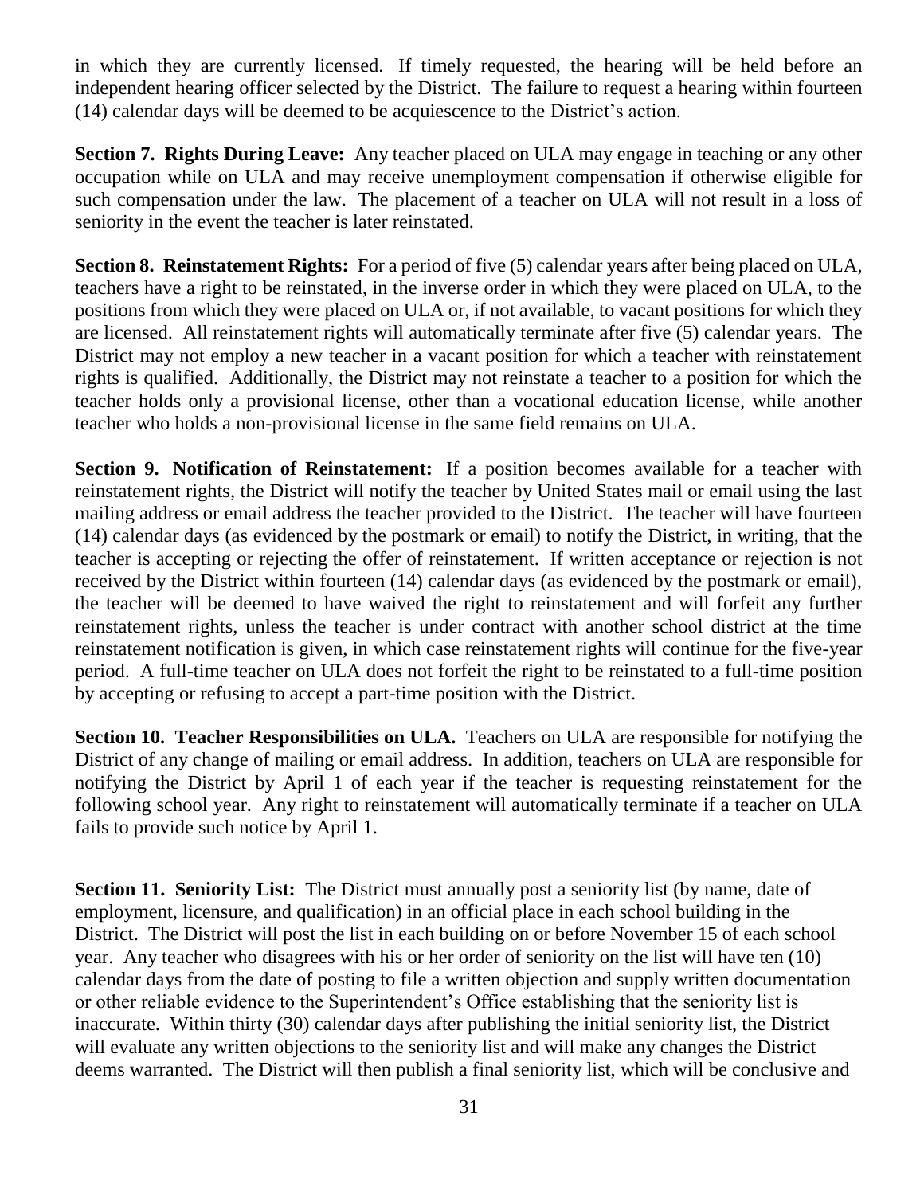in which they are currently licensed. If timely requested, the hearing will be held before an independent hearing officer selected by the District. The failure to request a hearing within fourteen (14) calendar days will be deemed to be acquiescence to the District's action.

**Section 7. Rights During Leave:** Any teacher placed on ULA may engage in teaching or any other occupation while on ULA and may receive unemployment compensation if otherwise eligible for such compensation under the law. The placement of a teacher on ULA will not result in a loss of seniority in the event the teacher is later reinstated.

**Section 8. Reinstatement Rights:** For a period of five (5) calendar years after being placed on ULA, teachers have a right to be reinstated, in the inverse order in which they were placed on ULA, to the positions from which they were placed on ULA or, if not available, to vacant positions for which they are licensed. All reinstatement rights will automatically terminate after five (5) calendar years. The District may not employ a new teacher in a vacant position for which a teacher with reinstatement rights is qualified. Additionally, the District may not reinstate a teacher to a position for which the teacher holds only a provisional license, other than a vocational education license, while another teacher who holds a non-provisional license in the same field remains on ULA.

**Section 9. Notification of Reinstatement:** If a position becomes available for a teacher with reinstatement rights, the District will notify the teacher by United States mail or email using the last mailing address or email address the teacher provided to the District. The teacher will have fourteen (14) calendar days (as evidenced by the postmark or email) to notify the District, in writing, that the teacher is accepting or rejecting the offer of reinstatement. If written acceptance or rejection is not received by the District within fourteen (14) calendar days (as evidenced by the postmark or email), the teacher will be deemed to have waived the right to reinstatement and will forfeit any further reinstatement rights, unless the teacher is under contract with another school district at the time reinstatement notification is given, in which case reinstatement rights will continue for the five-year period. A full-time teacher on ULA does not forfeit the right to be reinstated to a full-time position by accepting or refusing to accept a part-time position with the District.

**Section 10. Teacher Responsibilities on ULA.** Teachers on ULA are responsible for notifying the District of any change of mailing or email address. In addition, teachers on ULA are responsible for notifying the District by April 1 of each year if the teacher is requesting reinstatement for the following school year. Any right to reinstatement will automatically terminate if a teacher on ULA fails to provide such notice by April 1.

**Section 11. Seniority List:** The District must annually post a seniority list (by name, date of employment, licensure, and qualification) in an official place in each school building in the District. The District will post the list in each building on or before November 15 of each school year. Any teacher who disagrees with his or her order of seniority on the list will have ten (10) calendar days from the date of posting to file a written objection and supply written documentation or other reliable evidence to the Superintendent's Office establishing that the seniority list is inaccurate. Within thirty (30) calendar days after publishing the initial seniority list, the District will evaluate any written objections to the seniority list and will make any changes the District deems warranted. The District will then publish a final seniority list, which will be conclusive and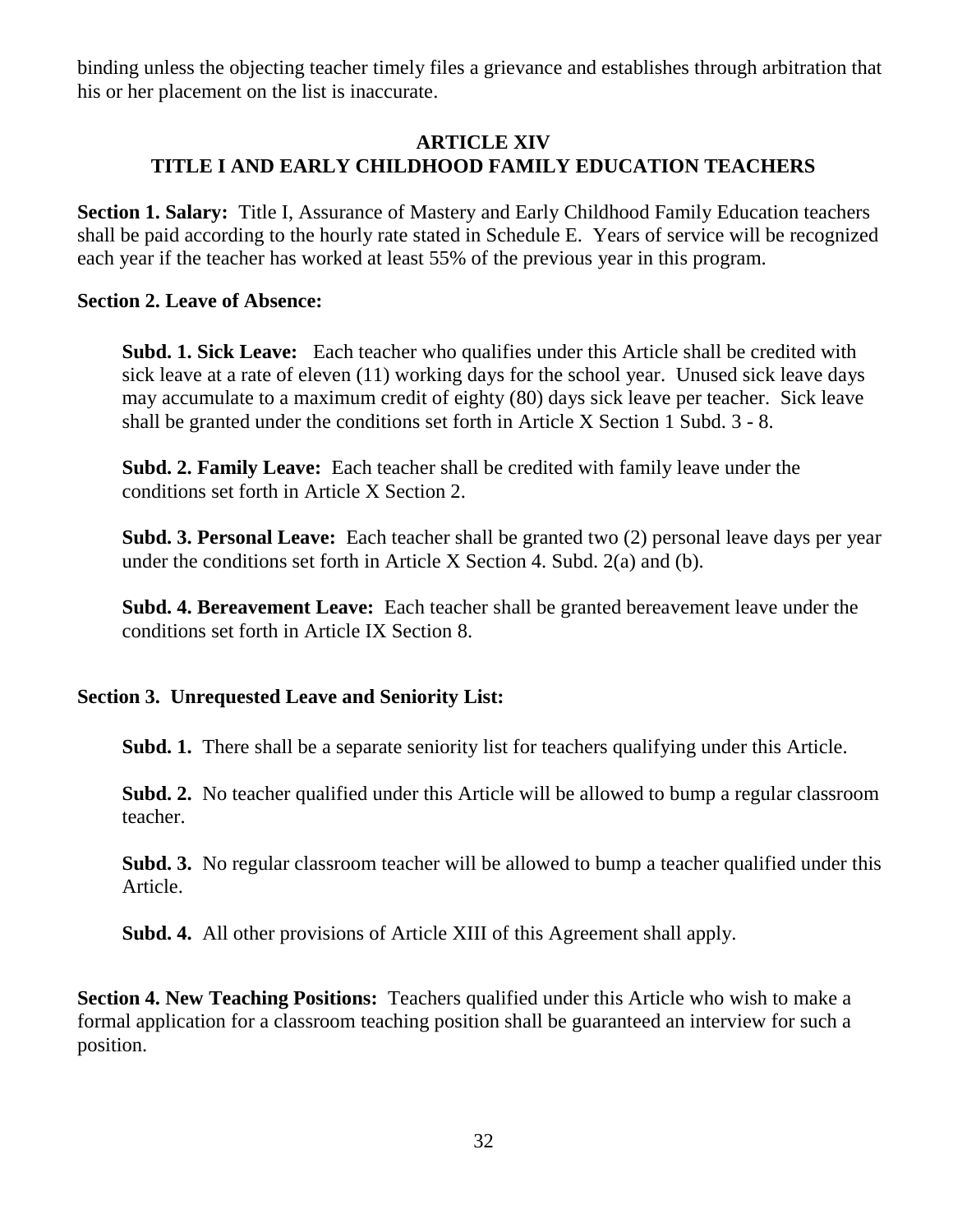binding unless the objecting teacher timely files a grievance and establishes through arbitration that his or her placement on the list is inaccurate.

## ARTICLE XIV
## TITLE I AND EARLY CHILDHOOD FAMILY EDUCATION TEACHERS

**Section 1. Salary:** Title I, Assurance of Mastery and Early Childhood Family Education teachers shall be paid according to the hourly rate stated in Schedule E. Years of service will be recognized each year if the teacher has worked at least 55% of the previous year in this program.

**Section 2. Leave of Absence:**

**Subd. 1. Sick Leave:** Each teacher who qualifies under this Article shall be credited with sick leave at a rate of eleven (11) working days for the school year. Unused sick leave days may accumulate to a maximum credit of eighty (80) days sick leave per teacher. Sick leave shall be granted under the conditions set forth in Article X Section 1 Subd. 3 - 8.

**Subd. 2. Family Leave:** Each teacher shall be credited with family leave under the conditions set forth in Article X Section 2.

**Subd. 3. Personal Leave:** Each teacher shall be granted two (2) personal leave days per year under the conditions set forth in Article X Section 4. Subd. 2(a) and (b).

**Subd. 4. Bereavement Leave:** Each teacher shall be granted bereavement leave under the conditions set forth in Article IX Section 8.

**Section 3. Unrequested Leave and Seniority List:**

**Subd. 1.** There shall be a separate seniority list for teachers qualifying under this Article.

**Subd. 2.** No teacher qualified under this Article will be allowed to bump a regular classroom teacher.

**Subd. 3.** No regular classroom teacher will be allowed to bump a teacher qualified under this Article.

**Subd. 4.** All other provisions of Article XIII of this Agreement shall apply.

**Section 4. New Teaching Positions:** Teachers qualified under this Article who wish to make a formal application for a classroom teaching position shall be guaranteed an interview for such a position.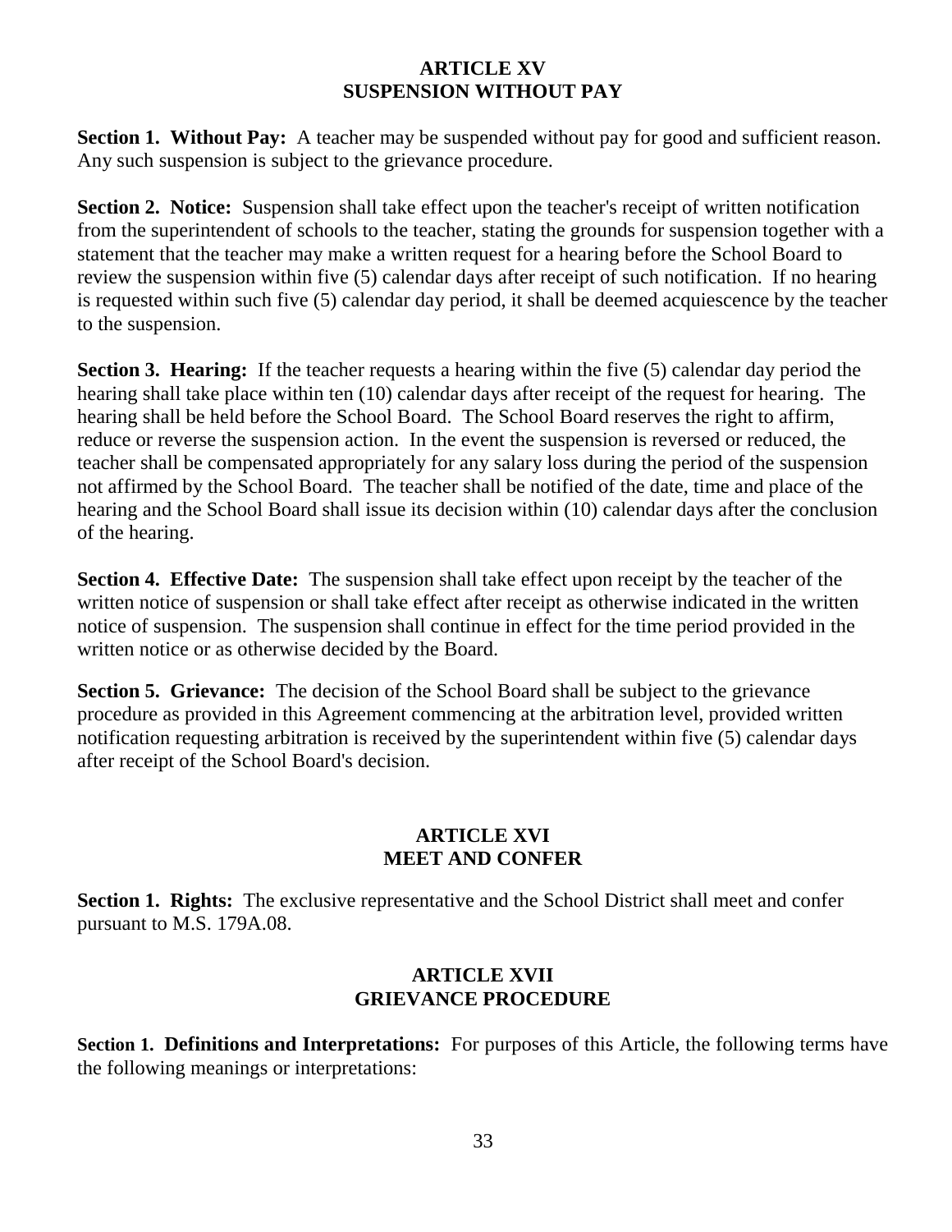## ARTICLE XV
## SUSPENSION WITHOUT PAY

**Section 1. Without Pay:** A teacher may be suspended without pay for good and sufficient reason. Any such suspension is subject to the grievance procedure.

**Section 2. Notice:** Suspension shall take effect upon the teacher's receipt of written notification from the superintendent of schools to the teacher, stating the grounds for suspension together with a statement that the teacher may make a written request for a hearing before the School Board to review the suspension within five (5) calendar days after receipt of such notification. If no hearing is requested within such five (5) calendar day period, it shall be deemed acquiescence by the teacher to the suspension.

**Section 3. Hearing:** If the teacher requests a hearing within the five (5) calendar day period the hearing shall take place within ten (10) calendar days after receipt of the request for hearing. The hearing shall be held before the School Board. The School Board reserves the right to affirm, reduce or reverse the suspension action. In the event the suspension is reversed or reduced, the teacher shall be compensated appropriately for any salary loss during the period of the suspension not affirmed by the School Board. The teacher shall be notified of the date, time and place of the hearing and the School Board shall issue its decision within (10) calendar days after the conclusion of the hearing.

**Section 4. Effective Date:** The suspension shall take effect upon receipt by the teacher of the written notice of suspension or shall take effect after receipt as otherwise indicated in the written notice of suspension. The suspension shall continue in effect for the time period provided in the written notice or as otherwise decided by the Board.

**Section 5. Grievance:** The decision of the School Board shall be subject to the grievance procedure as provided in this Agreement commencing at the arbitration level, provided written notification requesting arbitration is received by the superintendent within five (5) calendar days after receipt of the School Board's decision.

## ARTICLE XVI
## MEET AND CONFER

**Section 1. Rights:** The exclusive representative and the School District shall meet and confer pursuant to M.S. 179A.08.

## ARTICLE XVII
## GRIEVANCE PROCEDURE

**Section 1. Definitions and Interpretations:** For purposes of this Article, the following terms have the following meanings or interpretations: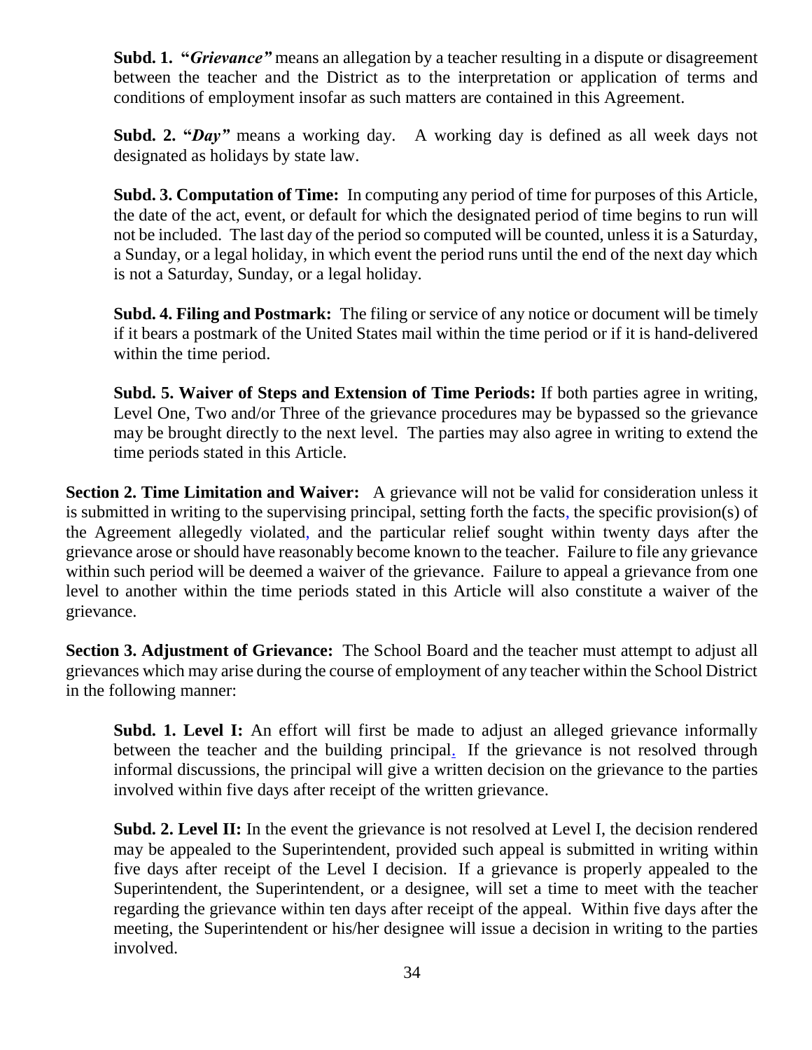**Subd. 1. "*Grievance"*** means an allegation by a teacher resulting in a dispute or disagreement between the teacher and the District as to the interpretation or application of terms and conditions of employment insofar as such matters are contained in this Agreement.

**Subd. 2. "*Day"*** means a working day. A working day is defined as all week days not designated as holidays by state law.

**Subd. 3. Computation of Time:** In computing any period of time for purposes of this Article, the date of the act, event, or default for which the designated period of time begins to run will not be included. The last day of the period so computed will be counted, unless it is a Saturday, a Sunday, or a legal holiday, in which event the period runs until the end of the next day which is not a Saturday, Sunday, or a legal holiday.

**Subd. 4. Filing and Postmark:** The filing or service of any notice or document will be timely if it bears a postmark of the United States mail within the time period or if it is hand-delivered within the time period.

**Subd. 5. Waiver of Steps and Extension of Time Periods:** If both parties agree in writing, Level One, Two and/or Three of the grievance procedures may be bypassed so the grievance may be brought directly to the next level. The parties may also agree in writing to extend the time periods stated in this Article.

**Section 2. Time Limitation and Waiver:** A grievance will not be valid for consideration unless it is submitted in writing to the supervising principal, setting forth the facts, the specific provision(s) of the Agreement allegedly violated, and the particular relief sought within twenty days after the grievance arose or should have reasonably become known to the teacher. Failure to file any grievance within such period will be deemed a waiver of the grievance. Failure to appeal a grievance from one level to another within the time periods stated in this Article will also constitute a waiver of the grievance.

**Section 3. Adjustment of Grievance:** The School Board and the teacher must attempt to adjust all grievances which may arise during the course of employment of any teacher within the School District in the following manner:

**Subd. 1. Level I:** An effort will first be made to adjust an alleged grievance informally between the teacher and the building principal. If the grievance is not resolved through informal discussions, the principal will give a written decision on the grievance to the parties involved within five days after receipt of the written grievance.

**Subd. 2. Level II:** In the event the grievance is not resolved at Level I, the decision rendered may be appealed to the Superintendent, provided such appeal is submitted in writing within five days after receipt of the Level I decision. If a grievance is properly appealed to the Superintendent, the Superintendent, or a designee, will set a time to meet with the teacher regarding the grievance within ten days after receipt of the appeal. Within five days after the meeting, the Superintendent or his/her designee will issue a decision in writing to the parties involved.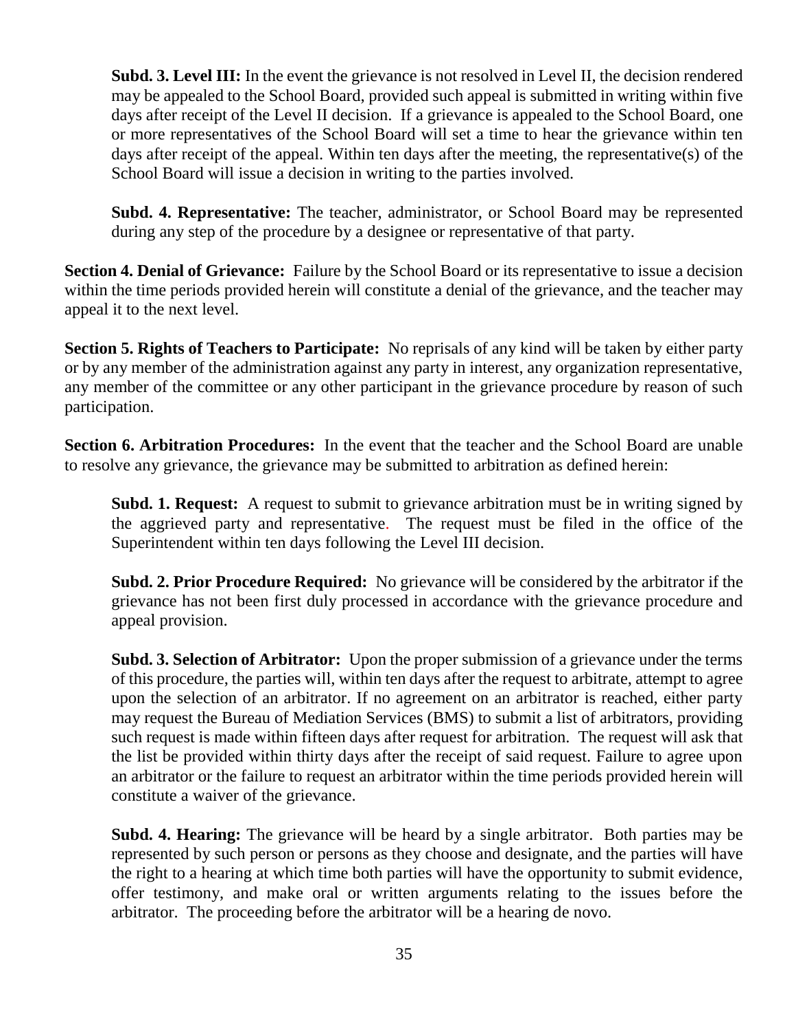**Subd. 3. Level III:** In the event the grievance is not resolved in Level II, the decision rendered may be appealed to the School Board, provided such appeal is submitted in writing within five days after receipt of the Level II decision. If a grievance is appealed to the School Board, one or more representatives of the School Board will set a time to hear the grievance within ten days after receipt of the appeal. Within ten days after the meeting, the representative(s) of the School Board will issue a decision in writing to the parties involved.

**Subd. 4. Representative:** The teacher, administrator, or School Board may be represented during any step of the procedure by a designee or representative of that party.

**Section 4. Denial of Grievance:** Failure by the School Board or its representative to issue a decision within the time periods provided herein will constitute a denial of the grievance, and the teacher may appeal it to the next level.

**Section 5. Rights of Teachers to Participate:** No reprisals of any kind will be taken by either party or by any member of the administration against any party in interest, any organization representative, any member of the committee or any other participant in the grievance procedure by reason of such participation.

**Section 6. Arbitration Procedures:** In the event that the teacher and the School Board are unable to resolve any grievance, the grievance may be submitted to arbitration as defined herein:

**Subd. 1. Request:** A request to submit to grievance arbitration must be in writing signed by the aggrieved party and representative. The request must be filed in the office of the Superintendent within ten days following the Level III decision.

**Subd. 2. Prior Procedure Required:** No grievance will be considered by the arbitrator if the grievance has not been first duly processed in accordance with the grievance procedure and appeal provision.

**Subd. 3. Selection of Arbitrator:** Upon the proper submission of a grievance under the terms of this procedure, the parties will, within ten days after the request to arbitrate, attempt to agree upon the selection of an arbitrator. If no agreement on an arbitrator is reached, either party may request the Bureau of Mediation Services (BMS) to submit a list of arbitrators, providing such request is made within fifteen days after request for arbitration. The request will ask that the list be provided within thirty days after the receipt of said request. Failure to agree upon an arbitrator or the failure to request an arbitrator within the time periods provided herein will constitute a waiver of the grievance.

**Subd. 4. Hearing:** The grievance will be heard by a single arbitrator. Both parties may be represented by such person or persons as they choose and designate, and the parties will have the right to a hearing at which time both parties will have the opportunity to submit evidence, offer testimony, and make oral or written arguments relating to the issues before the arbitrator. The proceeding before the arbitrator will be a hearing de novo.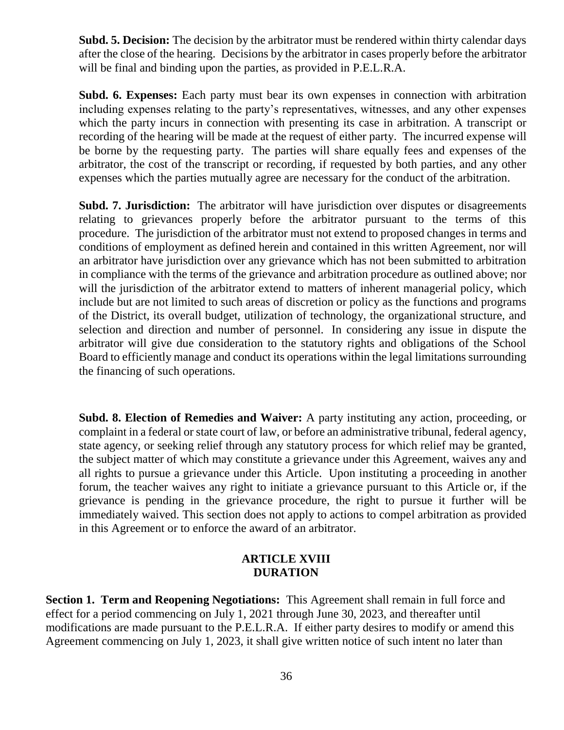**Subd. 5. Decision:** The decision by the arbitrator must be rendered within thirty calendar days after the close of the hearing. Decisions by the arbitrator in cases properly before the arbitrator will be final and binding upon the parties, as provided in P.E.L.R.A.

**Subd. 6. Expenses:** Each party must bear its own expenses in connection with arbitration including expenses relating to the party's representatives, witnesses, and any other expenses which the party incurs in connection with presenting its case in arbitration. A transcript or recording of the hearing will be made at the request of either party. The incurred expense will be borne by the requesting party. The parties will share equally fees and expenses of the arbitrator, the cost of the transcript or recording, if requested by both parties, and any other expenses which the parties mutually agree are necessary for the conduct of the arbitration.

**Subd. 7. Jurisdiction:** The arbitrator will have jurisdiction over disputes or disagreements relating to grievances properly before the arbitrator pursuant to the terms of this procedure. The jurisdiction of the arbitrator must not extend to proposed changes in terms and conditions of employment as defined herein and contained in this written Agreement, nor will an arbitrator have jurisdiction over any grievance which has not been submitted to arbitration in compliance with the terms of the grievance and arbitration procedure as outlined above; nor will the jurisdiction of the arbitrator extend to matters of inherent managerial policy, which include but are not limited to such areas of discretion or policy as the functions and programs of the District, its overall budget, utilization of technology, the organizational structure, and selection and direction and number of personnel. In considering any issue in dispute the arbitrator will give due consideration to the statutory rights and obligations of the School Board to efficiently manage and conduct its operations within the legal limitations surrounding the financing of such operations.

**Subd. 8. Election of Remedies and Waiver:** A party instituting any action, proceeding, or complaint in a federal or state court of law, or before an administrative tribunal, federal agency, state agency, or seeking relief through any statutory process for which relief may be granted, the subject matter of which may constitute a grievance under this Agreement, waives any and all rights to pursue a grievance under this Article. Upon instituting a proceeding in another forum, the teacher waives any right to initiate a grievance pursuant to this Article or, if the grievance is pending in the grievance procedure, the right to pursue it further will be immediately waived. This section does not apply to actions to compel arbitration as provided in this Agreement or to enforce the award of an arbitrator.

## ARTICLE XVIII
## DURATION

**Section 1. Term and Reopening Negotiations:** This Agreement shall remain in full force and effect for a period commencing on July 1, 2021 through June 30, 2023, and thereafter until modifications are made pursuant to the P.E.L.R.A. If either party desires to modify or amend this Agreement commencing on July 1, 2023, it shall give written notice of such intent no later than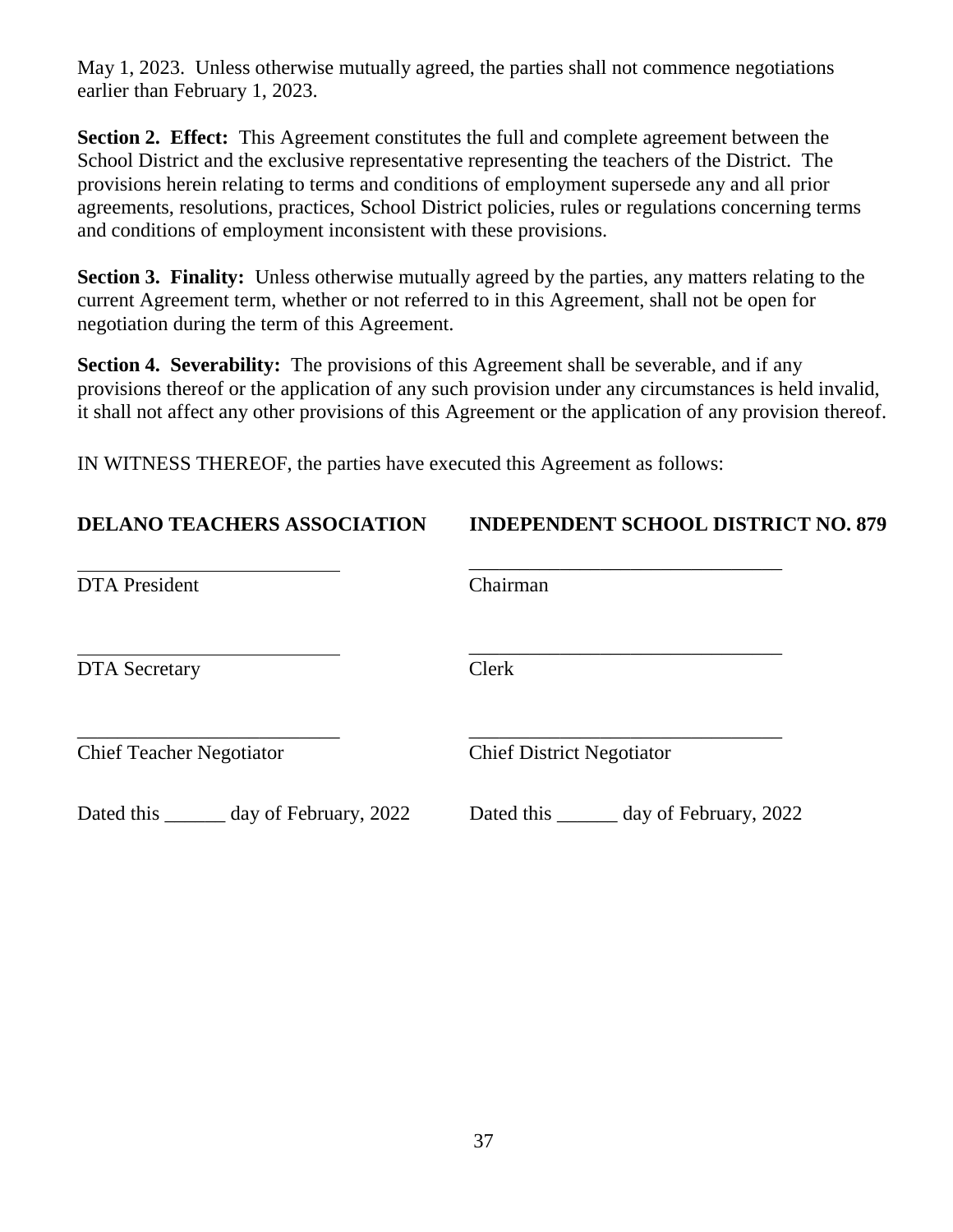May 1, 2023. Unless otherwise mutually agreed, the parties shall not commence negotiations earlier than February 1, 2023.

**Section 2. Effect:** This Agreement constitutes the full and complete agreement between the School District and the exclusive representative representing the teachers of the District. The provisions herein relating to terms and conditions of employment supersede any and all prior agreements, resolutions, practices, School District policies, rules or regulations concerning terms and conditions of employment inconsistent with these provisions.

**Section 3. Finality:** Unless otherwise mutually agreed by the parties, any matters relating to the current Agreement term, whether or not referred to in this Agreement, shall not be open for negotiation during the term of this Agreement.

**Section 4. Severability:** The provisions of this Agreement shall be severable, and if any provisions thereof or the application of any such provision under any circumstances is held invalid, it shall not affect any other provisions of this Agreement or the application of any provision thereof.

IN WITNESS THEREOF, the parties have executed this Agreement as follows:

| **DELANO TEACHERS ASSOCIATION** | **INDEPENDENT SCHOOL DISTRICT NO. 879** |
|---|---|
| ___________________________ | ________________________________ |
| DTA President | Chairman |
| ___________________________ | ________________________________ |
| DTA Secretary | Clerk |
| ___________________________ | ________________________________ |
| Chief Teacher Negotiator | Chief District Negotiator |
| Dated this ______ day of February, 2022 | Dated this ______ day of February, 2022 |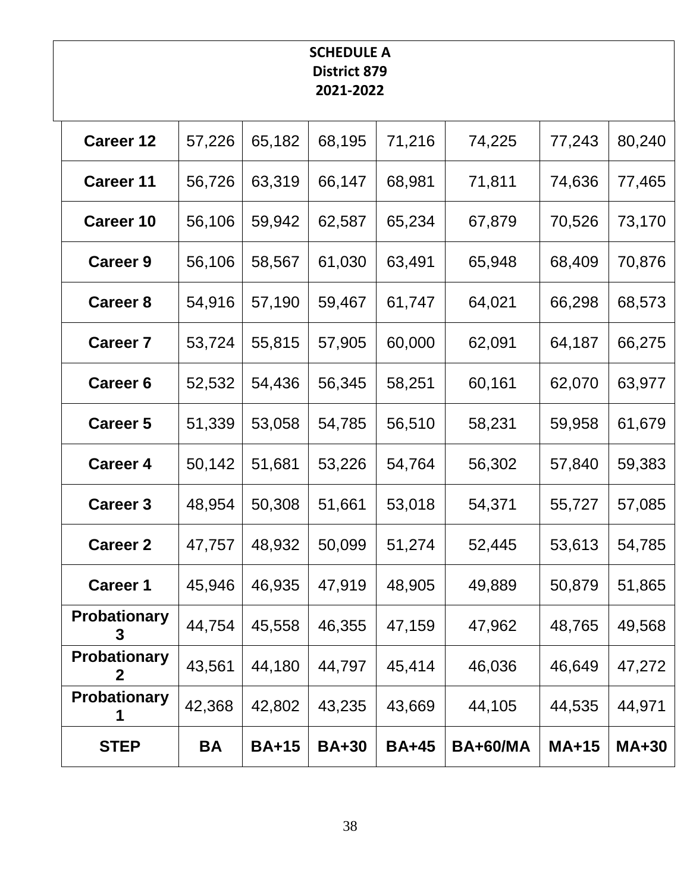**SCHEDULE A**
**District 879**
**2021-2022**

| **STEP** | **BA** | **BA+15** | **BA+30** | **BA+45** | **BA+60/MA** | **MA+15** | **MA+30** |
|---|---|---|---|---|---|---|---|
| **Career 12** | 57,226 | 65,182 | 68,195 | 71,216 | 74,225 | 77,243 | 80,240 |
| **Career 11** | 56,726 | 63,319 | 66,147 | 68,981 | 71,811 | 74,636 | 77,465 |
| **Career 10** | 56,106 | 59,942 | 62,587 | 65,234 | 67,879 | 70,526 | 73,170 |
| **Career 9** | 56,106 | 58,567 | 61,030 | 63,491 | 65,948 | 68,409 | 70,876 |
| **Career 8** | 54,916 | 57,190 | 59,467 | 61,747 | 64,021 | 66,298 | 68,573 |
| **Career 7** | 53,724 | 55,815 | 57,905 | 60,000 | 62,091 | 64,187 | 66,275 |
| **Career 6** | 52,532 | 54,436 | 56,345 | 58,251 | 60,161 | 62,070 | 63,977 |
| **Career 5** | 51,339 | 53,058 | 54,785 | 56,510 | 58,231 | 59,958 | 61,679 |
| **Career 4** | 50,142 | 51,681 | 53,226 | 54,764 | 56,302 | 57,840 | 59,383 |
| **Career 3** | 48,954 | 50,308 | 51,661 | 53,018 | 54,371 | 55,727 | 57,085 |
| **Career 2** | 47,757 | 48,932 | 50,099 | 51,274 | 52,445 | 53,613 | 54,785 |
| **Career 1** | 45,946 | 46,935 | 47,919 | 48,905 | 49,889 | 50,879 | 51,865 |
| **Probationary 3** | 44,754 | 45,558 | 46,355 | 47,159 | 47,962 | 48,765 | 49,568 |
| **Probationary 2** | 43,561 | 44,180 | 44,797 | 45,414 | 46,036 | 46,649 | 47,272 |
| **Probationary 1** | 42,368 | 42,802 | 43,235 | 43,669 | 44,105 | 44,535 | 44,971 |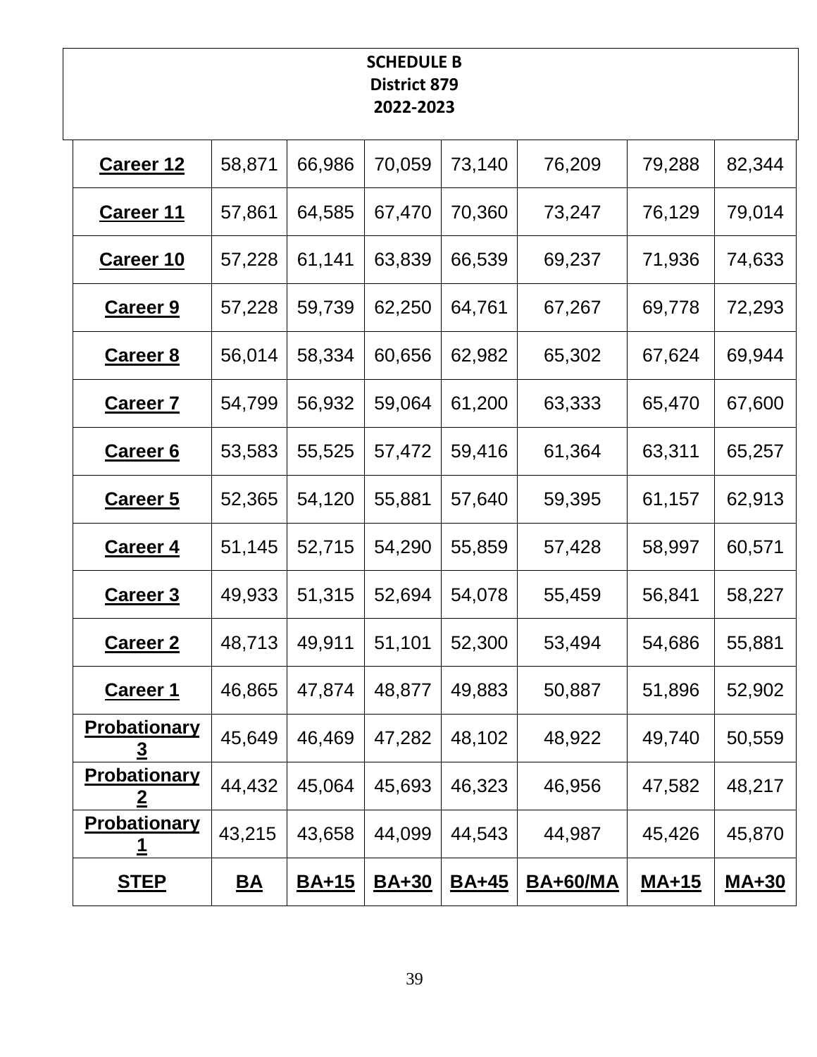**SCHEDULE B**
**District 879**
**2022-2023**

| **Career 12** | 58,871 | 66,986 | 70,059 | 73,140 | 76,209 | 79,288 | 82,344 |
|---|---|---|---|---|---|---|---|
| **Career 11** | 57,861 | 64,585 | 67,470 | 70,360 | 73,247 | 76,129 | 79,014 |
| **Career 10** | 57,228 | 61,141 | 63,839 | 66,539 | 69,237 | 71,936 | 74,633 |
| **Career 9** | 57,228 | 59,739 | 62,250 | 64,761 | 67,267 | 69,778 | 72,293 |
| **Career 8** | 56,014 | 58,334 | 60,656 | 62,982 | 65,302 | 67,624 | 69,944 |
| **Career 7** | 54,799 | 56,932 | 59,064 | 61,200 | 63,333 | 65,470 | 67,600 |
| **Career 6** | 53,583 | 55,525 | 57,472 | 59,416 | 61,364 | 63,311 | 65,257 |
| **Career 5** | 52,365 | 54,120 | 55,881 | 57,640 | 59,395 | 61,157 | 62,913 |
| **Career 4** | 51,145 | 52,715 | 54,290 | 55,859 | 57,428 | 58,997 | 60,571 |
| **Career 3** | 49,933 | 51,315 | 52,694 | 54,078 | 55,459 | 56,841 | 58,227 |
| **Career 2** | 48,713 | 49,911 | 51,101 | 52,300 | 53,494 | 54,686 | 55,881 |
| **Career 1** | 46,865 | 47,874 | 48,877 | 49,883 | 50,887 | 51,896 | 52,902 |
| **Probationary 3** | 45,649 | 46,469 | 47,282 | 48,102 | 48,922 | 49,740 | 50,559 |
| **Probationary 2** | 44,432 | 45,064 | 45,693 | 46,323 | 46,956 | 47,582 | 48,217 |
| **Probationary 1** | 43,215 | 43,658 | 44,099 | 44,543 | 44,987 | 45,426 | 45,870 |
| **STEP** | **BA** | **BA+15** | **BA+30** | **BA+45** | **BA+60/MA** | **MA+15** | **MA+30** |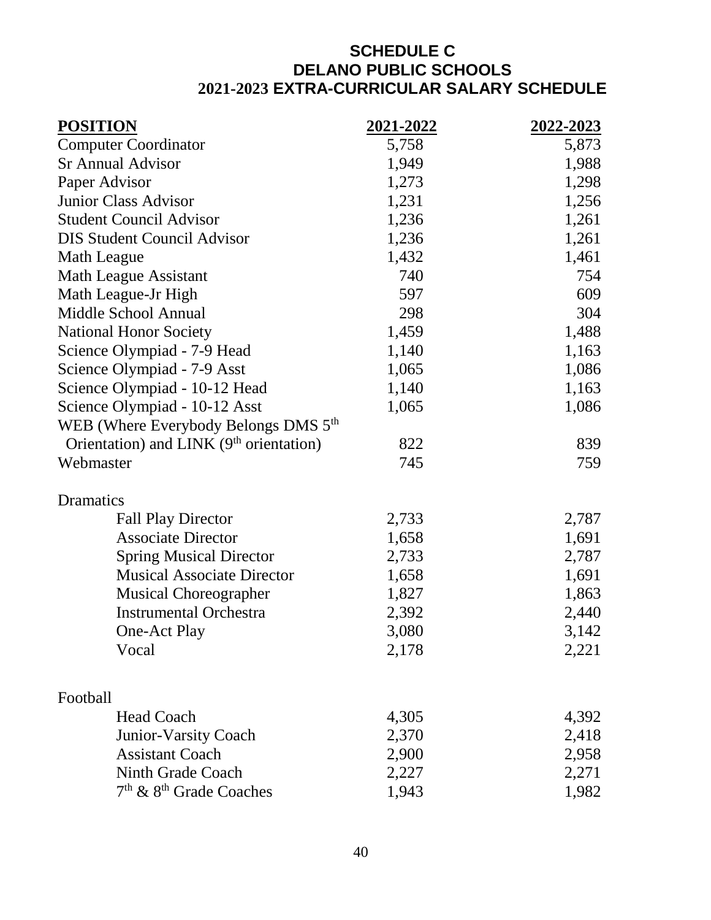# SCHEDULE C
# DELANO PUBLIC SCHOOLS
# 2021-2023 EXTRA-CURRICULAR SALARY SCHEDULE

| POSITION | 2021-2022 | 2022-2023 |
|---|---|---|
| Computer Coordinator | 5,758 | 5,873 |
| Sr Annual Advisor | 1,949 | 1,988 |
| Paper Advisor | 1,273 | 1,298 |
| Junior Class Advisor | 1,231 | 1,256 |
| Student Council Advisor | 1,236 | 1,261 |
| DIS Student Council Advisor | 1,236 | 1,261 |
| Math League | 1,432 | 1,461 |
| Math League Assistant | 740 | 754 |
| Math League-Jr High | 597 | 609 |
| Middle School Annual | 298 | 304 |
| National Honor Society | 1,459 | 1,488 |
| Science Olympiad - 7-9 Head | 1,140 | 1,163 |
| Science Olympiad - 7-9 Asst | 1,065 | 1,086 |
| Science Olympiad - 10-12 Head | 1,140 | 1,163 |
| Science Olympiad - 10-12 Asst | 1,065 | 1,086 |
| WEB (Where Everybody Belongs DMS 5th Orientation) and LINK (9th orientation) | 822 | 839 |
| Webmaster | 745 | 759 |
| **Dramatics** | | |
| Fall Play Director | 2,733 | 2,787 |
| Associate Director | 1,658 | 1,691 |
| Spring Musical Director | 2,733 | 2,787 |
| Musical Associate Director | 1,658 | 1,691 |
| Musical Choreographer | 1,827 | 1,863 |
| Instrumental Orchestra | 2,392 | 2,440 |
| One-Act Play | 3,080 | 3,142 |
| Vocal | 2,178 | 2,221 |
| **Football** | | |
| Head Coach | 4,305 | 4,392 |
| Junior-Varsity Coach | 2,370 | 2,418 |
| Assistant Coach | 2,900 | 2,958 |
| Ninth Grade Coach | 2,227 | 2,271 |
| 7th & 8th Grade Coaches | 1,943 | 1,982 |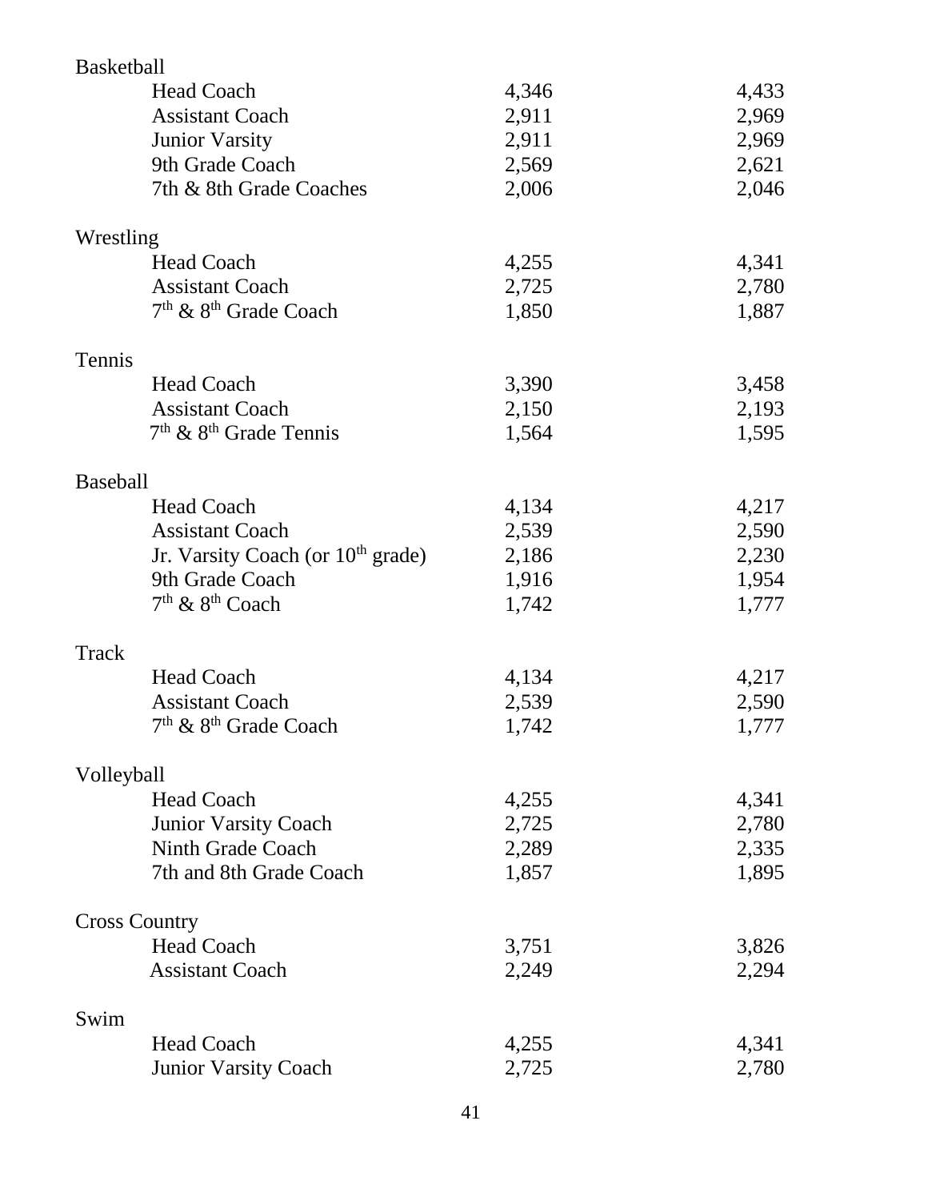| | | |
|---|---|---|
| **Basketball** | | |
| Head Coach | 4,346 | 4,433 |
| Assistant Coach | 2,911 | 2,969 |
| Junior Varsity | 2,911 | 2,969 |
| 9th Grade Coach | 2,569 | 2,621 |
| 7th & 8th Grade Coaches | 2,006 | 2,046 |
| **Wrestling** | | |
| Head Coach | 4,255 | 4,341 |
| Assistant Coach | 2,725 | 2,780 |
| $7^{th}$ & $8^{th}$ Grade Coach | 1,850 | 1,887 |
| **Tennis** | | |
| Head Coach | 3,390 | 3,458 |
| Assistant Coach | 2,150 | 2,193 |
| $7^{th}$ & $8^{th}$ Grade Tennis | 1,564 | 1,595 |
| **Baseball** | | |
| Head Coach | 4,134 | 4,217 |
| Assistant Coach | 2,539 | 2,590 |
| Jr. Varsity Coach (or $10^{th}$ grade) | 2,186 | 2,230 |
| 9th Grade Coach | 1,916 | 1,954 |
| $7^{th}$ & $8^{th}$ Coach | 1,742 | 1,777 |
| **Track** | | |
| Head Coach | 4,134 | 4,217 |
| Assistant Coach | 2,539 | 2,590 |
| $7^{th}$ & $8^{th}$ Grade Coach | 1,742 | 1,777 |
| **Volleyball** | | |
| Head Coach | 4,255 | 4,341 |
| Junior Varsity Coach | 2,725 | 2,780 |
| Ninth Grade Coach | 2,289 | 2,335 |
| 7th and 8th Grade Coach | 1,857 | 1,895 |
| **Cross Country** | | |
| Head Coach | 3,751 | 3,826 |
| Assistant Coach | 2,249 | 2,294 |
| **Swim** | | |
| Head Coach | 4,255 | 4,341 |
| Junior Varsity Coach | 2,725 | 2,780 |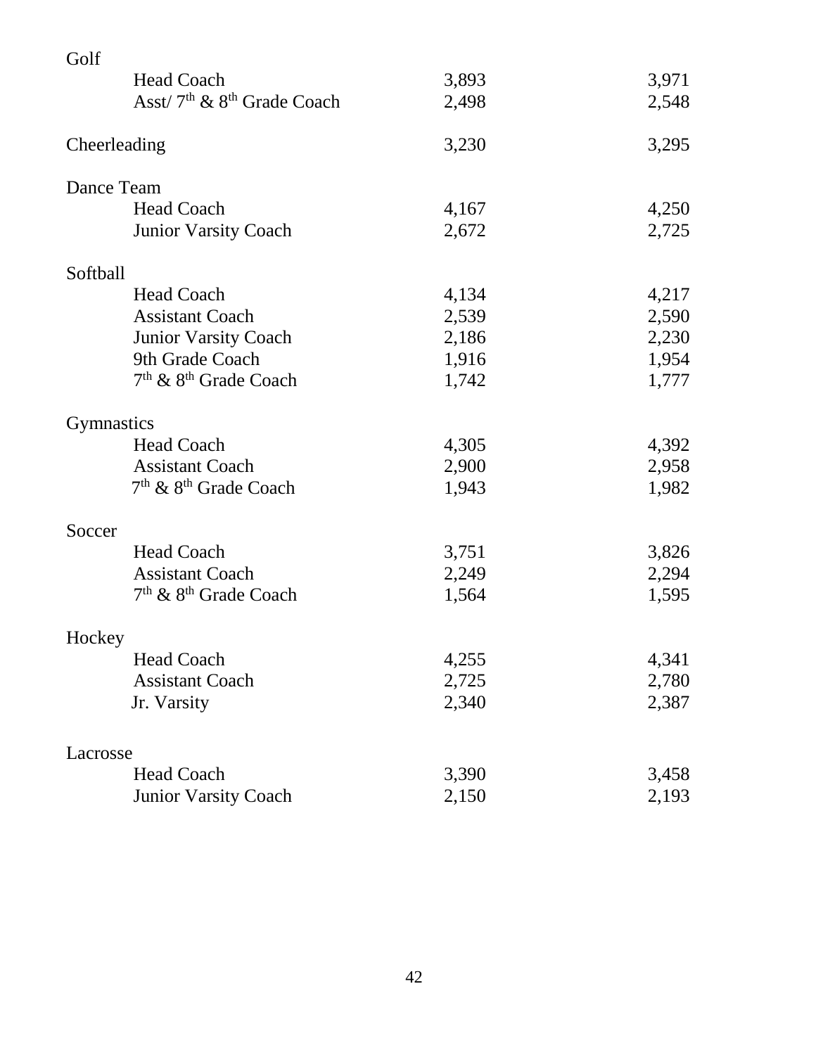| | | |
|---|---|---|
| Golf | | |
| Head Coach | 3,893 | 3,971 |
| Asst/ 7th & 8th Grade Coach | 2,498 | 2,548 |
| Cheerleading | 3,230 | 3,295 |
| Dance Team | | |
| Head Coach | 4,167 | 4,250 |
| Junior Varsity Coach | 2,672 | 2,725 |
| Softball | | |
| Head Coach | 4,134 | 4,217 |
| Assistant Coach | 2,539 | 2,590 |
| Junior Varsity Coach | 2,186 | 2,230 |
| 9th Grade Coach | 1,916 | 1,954 |
| 7th & 8th Grade Coach | 1,742 | 1,777 |
| Gymnastics | | |
| Head Coach | 4,305 | 4,392 |
| Assistant Coach | 2,900 | 2,958 |
| 7th & 8th Grade Coach | 1,943 | 1,982 |
| Soccer | | |
| Head Coach | 3,751 | 3,826 |
| Assistant Coach | 2,249 | 2,294 |
| 7th & 8th Grade Coach | 1,564 | 1,595 |
| Hockey | | |
| Head Coach | 4,255 | 4,341 |
| Assistant Coach | 2,725 | 2,780 |
| Jr. Varsity | 2,340 | 2,387 |
| Lacrosse | | |
| Head Coach | 3,390 | 3,458 |
| Junior Varsity Coach | 2,150 | 2,193 |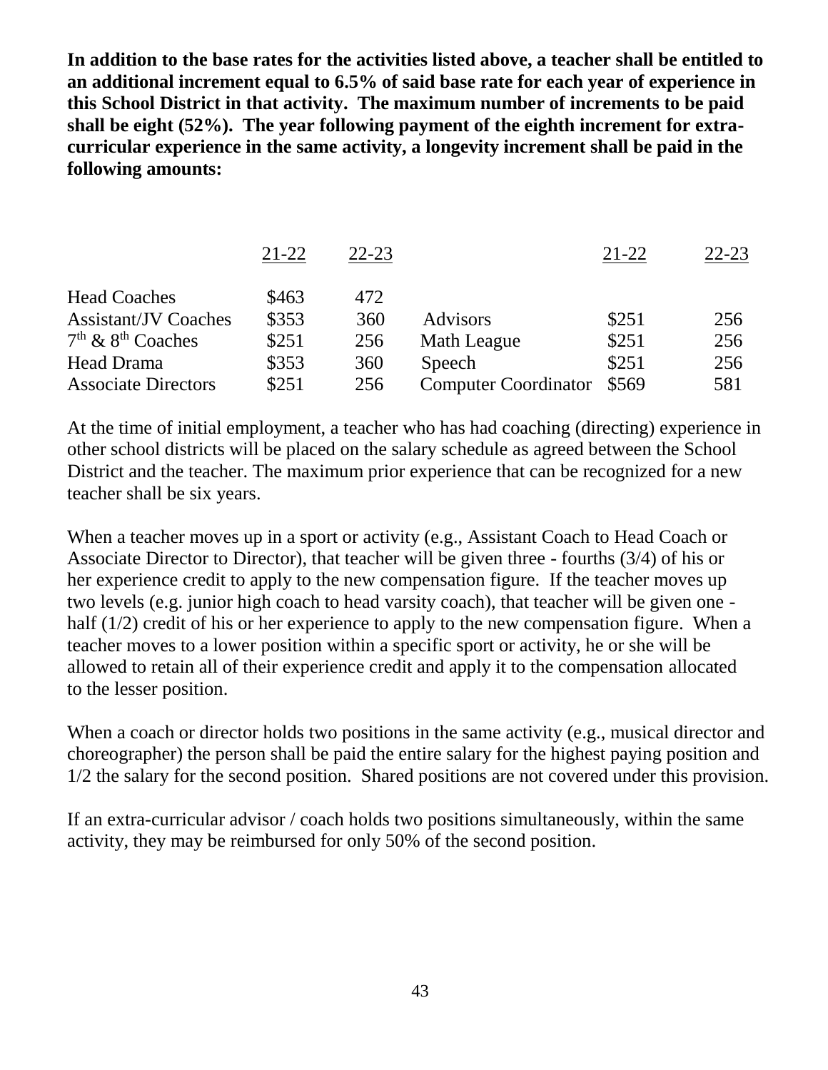**In addition to the base rates for the activities listed above, a teacher shall be entitled to an additional increment equal to 6.5% of said base rate for each year of experience in this School District in that activity. The maximum number of increments to be paid shall be eight (52%). The year following payment of the eighth increment for extra-curricular experience in the same activity, a longevity increment shall be paid in the following amounts:**

| | 21-22 | 22-23 | | 21-22 | 22-23 |
|---|---|---|---|---|---|
| Head Coaches | \$463 | 472 | | | |
| Assistant/JV Coaches | \$353 | 360 | Advisors | \$251 | 256 |
| $7^{th}$ & $8^{th}$ Coaches | \$251 | 256 | Math League | \$251 | 256 |
| Head Drama | \$353 | 360 | Speech | \$251 | 256 |
| Associate Directors | \$251 | 256 | Computer Coordinator | \$569 | 581 |

At the time of initial employment, a teacher who has had coaching (directing) experience in other school districts will be placed on the salary schedule as agreed between the School District and the teacher. The maximum prior experience that can be recognized for a new teacher shall be six years.

When a teacher moves up in a sport or activity (e.g., Assistant Coach to Head Coach or Associate Director to Director), that teacher will be given three - fourths (3/4) of his or her experience credit to apply to the new compensation figure. If the teacher moves up two levels (e.g. junior high coach to head varsity coach), that teacher will be given one - half (1/2) credit of his or her experience to apply to the new compensation figure. When a teacher moves to a lower position within a specific sport or activity, he or she will be allowed to retain all of their experience credit and apply it to the compensation allocated to the lesser position.

When a coach or director holds two positions in the same activity (e.g., musical director and choreographer) the person shall be paid the entire salary for the highest paying position and 1/2 the salary for the second position. Shared positions are not covered under this provision.

If an extra-curricular advisor / coach holds two positions simultaneously, within the same activity, they may be reimbursed for only 50% of the second position.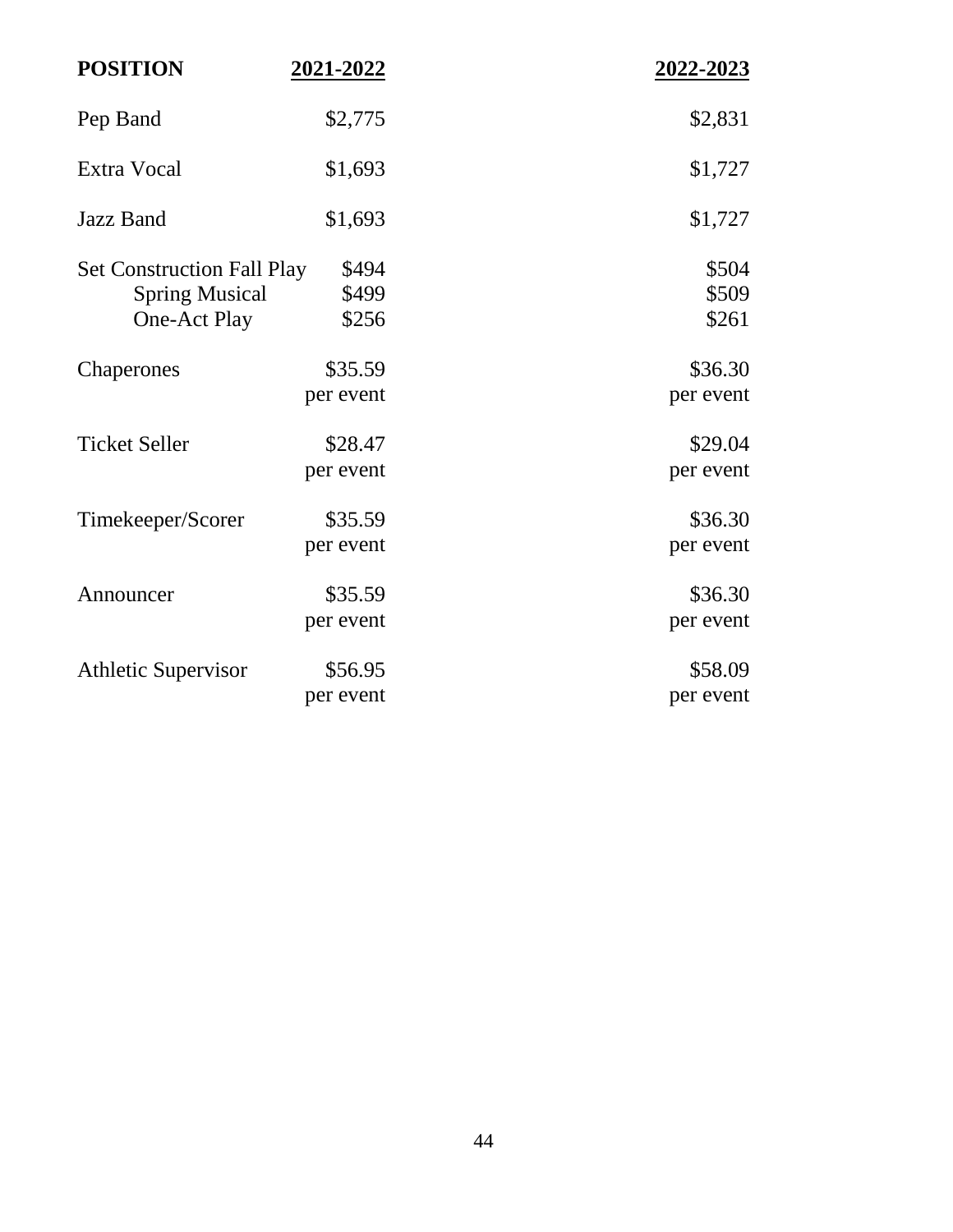| POSITION | 2021-2022 | 2022-2023 |
|---|---|---|
| Pep Band | $2,775 | $2,831 |
| Extra Vocal | $1,693 | $1,727 |
| Jazz Band | $1,693 | $1,727 |
| Set Construction Fall Play | $494 | $504 |
| Spring Musical | $499 | $509 |
| One-Act Play | $256 | $261 |
| Chaperones | $35.59 per event | $36.30 per event |
| Ticket Seller | $28.47 per event | $29.04 per event |
| Timekeeper/Scorer | $35.59 per event | $36.30 per event |
| Announcer | $35.59 per event | $36.30 per event |
| Athletic Supervisor | $56.95 per event | $58.09 per event |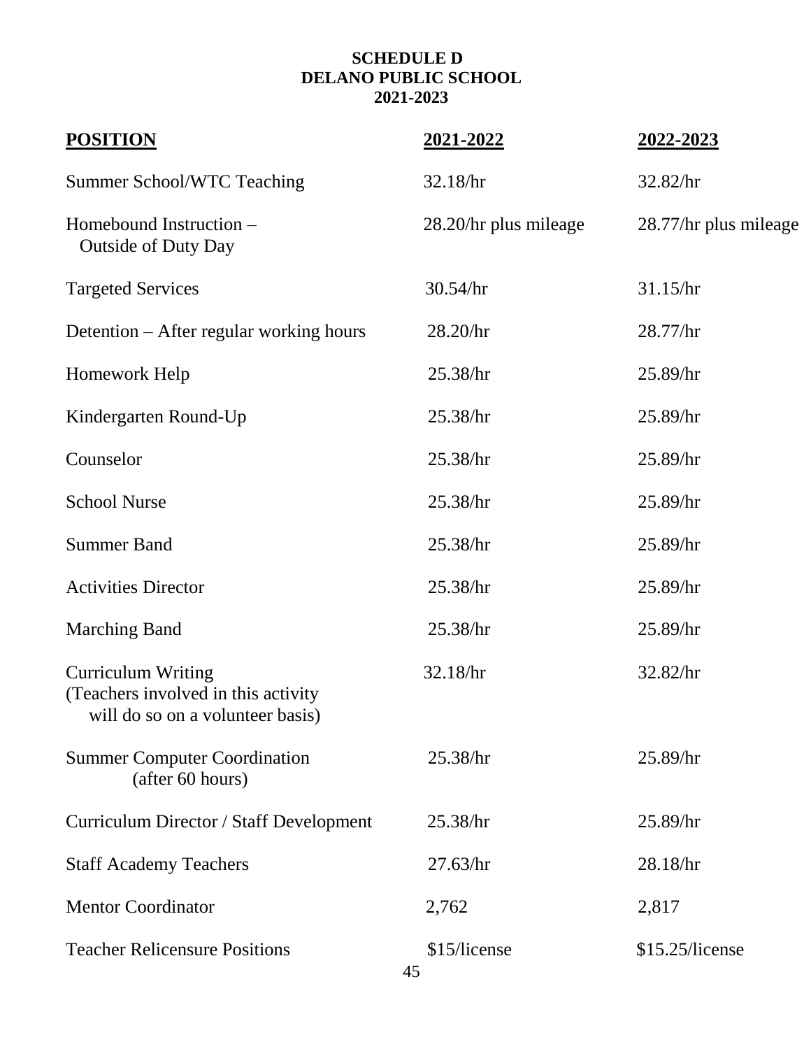**SCHEDULE D**
**DELANO PUBLIC SCHOOL**
**2021-2023**

| POSITION | 2021-2022 | 2022-2023 |
|---|---|---|
| Summer School/WTC Teaching | 32.18/hr | 32.82/hr |
| Homebound Instruction – Outside of Duty Day | 28.20/hr plus mileage | 28.77/hr plus mileage |
| Targeted Services | 30.54/hr | 31.15/hr |
| Detention – After regular working hours | 28.20/hr | 28.77/hr |
| Homework Help | 25.38/hr | 25.89/hr |
| Kindergarten Round-Up | 25.38/hr | 25.89/hr |
| Counselor | 25.38/hr | 25.89/hr |
| School Nurse | 25.38/hr | 25.89/hr |
| Summer Band | 25.38/hr | 25.89/hr |
| Activities Director | 25.38/hr | 25.89/hr |
| Marching Band | 25.38/hr | 25.89/hr |
| Curriculum Writing (Teachers involved in this activity will do so on a volunteer basis) | 32.18/hr | 32.82/hr |
| Summer Computer Coordination (after 60 hours) | 25.38/hr | 25.89/hr |
| Curriculum Director / Staff Development | 25.38/hr | 25.89/hr |
| Staff Academy Teachers | 27.63/hr | 28.18/hr |
| Mentor Coordinator | 2,762 | 2,817 |
| Teacher Relicensure Positions | $15/license | $15.25/license |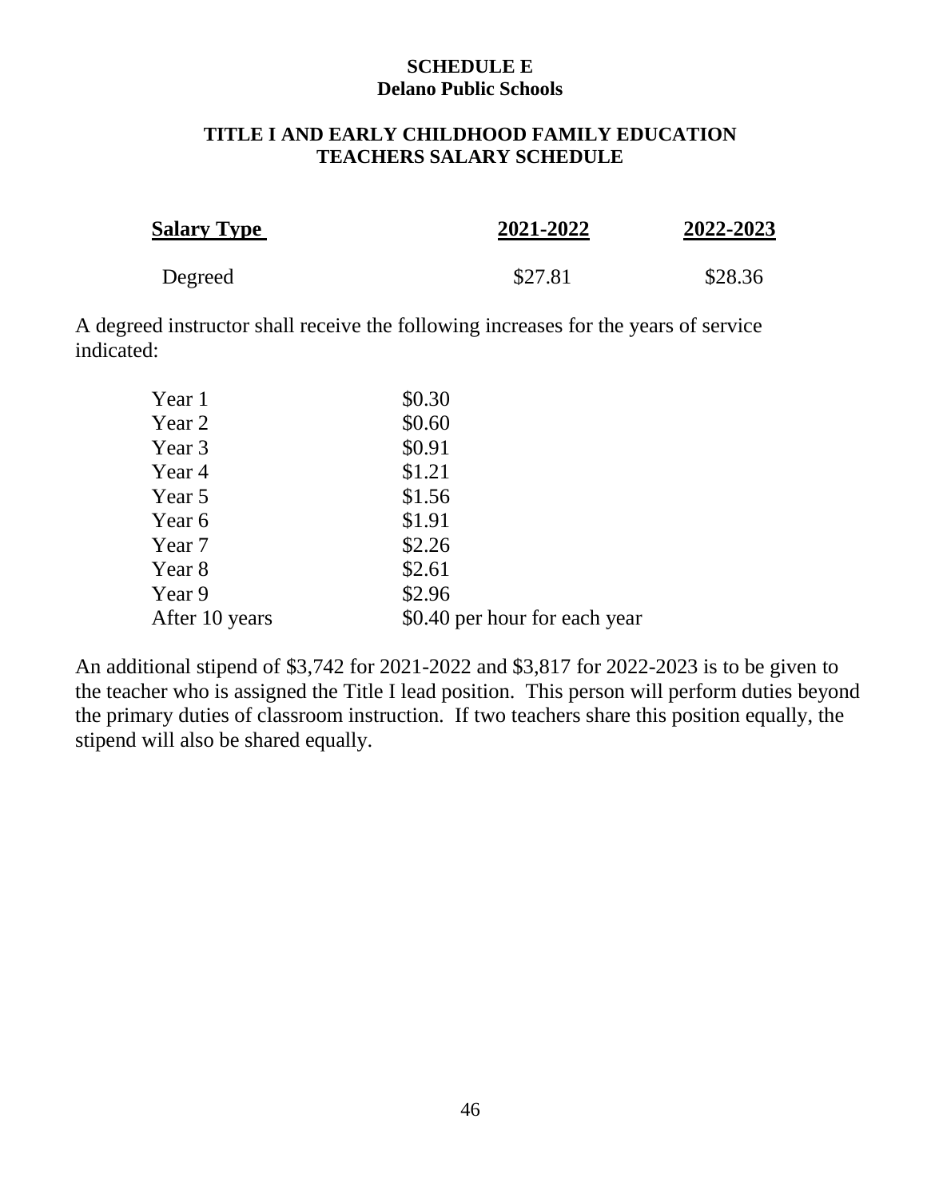# SCHEDULE E
## Delano Public Schools

### TITLE I AND EARLY CHILDHOOD FAMILY EDUCATION TEACHERS SALARY SCHEDULE

| Salary Type | 2021-2022 | 2022-2023 |
| --- | --- | --- |
| Degreed | $27.81 | $28.36 |

A degreed instructor shall receive the following increases for the years of service indicated:

| | |
| --- | --- |
| Year 1 | $0.30 |
| Year 2 | $0.60 |
| Year 3 | $0.91 |
| Year 4 | $1.21 |
| Year 5 | $1.56 |
| Year 6 | $1.91 |
| Year 7 | $2.26 |
| Year 8 | $2.61 |
| Year 9 | $2.96 |
| After 10 years | $0.40 per hour for each year |

An additional stipend of $3,742 for 2021-2022 and $3,817 for 2022-2023 is to be given to the teacher who is assigned the Title I lead position. This person will perform duties beyond the primary duties of classroom instruction. If two teachers share this position equally, the stipend will also be shared equally.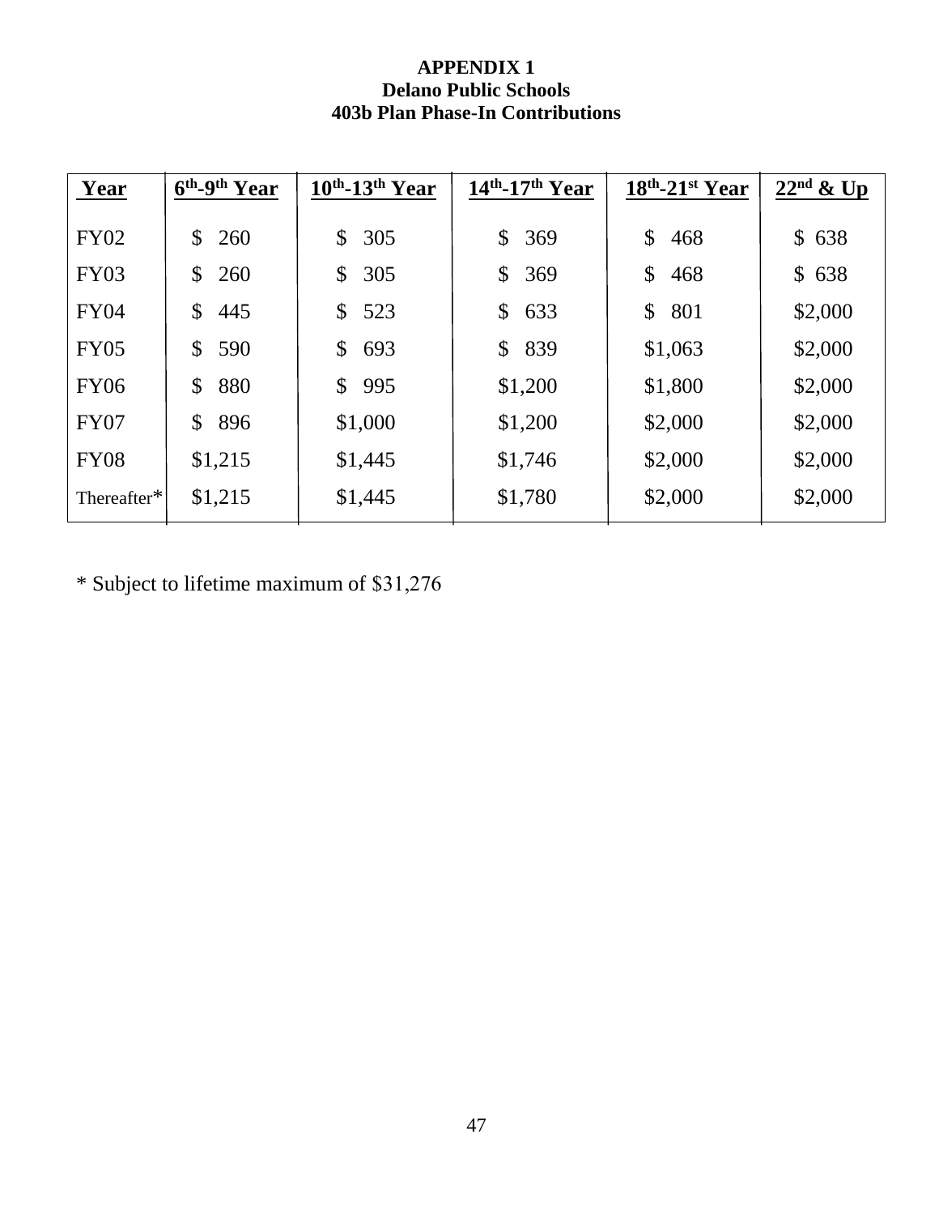**APPENDIX 1**
**Delano Public Schools**
**403b Plan Phase-In Contributions**

| Year | 6th-9th Year | 10th-13th Year | 14th-17th Year | 18th-21st Year | 22nd & Up |
|---|---|---|---|---|---|
| FY02 | $ 260 | $ 305 | $ 369 | $ 468 | $ 638 |
| FY03 | $ 260 | $ 305 | $ 369 | $ 468 | $ 638 |
| FY04 | $ 445 | $ 523 | $ 633 | $ 801 | $2,000 |
| FY05 | $ 590 | $ 693 | $ 839 | $1,063 | $2,000 |
| FY06 | $ 880 | $ 995 | $1,200 | $1,800 | $2,000 |
| FY07 | $ 896 | $1,000 | $1,200 | $2,000 | $2,000 |
| FY08 | $1,215 | $1,445 | $1,746 | $2,000 | $2,000 |
| Thereafter* | $1,215 | $1,445 | $1,780 | $2,000 | $2,000 |

* Subject to lifetime maximum of $31,276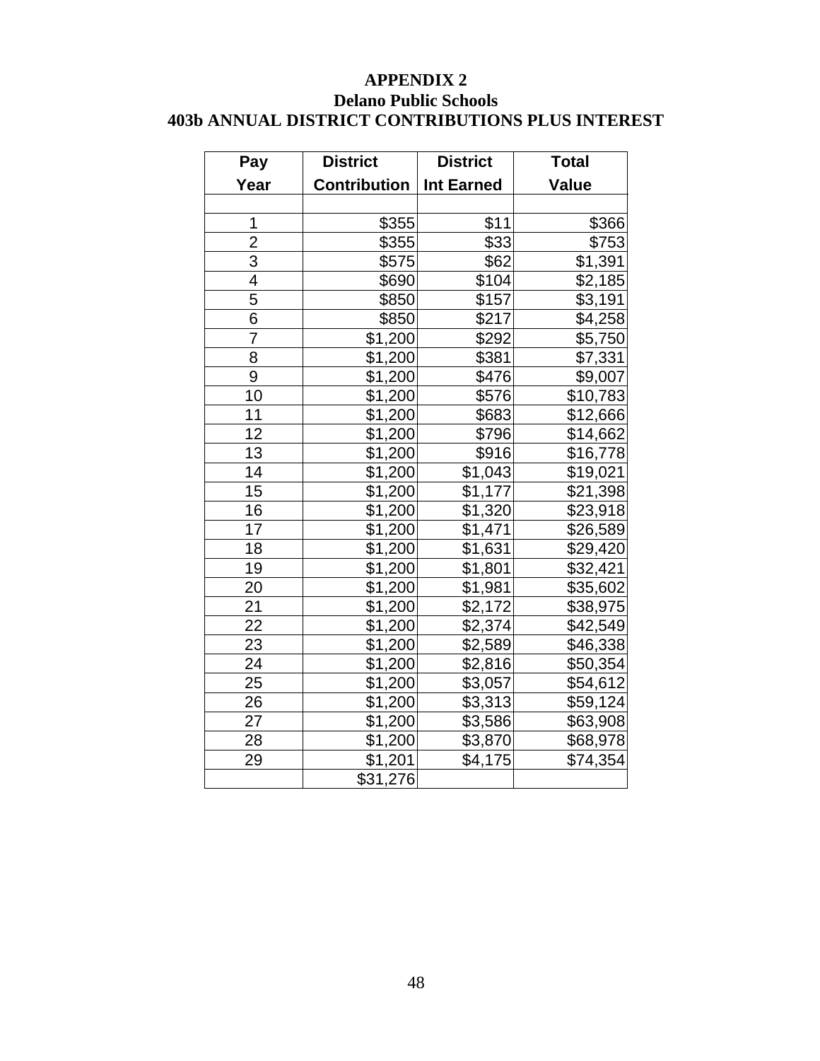# APPENDIX 2

## Delano Public Schools

## 403b ANNUAL DISTRICT CONTRIBUTIONS PLUS INTEREST

| Pay Year | District Contribution | District Int Earned | Total Value |
|---|---|---|---|
| | | | |
| 1 | $355 | $11 | $366 |
| 2 | $355 | $33 | $753 |
| 3 | $575 | $62 | $1,391 |
| 4 | $690 | $104 | $2,185 |
| 5 | $850 | $157 | $3,191 |
| 6 | $850 | $217 | $4,258 |
| 7 | $1,200 | $292 | $5,750 |
| 8 | $1,200 | $381 | $7,331 |
| 9 | $1,200 | $476 | $9,007 |
| 10 | $1,200 | $576 | $10,783 |
| 11 | $1,200 | $683 | $12,666 |
| 12 | $1,200 | $796 | $14,662 |
| 13 | $1,200 | $916 | $16,778 |
| 14 | $1,200 | $1,043 | $19,021 |
| 15 | $1,200 | $1,177 | $21,398 |
| 16 | $1,200 | $1,320 | $23,918 |
| 17 | $1,200 | $1,471 | $26,589 |
| 18 | $1,200 | $1,631 | $29,420 |
| 19 | $1,200 | $1,801 | $32,421 |
| 20 | $1,200 | $1,981 | $35,602 |
| 21 | $1,200 | $2,172 | $38,975 |
| 22 | $1,200 | $2,374 | $42,549 |
| 23 | $1,200 | $2,589 | $46,338 |
| 24 | $1,200 | $2,816 | $50,354 |
| 25 | $1,200 | $3,057 | $54,612 |
| 26 | $1,200 | $3,313 | $59,124 |
| 27 | $1,200 | $3,586 | $63,908 |
| 28 | $1,200 | $3,870 | $68,978 |
| 29 | $1,201 | $4,175 | $74,354 |
| | $31,276 | | |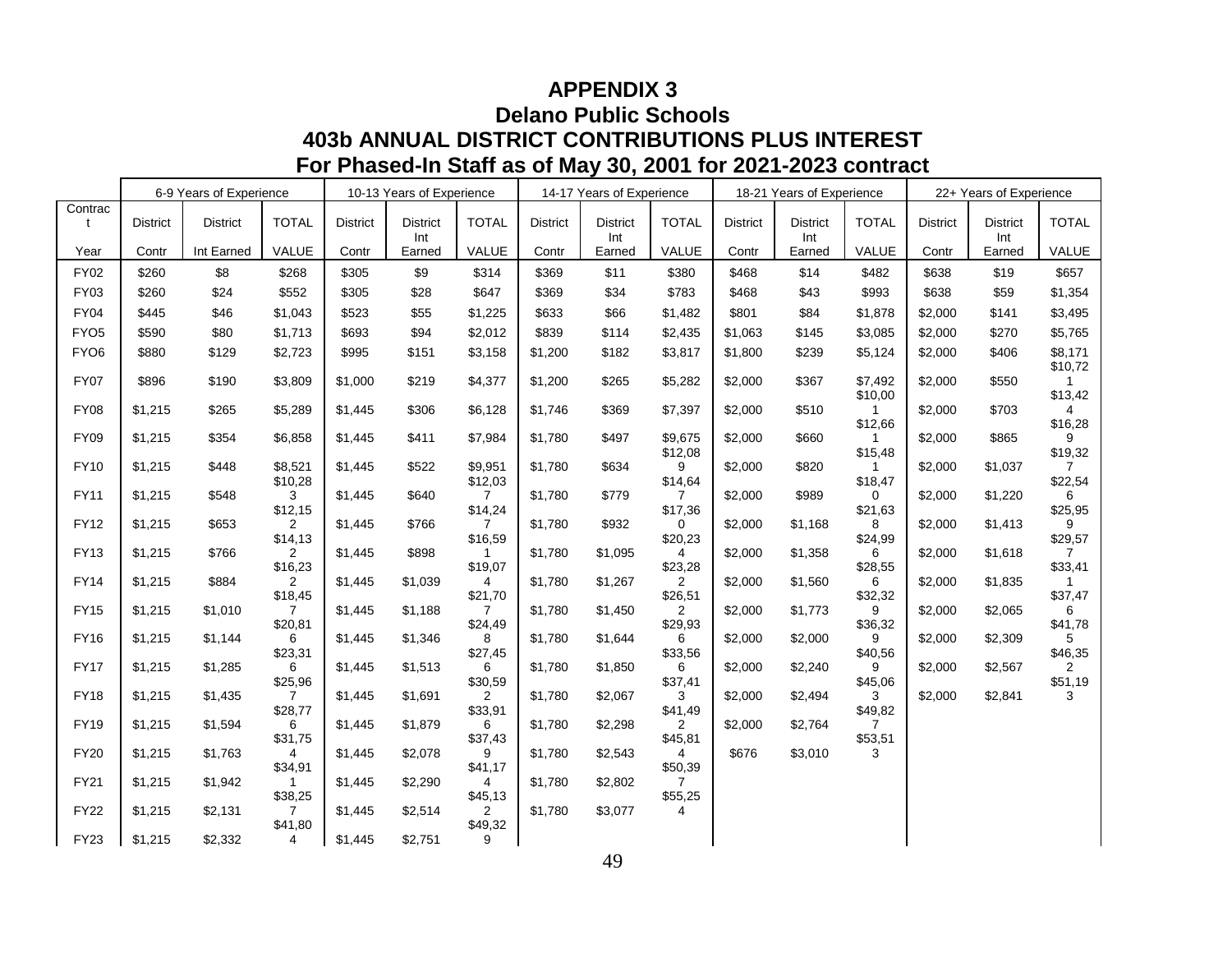# APPENDIX 3

## Delano Public Schools

## 403b ANNUAL DISTRICT CONTRIBUTIONS PLUS INTEREST

## For Phased-In Staff as of May 30, 2001 for 2021-2023 contract

| | 6-9 Years of Experience | | | 10-13 Years of Experience | | | 14-17 Years of Experience | | | 18-21 Years of Experience | | | 22+ Years of Experience | | |
|---|---|---|---|---|---|---|---|---|---|---|---|---|---|---|---|
| Contract Year | District Contr | District Int Earned | TOTAL VALUE | District Contr | District Int Earned | TOTAL VALUE | District Contr | District Int Earned | TOTAL VALUE | District Contr | District Int Earned | TOTAL VALUE | District Contr | District Int Earned | TOTAL VALUE |
| FY02 | $260 | $8 | $268 | $305 | $9 | $314 | $369 | $11 | $380 | $468 | $14 | $482 | $638 | $19 | $657 |
| FY03 | $260 | $24 | $552 | $305 | $28 | $647 | $369 | $34 | $783 | $468 | $43 | $993 | $638 | $59 | $1,354 |
| FY04 | $445 | $46 | $1,043 | $523 | $55 | $1,225 | $633 | $66 | $1,482 | $801 | $84 | $1,878 | $2,000 | $141 | $3,495 |
| FYO5 | $590 | $80 | $1,713 | $693 | $94 | $2,012 | $839 | $114 | $2,435 | $1,063 | $145 | $3,085 | $2,000 | $270 | $5,765 |
| FYO6 | $880 | $129 | $2,723 | $995 | $151 | $3,158 | $1,200 | $182 | $3,817 | $1,800 | $239 | $5,124 | $2,000 | $406 | $8,171 |
| FY07 | $896 | $190 | $3,809 | $1,000 | $219 | $4,377 | $1,200 | $265 | $5,282 | $2,000 | $367 | $7,492 | $2,000 | $550 | $10,721 |
| FY08 | $1,215 | $265 | $5,289 | $1,445 | $306 | $6,128 | $1,746 | $369 | $7,397 | $2,000 | $510 | $10,001 | $2,000 | $703 | $13,424 |
| FY09 | $1,215 | $354 | $6,858 | $1,445 | $411 | $7,984 | $1,780 | $497 | $9,675 | $2,000 | $660 | $12,661 | $2,000 | $865 | $16,289 |
| FY10 | $1,215 | $448 | $8,521 | $1,445 | $522 | $9,951 | $1,780 | $634 | $12,089 | $2,000 | $820 | $15,481 | $2,000 | $1,037 | $19,327 |
| FY11 | $1,215 | $548 | $10,283 | $1,445 | $640 | $12,037 | $1,780 | $779 | $14,647 | $2,000 | $989 | $18,470 | $2,000 | $1,220 | $22,546 |
| FY12 | $1,215 | $653 | $12,152 | $1,445 | $766 | $14,247 | $1,780 | $932 | $17,360 | $2,000 | $1,168 | $21,638 | $2,000 | $1,413 | $25,959 |
| FY13 | $1,215 | $766 | $14,132 | $1,445 | $898 | $16,591 | $1,780 | $1,095 | $20,234 | $2,000 | $1,358 | $24,996 | $2,000 | $1,618 | $29,577 |
| FY14 | $1,215 | $884 | $16,232 | $1,445 | $1,039 | $19,074 | $1,780 | $1,267 | $23,282 | $2,000 | $1,560 | $28,556 | $2,000 | $1,835 | $33,411 |
| FY15 | $1,215 | $1,010 | $18,457 | $1,445 | $1,188 | $21,707 | $1,780 | $1,450 | $26,512 | $2,000 | $1,773 | $32,329 | $2,000 | $2,065 | $37,476 |
| FY16 | $1,215 | $1,144 | $20,816 | $1,445 | $1,346 | $24,498 | $1,780 | $1,644 | $29,936 | $2,000 | $2,000 | $36,329 | $2,000 | $2,309 | $41,785 |
| FY17 | $1,215 | $1,285 | $23,316 | $1,445 | $1,513 | $27,456 | $1,780 | $1,850 | $33,566 | $2,000 | $2,240 | $40,569 | $2,000 | $2,567 | $46,352 |
| FY18 | $1,215 | $1,435 | $25,967 | $1,445 | $1,691 | $30,592 | $1,780 | $2,067 | $37,413 | $2,000 | $2,494 | $45,063 | $2,000 | $2,841 | $51,193 |
| FY19 | $1,215 | $1,594 | $28,776 | $1,445 | $1,879 | $33,916 | $1,780 | $2,298 | $41,492 | $2,000 | $2,764 | $49,827 | | | |
| FY20 | $1,215 | $1,763 | $31,754 | $1,445 | $2,078 | $37,439 | $1,780 | $2,543 | $45,814 | $676 | $3,010 | $53,513 | | | |
| FY21 | $1,215 | $1,942 | $34,911 | $1,445 | $2,290 | $41,174 | $1,780 | $2,802 | $50,397 | | | | | | |
| FY22 | $1,215 | $2,131 | $38,257 | $1,445 | $2,514 | $45,132 | $1,780 | $3,077 | $55,254 | | | | | | |
| FY23 | $1,215 | $2,332 | $41,804 | $1,445 | $2,751 | $49,329 | | | | | | | | | |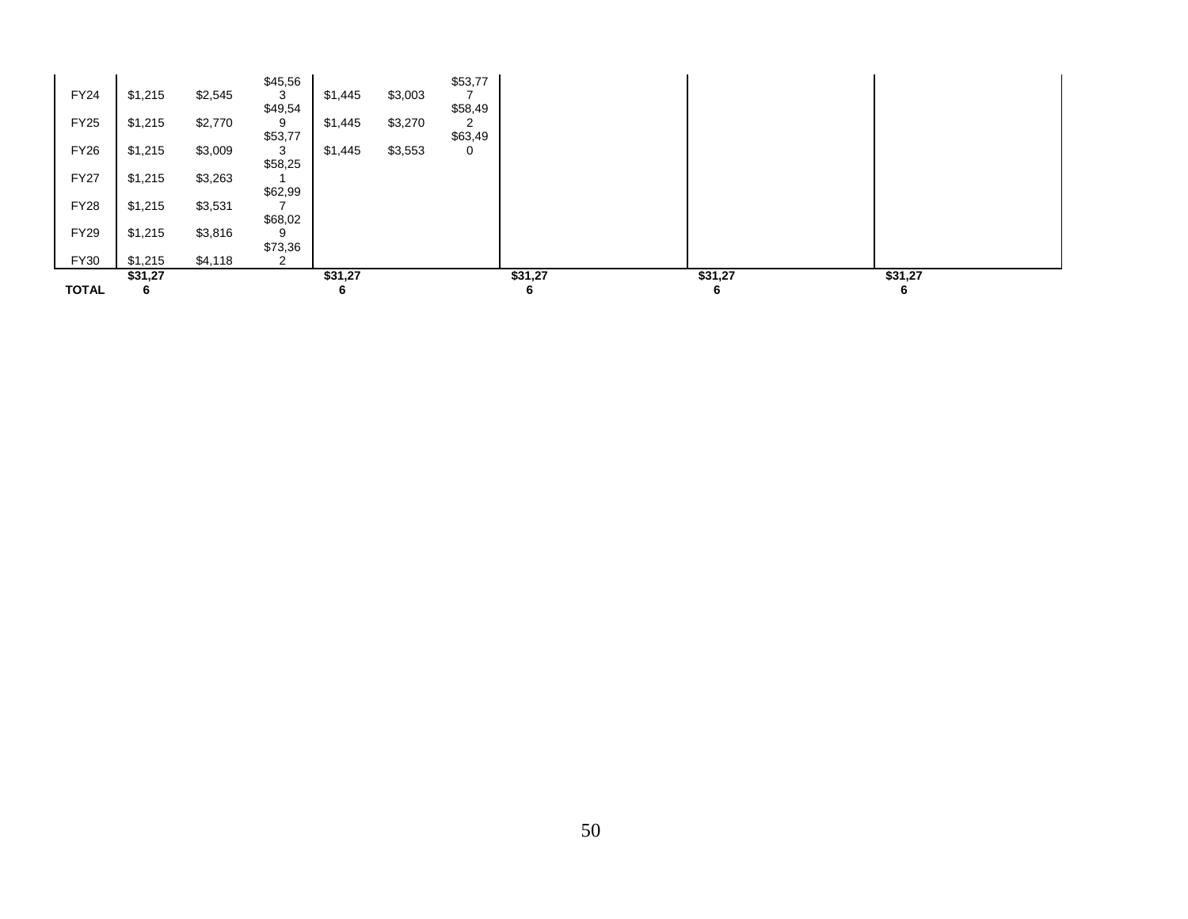| | | | | | | | | | |
|---|---|---|---|---|---|---|---|---|---|
| FY24 | $1,215 | $2,545 | $45,563 | $1,445 | $3,003 | $53,777 | | | |
| FY25 | $1,215 | $2,770 | $49,549 | $1,445 | $3,270 | $58,492 | | | |
| FY26 | $1,215 | $3,009 | $53,773 | $1,445 | $3,553 | $63,490 | | | |
| FY27 | $1,215 | $3,263 | $58,251 | | | | | | |
| FY28 | $1,215 | $3,531 | $62,997 | | | | | | |
| FY29 | $1,215 | $3,816 | $68,029 | | | | | | |
| FY30 | $1,215 | $4,118 | $73,362 | | | | | | |
| **TOTAL** | **$31,276** | | | **$31,276** | | | **$31,276** | **$31,276** | **$31,276** |